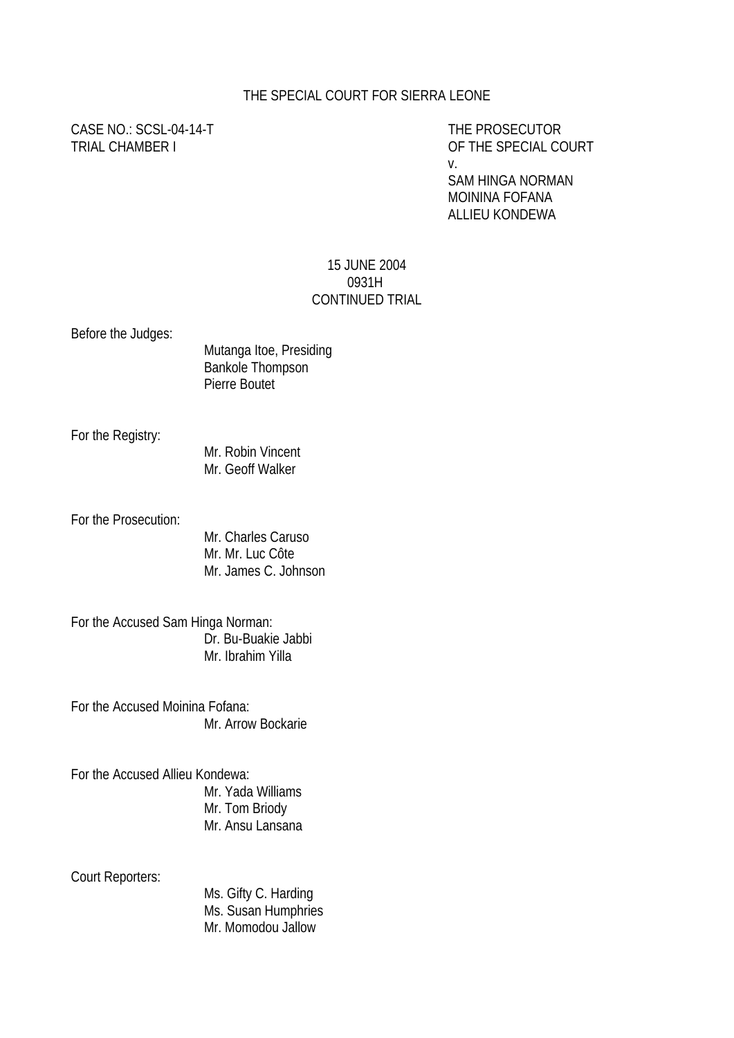THE SPECIAL COURT FOR SIERRA LEONE

CASE NO.: SCSL-04-14-T
TRIAL CHAMBER I

THE PROSECUTOR
OF THE SPECIAL COURT
v.
SAM HINGA NORMAN
MOININA FOFANA
ALLIEU KONDEWA

15 JUNE 2004
0931H
CONTINUED TRIAL

Before the Judges:

Mutanga Itoe, Presiding
Bankole Thompson
Pierre Boutet

For the Registry:

Mr. Robin Vincent
Mr. Geoff Walker

For the Prosecution:

Mr. Charles Caruso
Mr. Mr. Luc Côte
Mr. James C. Johnson

For the Accused Sam Hinga Norman:

Dr. Bu-Buakie Jabbi
Mr. Ibrahim Yilla

For the Accused Moinina Fofana:

Mr. Arrow Bockarie

For the Accused Allieu Kondewa:

Mr. Yada Williams
Mr. Tom Briody
Mr. Ansu Lansana

Court Reporters:

Ms. Gifty C. Harding
Ms. Susan Humphries
Mr. Momodou Jallow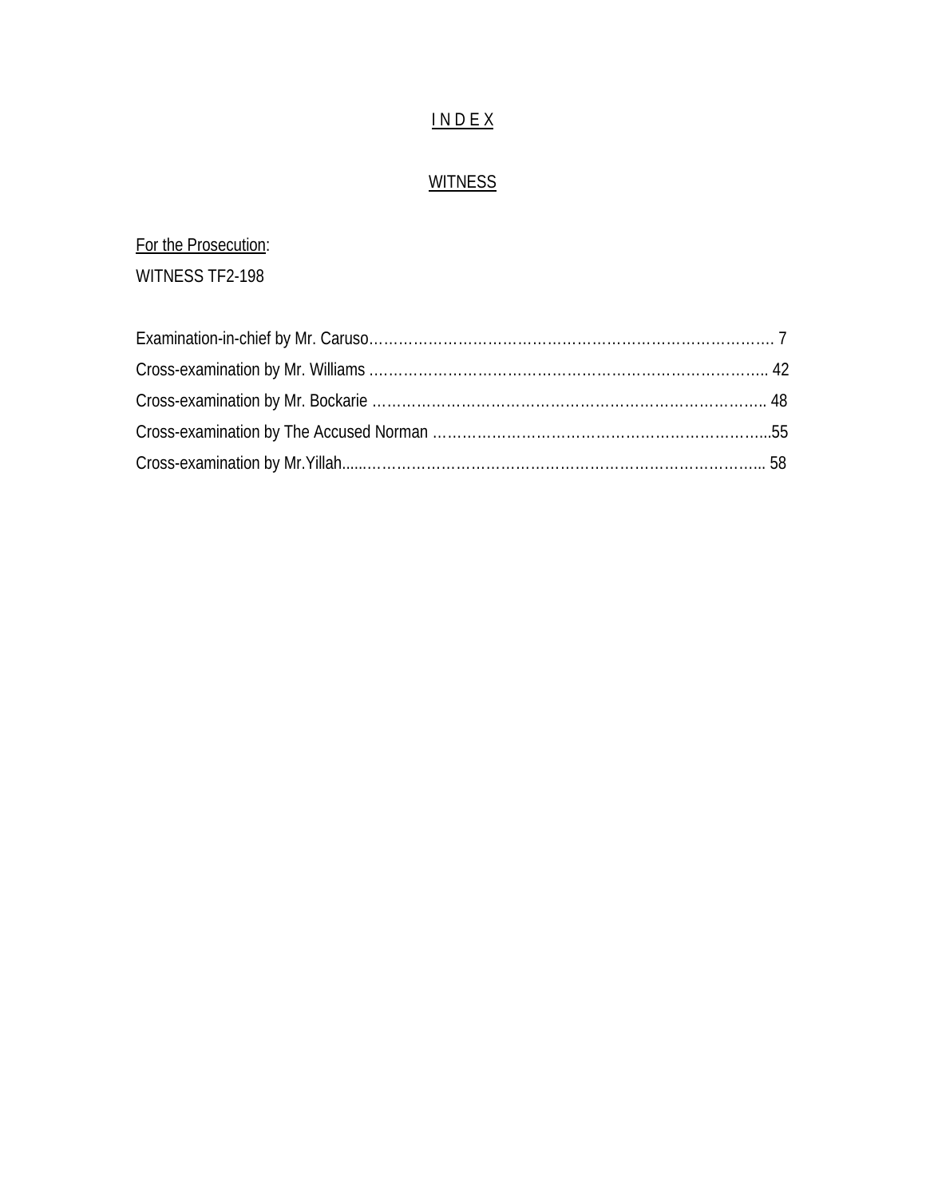# I N D E X

## WITNESS

For the Prosecution:

WITNESS TF2-198

Examination-in-chief by Mr. Caruso……………………………………………………………………………. 7

Cross-examination by Mr. Williams ………………………………………………………………………….. 42

Cross-examination by Mr. Bockarie ………………………………………………………………………….. 48

Cross-examination by The Accused Norman ……………………………………………………………....55

Cross-examination by Mr.Yillah.....………………………………………………………………………….. 58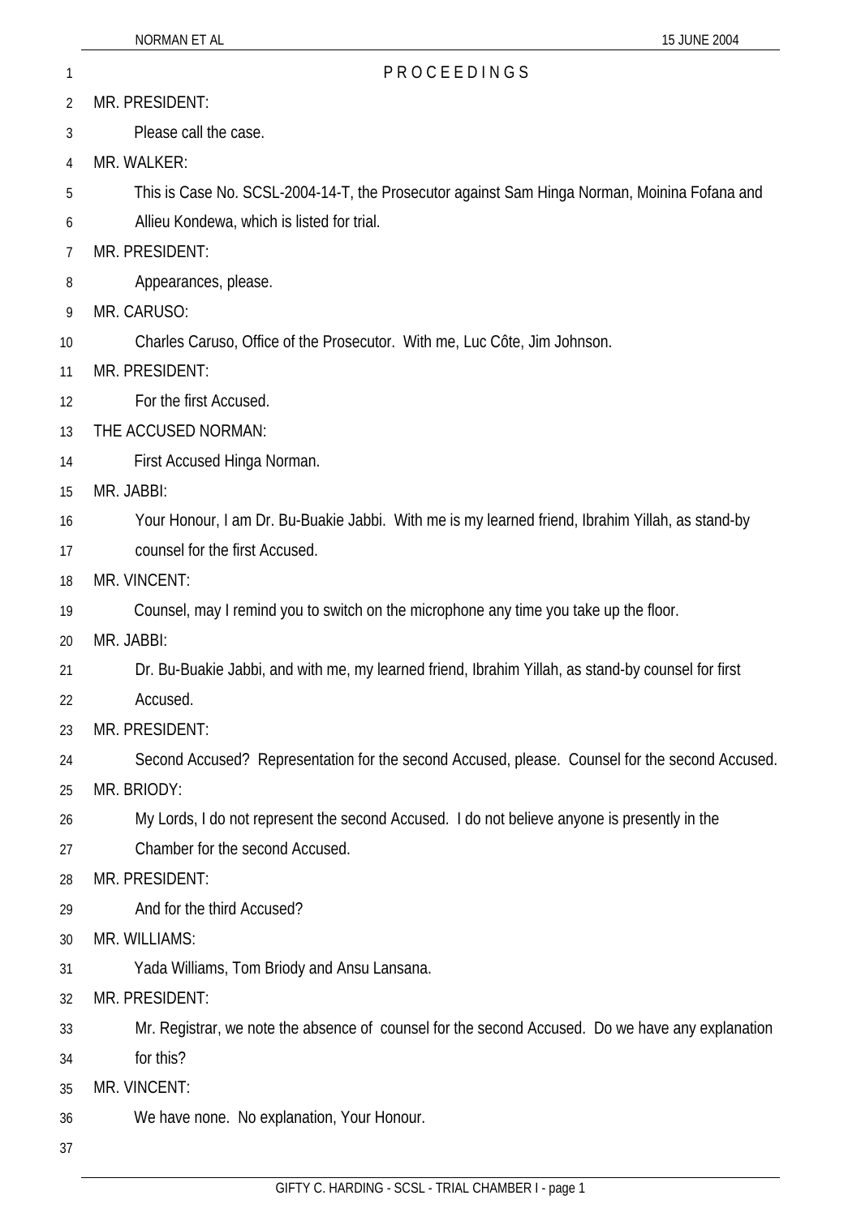PROCEEDINGS

MR. PRESIDENT:

Please call the case.

MR. WALKER:

This is Case No. SCSL-2004-14-T, the Prosecutor against Sam Hinga Norman, Moinina Fofana and Allieu Kondewa, which is listed for trial.

MR. PRESIDENT:

Appearances, please.

MR. CARUSO:

Charles Caruso, Office of the Prosecutor. With me, Luc Côte, Jim Johnson.

MR. PRESIDENT:

For the first Accused.

THE ACCUSED NORMAN:

First Accused Hinga Norman.

MR. JABBI:

Your Honour, I am Dr. Bu-Buakie Jabbi. With me is my learned friend, Ibrahim Yillah, as stand-by counsel for the first Accused.

MR. VINCENT:

Counsel, may I remind you to switch on the microphone any time you take up the floor.

MR. JABBI:

Dr. Bu-Buakie Jabbi, and with me, my learned friend, Ibrahim Yillah, as stand-by counsel for first Accused.

MR. PRESIDENT:

Second Accused? Representation for the second Accused, please. Counsel for the second Accused.

MR. BRIODY:

My Lords, I do not represent the second Accused. I do not believe anyone is presently in the Chamber for the second Accused.

MR. PRESIDENT:

And for the third Accused?

MR. WILLIAMS:

Yada Williams, Tom Briody and Ansu Lansana.

MR. PRESIDENT:

Mr. Registrar, we note the absence of counsel for the second Accused. Do we have any explanation for this?

MR. VINCENT:

We have none. No explanation, Your Honour.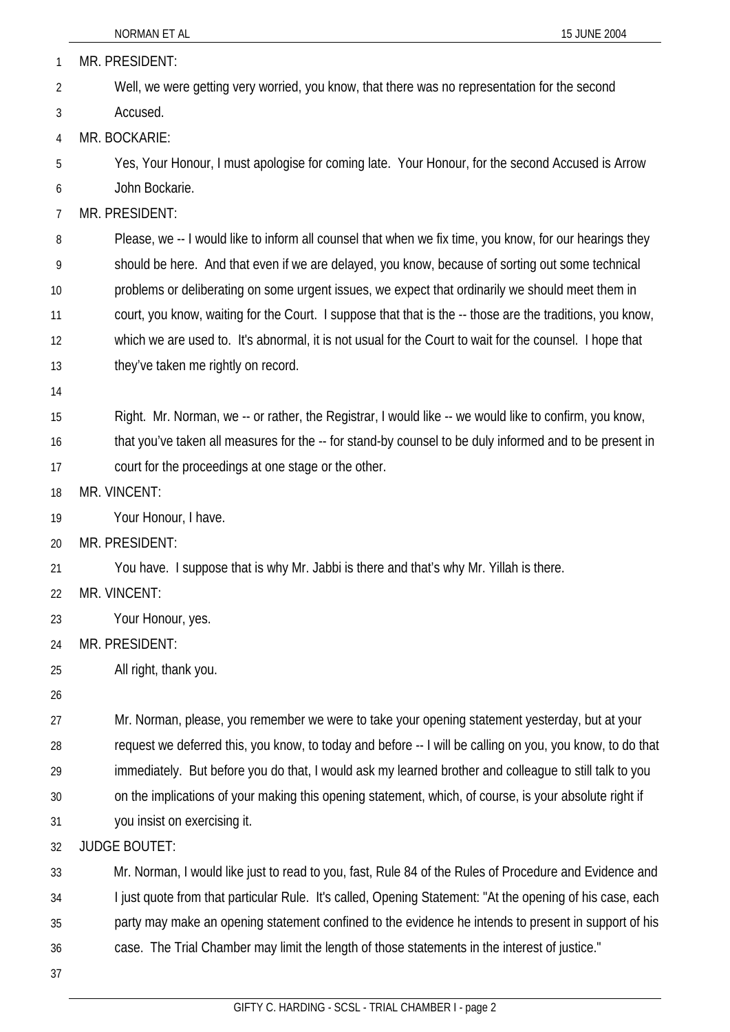MR. PRESIDENT:

Well, we were getting very worried, you know, that there was no representation for the second Accused.

MR. BOCKARIE:

Yes, Your Honour, I must apologise for coming late. Your Honour, for the second Accused is Arrow John Bockarie.

MR. PRESIDENT:

Please, we -- I would like to inform all counsel that when we fix time, you know, for our hearings they should be here. And that even if we are delayed, you know, because of sorting out some technical problems or deliberating on some urgent issues, we expect that ordinarily we should meet them in court, you know, waiting for the Court. I suppose that that is the -- those are the traditions, you know, which we are used to. It's abnormal, it is not usual for the Court to wait for the counsel. I hope that they've taken me rightly on record.

Right. Mr. Norman, we -- or rather, the Registrar, I would like -- we would like to confirm, you know, that you've taken all measures for the -- for stand-by counsel to be duly informed and to be present in court for the proceedings at one stage or the other.

MR. VINCENT:

Your Honour, I have.

MR. PRESIDENT:

You have. I suppose that is why Mr. Jabbi is there and that's why Mr. Yillah is there.

MR. VINCENT:

Your Honour, yes.

MR. PRESIDENT:

All right, thank you.

Mr. Norman, please, you remember we were to take your opening statement yesterday, but at your request we deferred this, you know, to today and before -- I will be calling on you, you know, to do that immediately. But before you do that, I would ask my learned brother and colleague to still talk to you on the implications of your making this opening statement, which, of course, is your absolute right if you insist on exercising it.

JUDGE BOUTET:

Mr. Norman, I would like just to read to you, fast, Rule 84 of the Rules of Procedure and Evidence and I just quote from that particular Rule. It's called, Opening Statement: "At the opening of his case, each party may make an opening statement confined to the evidence he intends to present in support of his case. The Trial Chamber may limit the length of those statements in the interest of justice."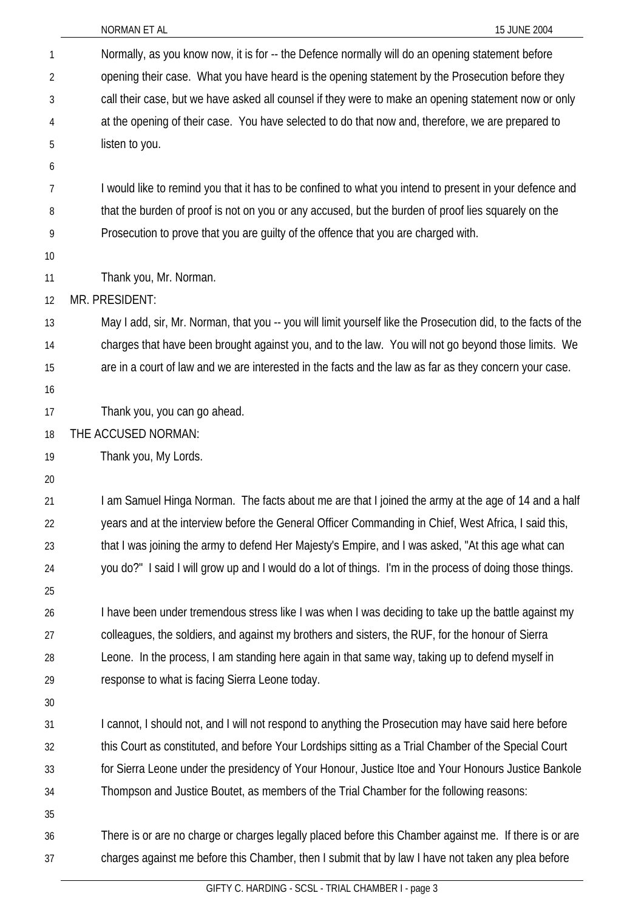Normally, as you know now, it is for -- the Defence normally will do an opening statement before opening their case. What you have heard is the opening statement by the Prosecution before they call their case, but we have asked all counsel if they were to make an opening statement now or only at the opening of their case. You have selected to do that now and, therefore, we are prepared to listen to you.

I would like to remind you that it has to be confined to what you intend to present in your defence and that the burden of proof is not on you or any accused, but the burden of proof lies squarely on the Prosecution to prove that you are guilty of the offence that you are charged with.

Thank you, Mr. Norman.

MR. PRESIDENT:

May I add, sir, Mr. Norman, that you -- you will limit yourself like the Prosecution did, to the facts of the charges that have been brought against you, and to the law. You will not go beyond those limits. We are in a court of law and we are interested in the facts and the law as far as they concern your case.

Thank you, you can go ahead.

THE ACCUSED NORMAN:

Thank you, My Lords.

I am Samuel Hinga Norman. The facts about me are that I joined the army at the age of 14 and a half years and at the interview before the General Officer Commanding in Chief, West Africa, I said this, that I was joining the army to defend Her Majesty's Empire, and I was asked, "At this age what can you do?" I said I will grow up and I would do a lot of things. I'm in the process of doing those things.

I have been under tremendous stress like I was when I was deciding to take up the battle against my colleagues, the soldiers, and against my brothers and sisters, the RUF, for the honour of Sierra Leone. In the process, I am standing here again in that same way, taking up to defend myself in response to what is facing Sierra Leone today.

I cannot, I should not, and I will not respond to anything the Prosecution may have said here before this Court as constituted, and before Your Lordships sitting as a Trial Chamber of the Special Court for Sierra Leone under the presidency of Your Honour, Justice Itoe and Your Honours Justice Bankole Thompson and Justice Boutet, as members of the Trial Chamber for the following reasons:

There is or are no charge or charges legally placed before this Chamber against me. If there is or are charges against me before this Chamber, then I submit that by law I have not taken any plea before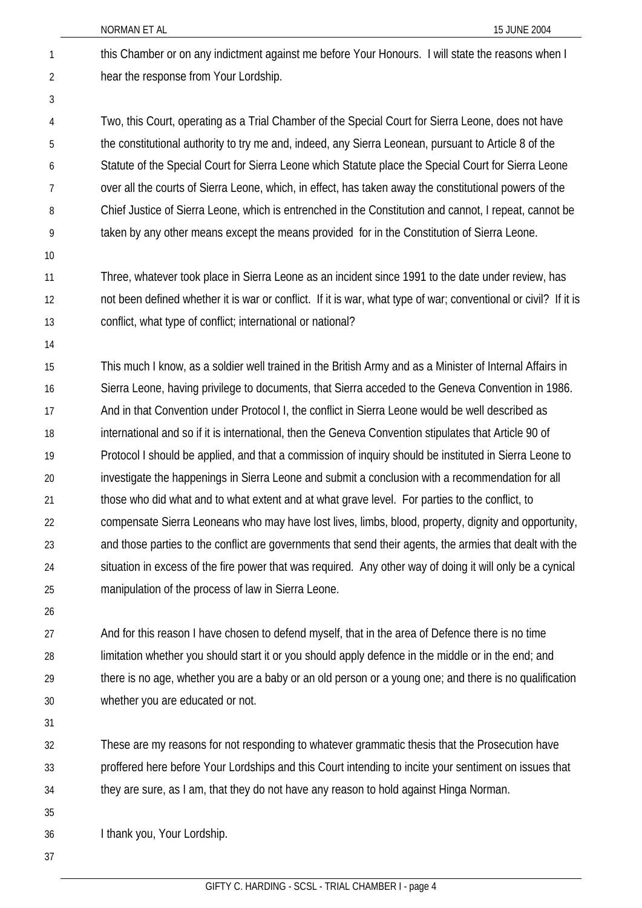this Chamber or on any indictment against me before Your Honours. I will state the reasons when I hear the response from Your Lordship.

Two, this Court, operating as a Trial Chamber of the Special Court for Sierra Leone, does not have the constitutional authority to try me and, indeed, any Sierra Leonean, pursuant to Article 8 of the Statute of the Special Court for Sierra Leone which Statute place the Special Court for Sierra Leone over all the courts of Sierra Leone, which, in effect, has taken away the constitutional powers of the Chief Justice of Sierra Leone, which is entrenched in the Constitution and cannot, I repeat, cannot be taken by any other means except the means provided for in the Constitution of Sierra Leone.

Three, whatever took place in Sierra Leone as an incident since 1991 to the date under review, has not been defined whether it is war or conflict. If it is war, what type of war; conventional or civil? If it is conflict, what type of conflict; international or national?

This much I know, as a soldier well trained in the British Army and as a Minister of Internal Affairs in Sierra Leone, having privilege to documents, that Sierra acceded to the Geneva Convention in 1986. And in that Convention under Protocol I, the conflict in Sierra Leone would be well described as international and so if it is international, then the Geneva Convention stipulates that Article 90 of Protocol I should be applied, and that a commission of inquiry should be instituted in Sierra Leone to investigate the happenings in Sierra Leone and submit a conclusion with a recommendation for all those who did what and to what extent and at what grave level. For parties to the conflict, to compensate Sierra Leoneans who may have lost lives, limbs, blood, property, dignity and opportunity, and those parties to the conflict are governments that send their agents, the armies that dealt with the situation in excess of the fire power that was required. Any other way of doing it will only be a cynical manipulation of the process of law in Sierra Leone.

And for this reason I have chosen to defend myself, that in the area of Defence there is no time limitation whether you should start it or you should apply defence in the middle or in the end; and there is no age, whether you are a baby or an old person or a young one; and there is no qualification whether you are educated or not.

These are my reasons for not responding to whatever grammatic thesis that the Prosecution have proffered here before Your Lordships and this Court intending to incite your sentiment on issues that they are sure, as I am, that they do not have any reason to hold against Hinga Norman.

I thank you, Your Lordship.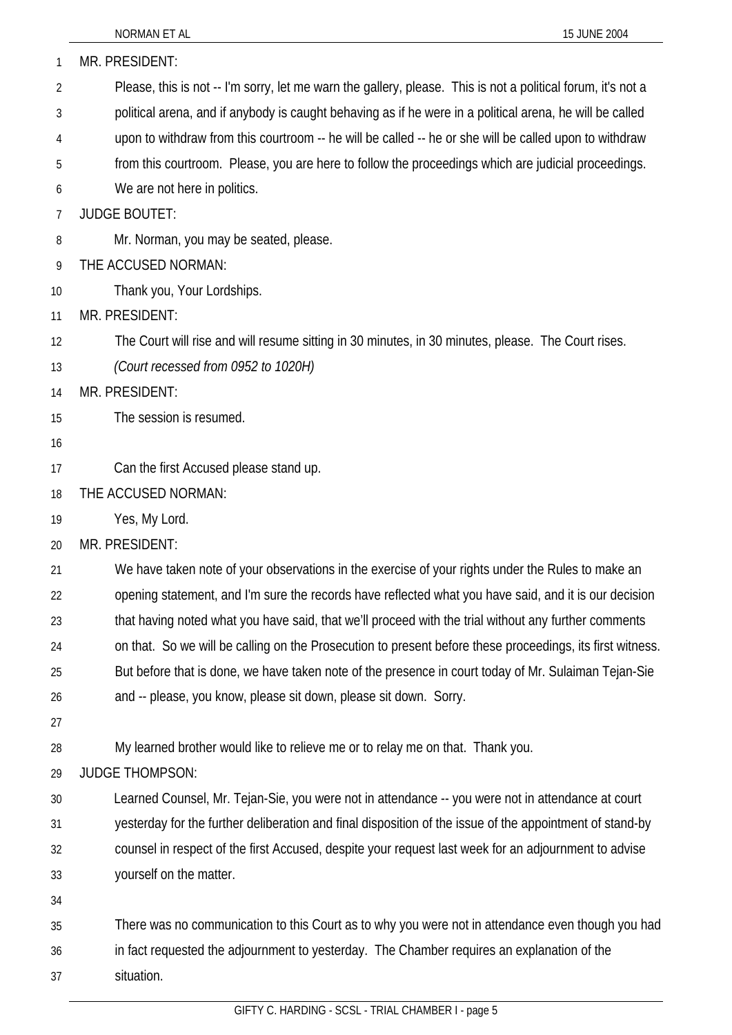MR. PRESIDENT:

Please, this is not -- I'm sorry, let me warn the gallery, please. This is not a political forum, it's not a political arena, and if anybody is caught behaving as if he were in a political arena, he will be called upon to withdraw from this courtroom -- he will be called -- he or she will be called upon to withdraw from this courtroom. Please, you are here to follow the proceedings which are judicial proceedings. We are not here in politics.

JUDGE BOUTET:

Mr. Norman, you may be seated, please.

THE ACCUSED NORMAN:

Thank you, Your Lordships.

MR. PRESIDENT:

The Court will rise and will resume sitting in 30 minutes, in 30 minutes, please. The Court rises.

*(Court recessed from 0952 to 1020H)*

MR. PRESIDENT:

The session is resumed.

Can the first Accused please stand up.

THE ACCUSED NORMAN:

Yes, My Lord.

MR. PRESIDENT:

We have taken note of your observations in the exercise of your rights under the Rules to make an opening statement, and I'm sure the records have reflected what you have said, and it is our decision that having noted what you have said, that we'll proceed with the trial without any further comments on that. So we will be calling on the Prosecution to present before these proceedings, its first witness. But before that is done, we have taken note of the presence in court today of Mr. Sulaiman Tejan-Sie and -- please, you know, please sit down, please sit down. Sorry.

My learned brother would like to relieve me or to relay me on that. Thank you.

JUDGE THOMPSON:

Learned Counsel, Mr. Tejan-Sie, you were not in attendance -- you were not in attendance at court yesterday for the further deliberation and final disposition of the issue of the appointment of stand-by counsel in respect of the first Accused, despite your request last week for an adjournment to advise yourself on the matter.

There was no communication to this Court as to why you were not in attendance even though you had in fact requested the adjournment to yesterday. The Chamber requires an explanation of the situation.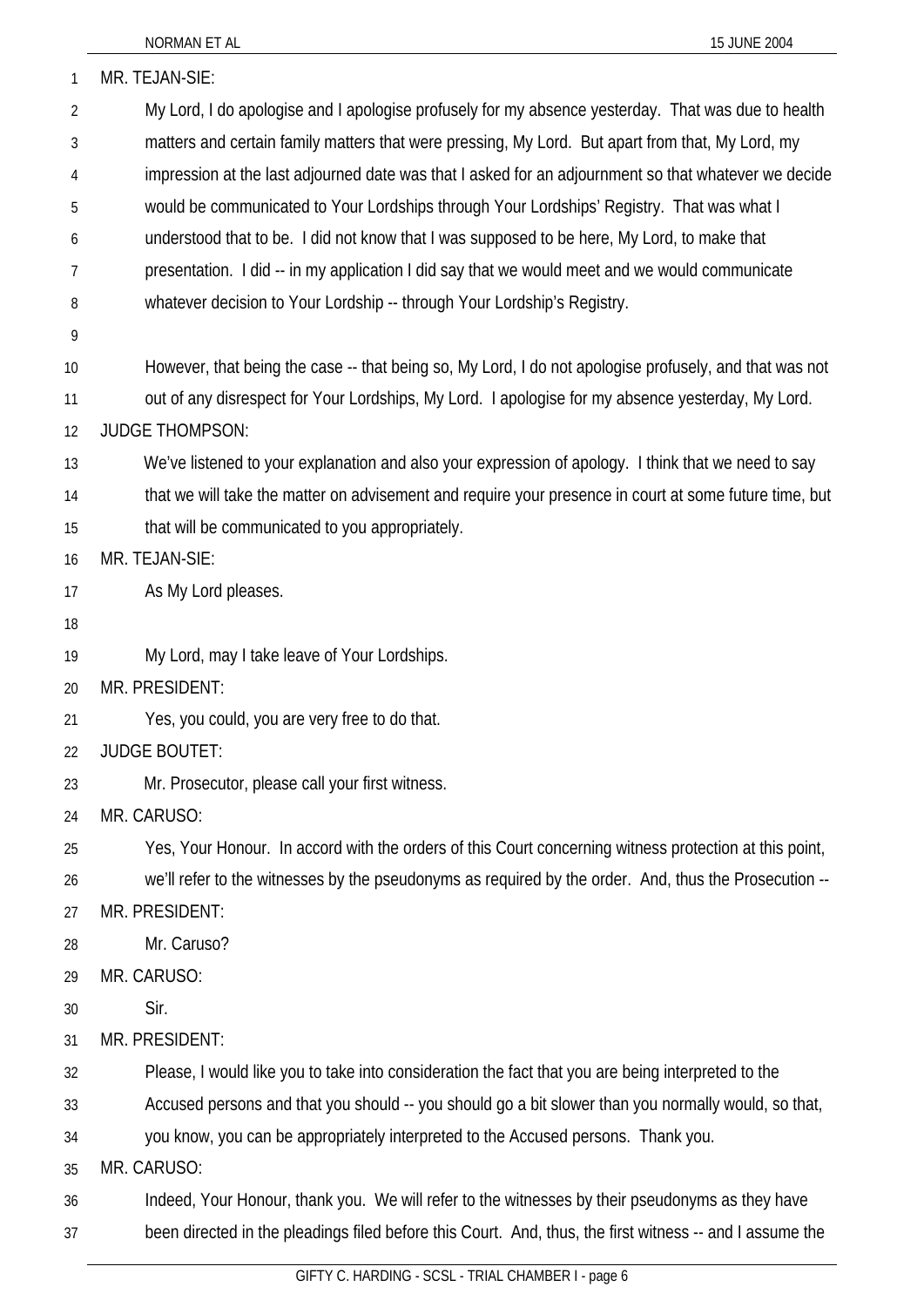MR. TEJAN-SIE:

My Lord, I do apologise and I apologise profusely for my absence yesterday. That was due to health matters and certain family matters that were pressing, My Lord. But apart from that, My Lord, my impression at the last adjourned date was that I asked for an adjournment so that whatever we decide would be communicated to Your Lordships through Your Lordships' Registry. That was what I understood that to be. I did not know that I was supposed to be here, My Lord, to make that presentation. I did -- in my application I did say that we would meet and we would communicate whatever decision to Your Lordship -- through Your Lordship's Registry.

However, that being the case -- that being so, My Lord, I do not apologise profusely, and that was not out of any disrespect for Your Lordships, My Lord. I apologise for my absence yesterday, My Lord.

JUDGE THOMPSON:

We've listened to your explanation and also your expression of apology. I think that we need to say that we will take the matter on advisement and require your presence in court at some future time, but that will be communicated to you appropriately.

MR. TEJAN-SIE:

As My Lord pleases.

My Lord, may I take leave of Your Lordships.

MR. PRESIDENT:

Yes, you could, you are very free to do that.

JUDGE BOUTET:

Mr. Prosecutor, please call your first witness.

MR. CARUSO:

Yes, Your Honour. In accord with the orders of this Court concerning witness protection at this point, we'll refer to the witnesses by the pseudonyms as required by the order. And, thus the Prosecution --

MR. PRESIDENT:

Mr. Caruso?

MR. CARUSO:

Sir.

MR. PRESIDENT:

Please, I would like you to take into consideration the fact that you are being interpreted to the Accused persons and that you should -- you should go a bit slower than you normally would, so that, you know, you can be appropriately interpreted to the Accused persons. Thank you.

MR. CARUSO:

Indeed, Your Honour, thank you. We will refer to the witnesses by their pseudonyms as they have been directed in the pleadings filed before this Court. And, thus, the first witness -- and I assume the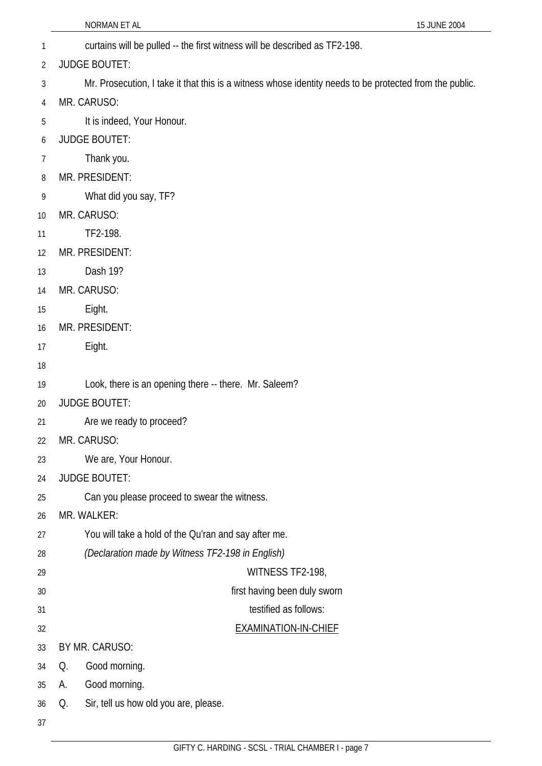curtains will be pulled -- the first witness will be described as TF2-198.

JUDGE BOUTET:

Mr. Prosecution, I take it that this is a witness whose identity needs to be protected from the public.

MR. CARUSO:

It is indeed, Your Honour.

JUDGE BOUTET:

Thank you.

MR. PRESIDENT:

What did you say, TF?

MR. CARUSO:

TF2-198.

MR. PRESIDENT:

Dash 19?

MR. CARUSO:

Eight.

MR. PRESIDENT:

Eight.

Look, there is an opening there -- there. Mr. Saleem?

JUDGE BOUTET:

Are we ready to proceed?

MR. CARUSO:

We are, Your Honour.

JUDGE BOUTET:

Can you please proceed to swear the witness.

MR. WALKER:

You will take a hold of the Qu'ran and say after me.

*(Declaration made by Witness TF2-198 in English)*

WITNESS TF2-198,

first having been duly sworn

testified as follows:

EXAMINATION-IN-CHIEF

BY MR. CARUSO:

Q. Good morning.

A. Good morning.

Q. Sir, tell us how old you are, please.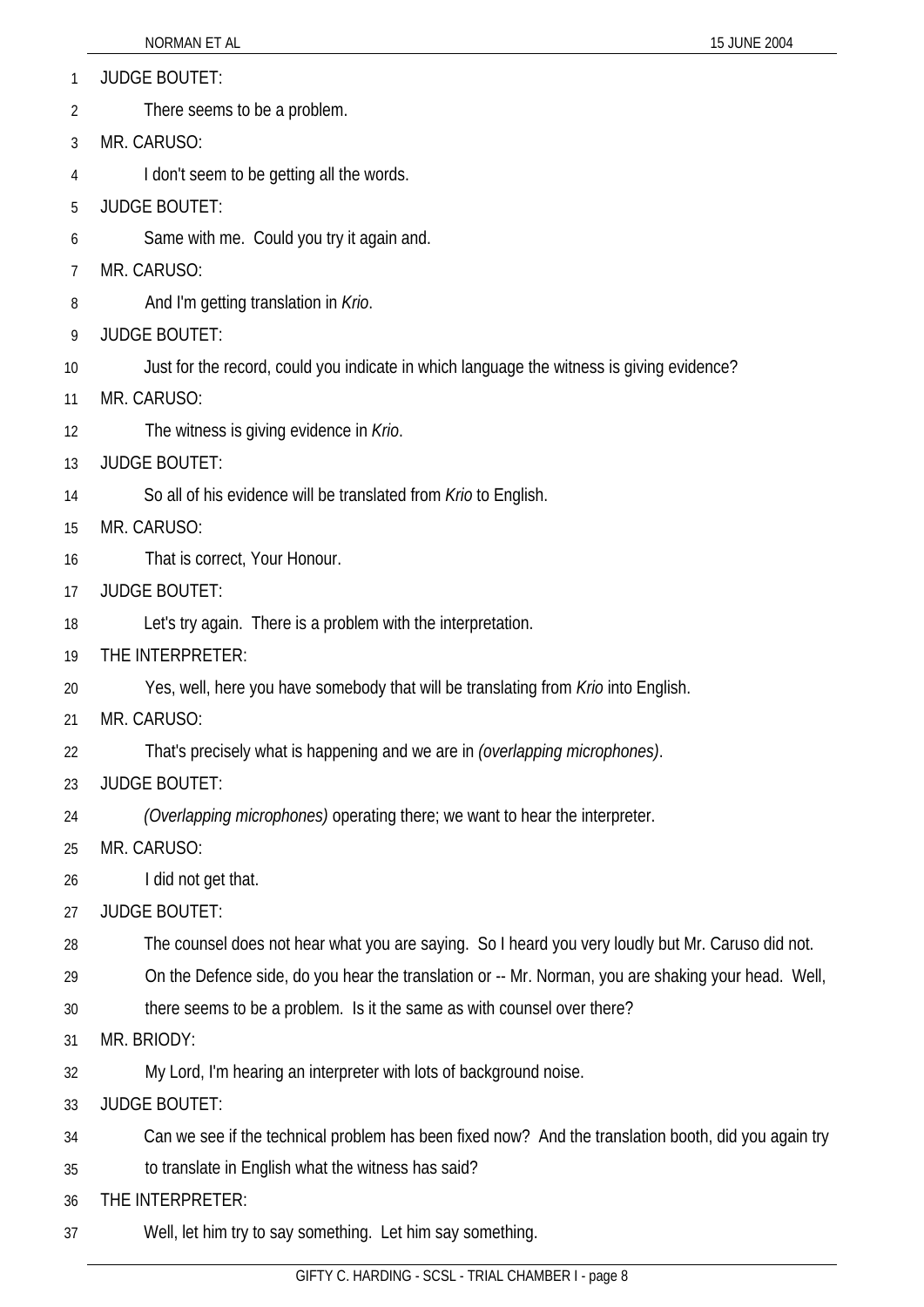JUDGE BOUTET:

There seems to be a problem.

MR. CARUSO:

I don't seem to be getting all the words.

JUDGE BOUTET:

Same with me. Could you try it again and.

MR. CARUSO:

And I'm getting translation in *Krio*.

JUDGE BOUTET:

Just for the record, could you indicate in which language the witness is giving evidence?

MR. CARUSO:

The witness is giving evidence in *Krio*.

JUDGE BOUTET:

So all of his evidence will be translated from *Krio* to English.

MR. CARUSO:

That is correct, Your Honour.

JUDGE BOUTET:

Let's try again. There is a problem with the interpretation.

THE INTERPRETER:

Yes, well, here you have somebody that will be translating from *Krio* into English.

MR. CARUSO:

That's precisely what is happening and we are in *(overlapping microphones)*.

JUDGE BOUTET:

*(Overlapping microphones)* operating there; we want to hear the interpreter.

MR. CARUSO:

I did not get that.

JUDGE BOUTET:

The counsel does not hear what you are saying. So I heard you very loudly but Mr. Caruso did not. On the Defence side, do you hear the translation or -- Mr. Norman, you are shaking your head. Well, there seems to be a problem. Is it the same as with counsel over there?

MR. BRIODY:

My Lord, I'm hearing an interpreter with lots of background noise.

JUDGE BOUTET:

Can we see if the technical problem has been fixed now? And the translation booth, did you again try to translate in English what the witness has said?

THE INTERPRETER:

Well, let him try to say something. Let him say something.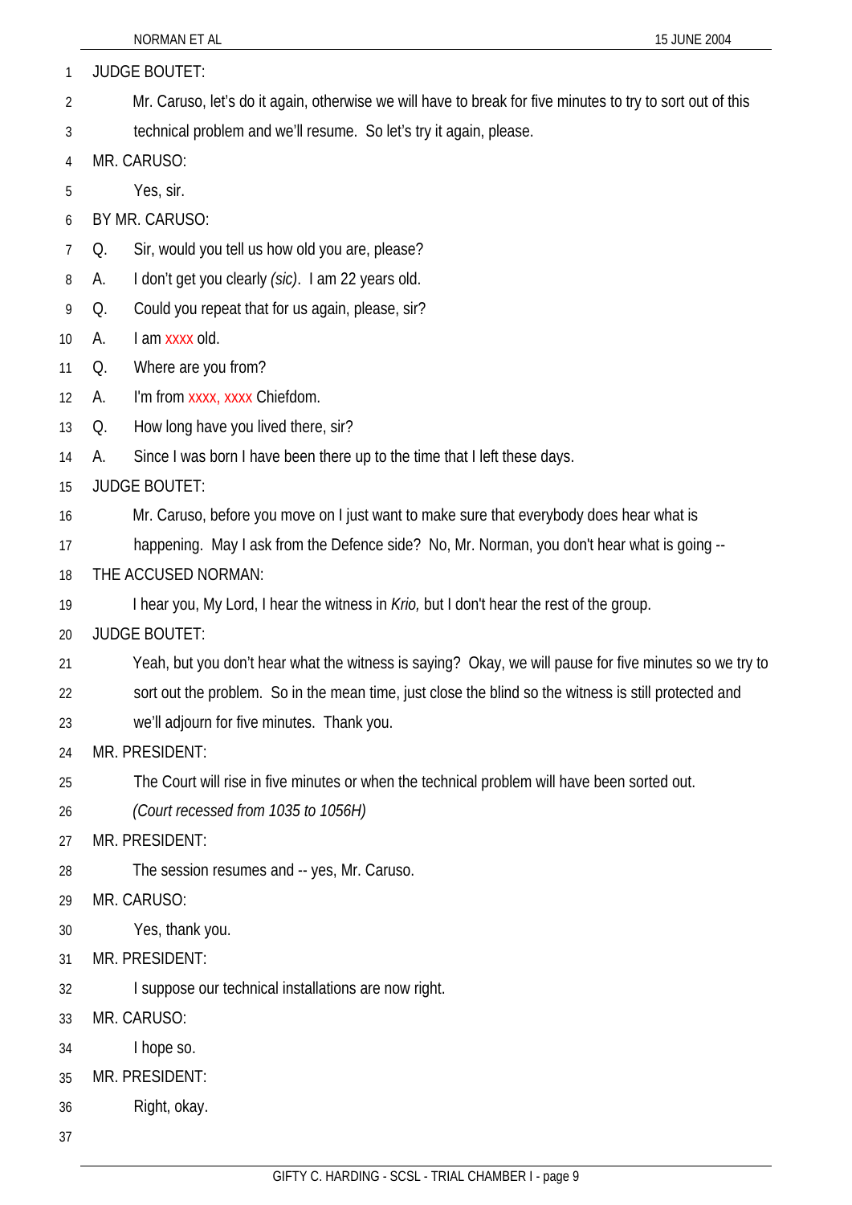JUDGE BOUTET:

Mr. Caruso, let's do it again, otherwise we will have to break for five minutes to try to sort out of this technical problem and we'll resume. So let's try it again, please.

MR. CARUSO:

Yes, sir.

BY MR. CARUSO:

Q. Sir, would you tell us how old you are, please?

A. I don't get you clearly *(sic)*. I am 22 years old.

Q. Could you repeat that for us again, please, sir?

A. I am xxxx old.

Q. Where are you from?

A. I'm from xxxx, xxxx Chiefdom.

Q. How long have you lived there, sir?

A. Since I was born I have been there up to the time that I left these days.

JUDGE BOUTET:

Mr. Caruso, before you move on I just want to make sure that everybody does hear what is happening. May I ask from the Defence side? No, Mr. Norman, you don't hear what is going --

THE ACCUSED NORMAN:

I hear you, My Lord, I hear the witness in *Krio,* but I don't hear the rest of the group.

JUDGE BOUTET:

Yeah, but you don't hear what the witness is saying? Okay, we will pause for five minutes so we try to sort out the problem. So in the mean time, just close the blind so the witness is still protected and we'll adjourn for five minutes. Thank you.

MR. PRESIDENT:

The Court will rise in five minutes or when the technical problem will have been sorted out.

*(Court recessed from 1035 to 1056H)*

MR. PRESIDENT:

The session resumes and -- yes, Mr. Caruso.

MR. CARUSO:

Yes, thank you.

MR. PRESIDENT:

I suppose our technical installations are now right.

MR. CARUSO:

I hope so.

MR. PRESIDENT:

Right, okay.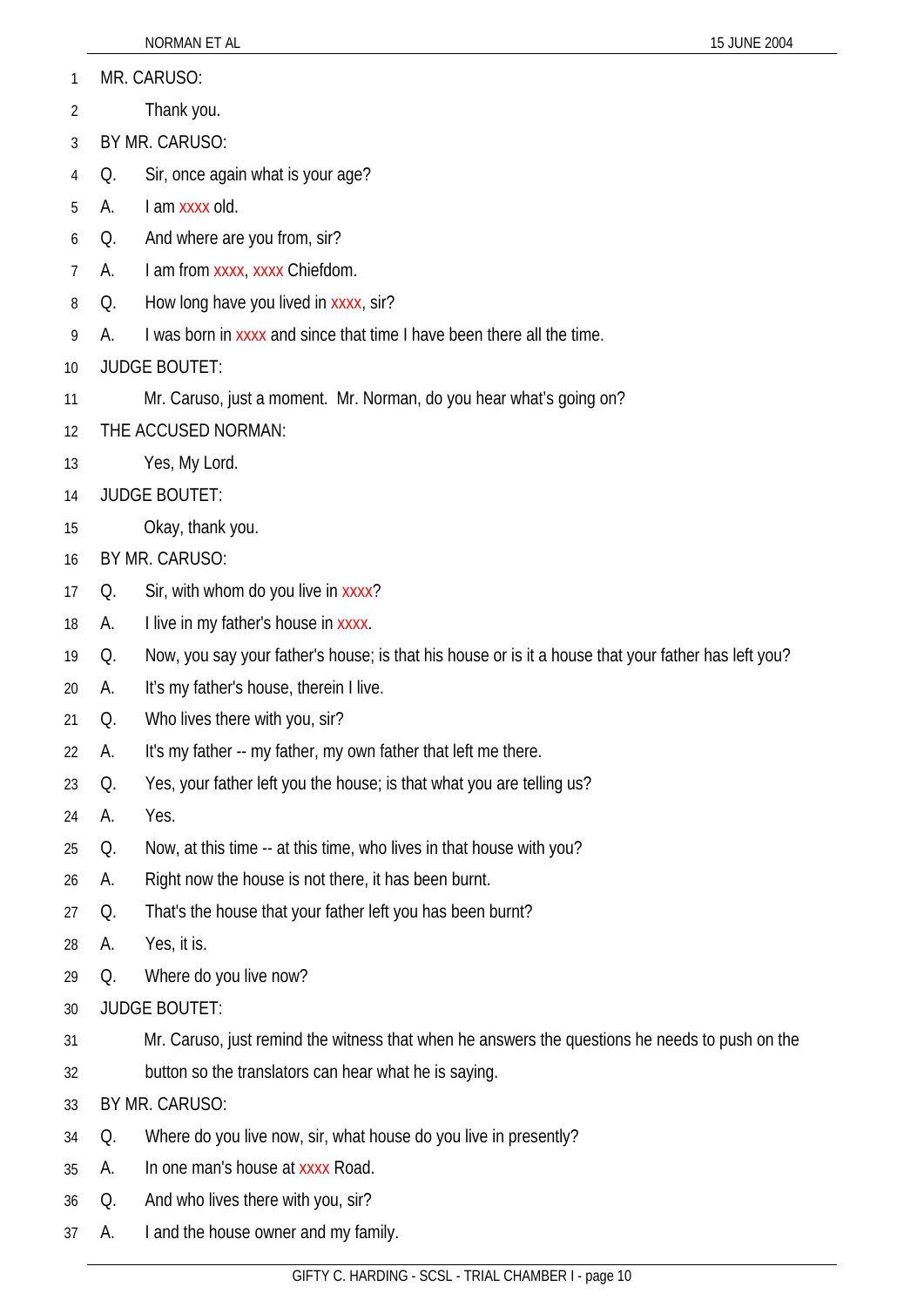MR. CARUSO:

Thank you.

BY MR. CARUSO:

Q. Sir, once again what is your age?

A. I am xxxx old.

Q. And where are you from, sir?

A. I am from xxxx, xxxx Chiefdom.

Q. How long have you lived in xxxx, sir?

A. I was born in xxxx and since that time I have been there all the time.

JUDGE BOUTET:

Mr. Caruso, just a moment. Mr. Norman, do you hear what's going on?

THE ACCUSED NORMAN:

Yes, My Lord.

JUDGE BOUTET:

Okay, thank you.

BY MR. CARUSO:

Q. Sir, with whom do you live in xxxx?

A. I live in my father's house in xxxx.

Q. Now, you say your father's house; is that his house or is it a house that your father has left you?

A. It's my father's house, therein I live.

Q. Who lives there with you, sir?

A. It's my father -- my father, my own father that left me there.

Q. Yes, your father left you the house; is that what you are telling us?

A. Yes.

Q. Now, at this time -- at this time, who lives in that house with you?

A. Right now the house is not there, it has been burnt.

Q. That's the house that your father left you has been burnt?

A. Yes, it is.

Q. Where do you live now?

JUDGE BOUTET:

Mr. Caruso, just remind the witness that when he answers the questions he needs to push on the button so the translators can hear what he is saying.

BY MR. CARUSO:

Q. Where do you live now, sir, what house do you live in presently?

A. In one man's house at xxxx Road.

Q. And who lives there with you, sir?

A. I and the house owner and my family.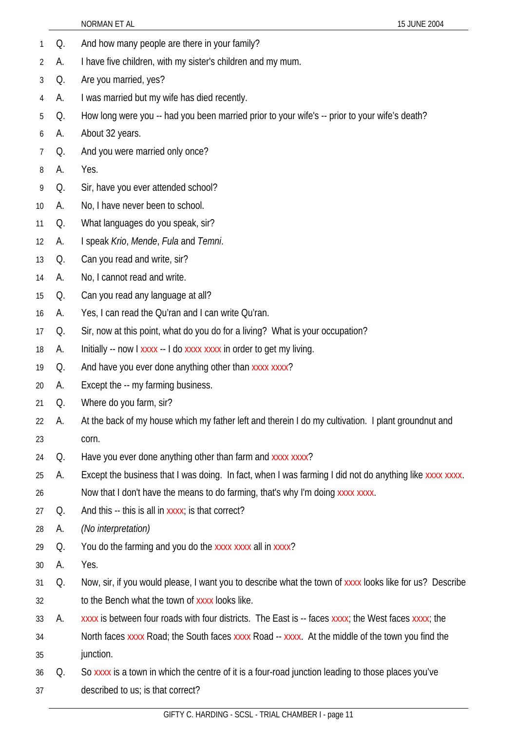Q. And how many people are there in your family?

A. I have five children, with my sister's children and my mum.

Q. Are you married, yes?

A. I was married but my wife has died recently.

Q. How long were you -- had you been married prior to your wife's -- prior to your wife's death?

A. About 32 years.

Q. And you were married only once?

A. Yes.

Q. Sir, have you ever attended school?

A. No, I have never been to school.

Q. What languages do you speak, sir?

A. I speak *Krio*, *Mende*, *Fula* and *Temni*.

Q. Can you read and write, sir?

A. No, I cannot read and write.

Q. Can you read any language at all?

A. Yes, I can read the Qu'ran and I can write Qu'ran.

Q. Sir, now at this point, what do you do for a living? What is your occupation?

A. Initially -- now I xxxx -- I do xxxx xxxx in order to get my living.

Q. And have you ever done anything other than xxxx xxxx?

A. Except the -- my farming business.

Q. Where do you farm, sir?

A. At the back of my house which my father left and therein I do my cultivation. I plant groundnut and corn.

Q. Have you ever done anything other than farm and xxxx xxxx?

A. Except the business that I was doing. In fact, when I was farming I did not do anything like xxxx xxxx. Now that I don't have the means to do farming, that's why I'm doing xxxx xxxx.

Q. And this -- this is all in xxxx; is that correct?

A. *(No interpretation)*

Q. You do the farming and you do the xxxx xxxx all in xxxx?

A. Yes.

Q. Now, sir, if you would please, I want you to describe what the town of xxxx looks like for us? Describe to the Bench what the town of xxxx looks like.

A. xxxx is between four roads with four districts. The East is -- faces xxxx; the West faces xxxx; the North faces xxxx Road; the South faces xxxx Road -- xxxx. At the middle of the town you find the junction.

Q. So xxxx is a town in which the centre of it is a four-road junction leading to those places you've described to us; is that correct?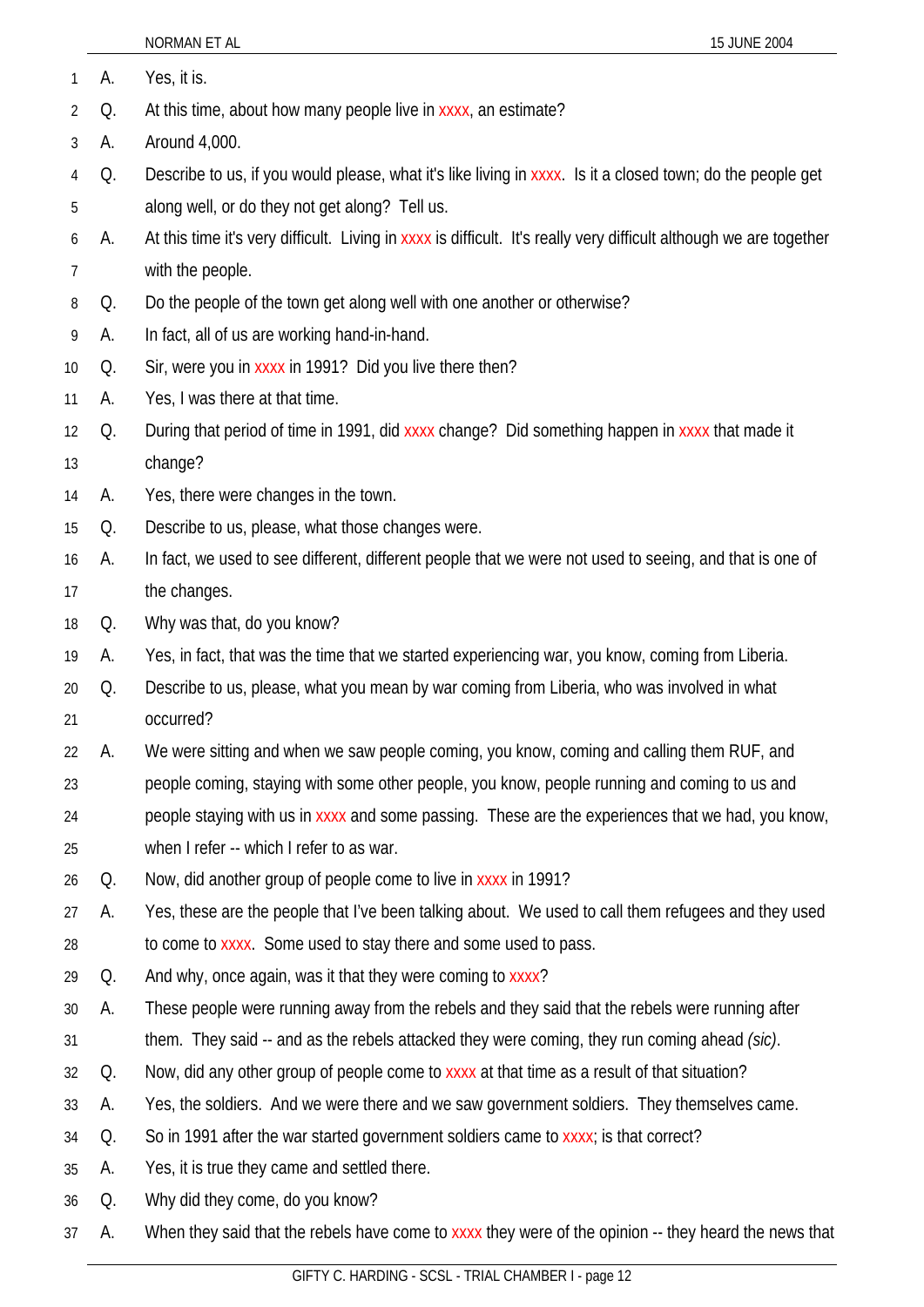A. Yes, it is.

Q. At this time, about how many people live in xxxx, an estimate?

A. Around 4,000.

Q. Describe to us, if you would please, what it's like living in xxxx. Is it a closed town; do the people get along well, or do they not get along? Tell us.

A. At this time it's very difficult. Living in xxxx is difficult. It's really very difficult although we are together with the people.

Q. Do the people of the town get along well with one another or otherwise?

A. In fact, all of us are working hand-in-hand.

Q. Sir, were you in xxxx in 1991? Did you live there then?

A. Yes, I was there at that time.

Q. During that period of time in 1991, did xxxx change? Did something happen in xxxx that made it change?

A. Yes, there were changes in the town.

Q. Describe to us, please, what those changes were.

A. In fact, we used to see different, different people that we were not used to seeing, and that is one of the changes.

Q. Why was that, do you know?

A. Yes, in fact, that was the time that we started experiencing war, you know, coming from Liberia.

Q. Describe to us, please, what you mean by war coming from Liberia, who was involved in what occurred?

A. We were sitting and when we saw people coming, you know, coming and calling them RUF, and people coming, staying with some other people, you know, people running and coming to us and people staying with us in xxxx and some passing. These are the experiences that we had, you know, when I refer -- which I refer to as war.

Q. Now, did another group of people come to live in xxxx in 1991?

A. Yes, these are the people that I've been talking about. We used to call them refugees and they used to come to xxxx. Some used to stay there and some used to pass.

Q. And why, once again, was it that they were coming to xxxx?

A. These people were running away from the rebels and they said that the rebels were running after them. They said -- and as the rebels attacked they were coming, they run coming ahead *(sic)*.

Q. Now, did any other group of people come to xxxx at that time as a result of that situation?

A. Yes, the soldiers. And we were there and we saw government soldiers. They themselves came.

Q. So in 1991 after the war started government soldiers came to xxxx; is that correct?

A. Yes, it is true they came and settled there.

Q. Why did they come, do you know?

A. When they said that the rebels have come to xxxx they were of the opinion -- they heard the news that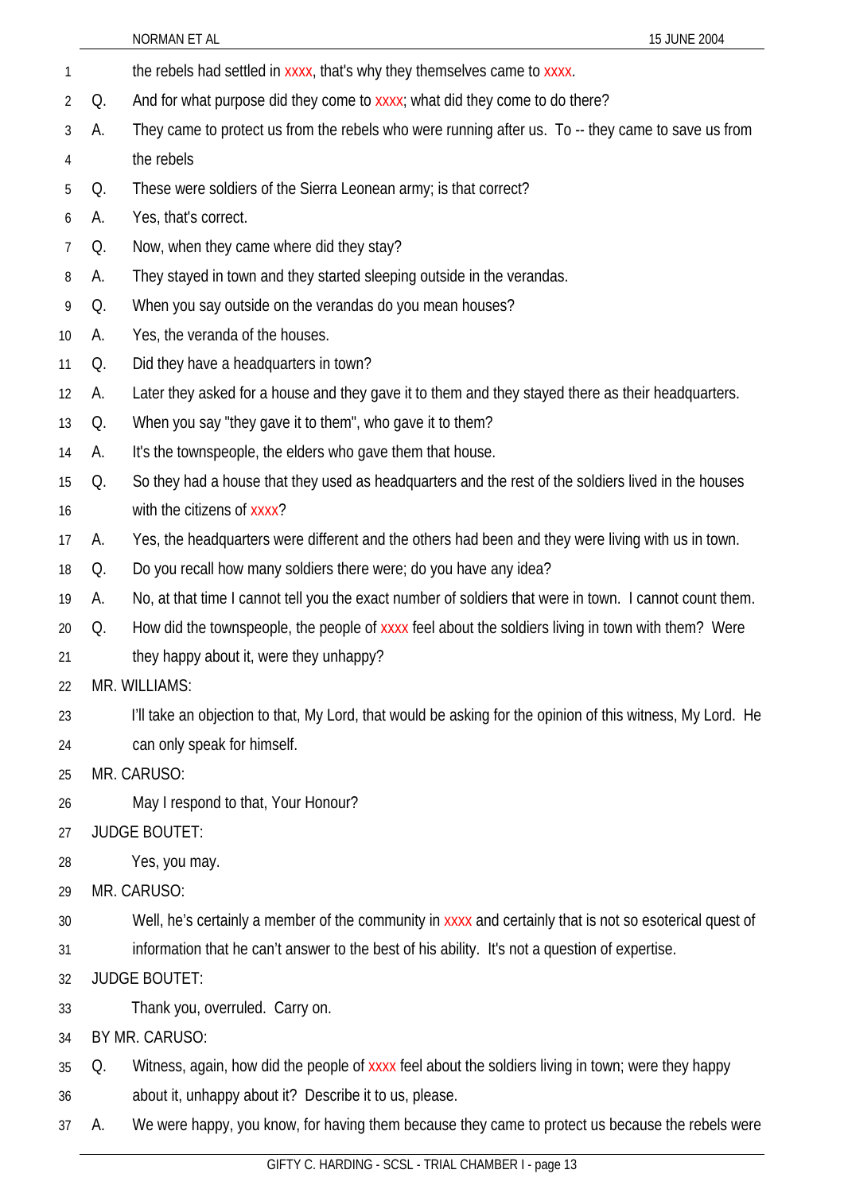the rebels had settled in xxxx, that's why they themselves came to xxxx.

Q. And for what purpose did they come to xxxx; what did they come to do there?

A. They came to protect us from the rebels who were running after us. To -- they came to save us from the rebels

Q. These were soldiers of the Sierra Leonean army; is that correct?

A. Yes, that's correct.

Q. Now, when they came where did they stay?

A. They stayed in town and they started sleeping outside in the verandas.

Q. When you say outside on the verandas do you mean houses?

A. Yes, the veranda of the houses.

Q. Did they have a headquarters in town?

A. Later they asked for a house and they gave it to them and they stayed there as their headquarters.

Q. When you say "they gave it to them", who gave it to them?

A. It's the townspeople, the elders who gave them that house.

Q. So they had a house that they used as headquarters and the rest of the soldiers lived in the houses with the citizens of xxxx?

A. Yes, the headquarters were different and the others had been and they were living with us in town.

Q. Do you recall how many soldiers there were; do you have any idea?

A. No, at that time I cannot tell you the exact number of soldiers that were in town. I cannot count them.

Q. How did the townspeople, the people of xxxx feel about the soldiers living in town with them? Were they happy about it, were they unhappy?

MR. WILLIAMS:

I'll take an objection to that, My Lord, that would be asking for the opinion of this witness, My Lord. He can only speak for himself.

MR. CARUSO:

May I respond to that, Your Honour?

JUDGE BOUTET:

Yes, you may.

MR. CARUSO:

Well, he's certainly a member of the community in xxxx and certainly that is not so esoterical quest of information that he can't answer to the best of his ability. It's not a question of expertise.

JUDGE BOUTET:

Thank you, overruled. Carry on.

BY MR. CARUSO:

Q. Witness, again, how did the people of xxxx feel about the soldiers living in town; were they happy about it, unhappy about it? Describe it to us, please.

A. We were happy, you know, for having them because they came to protect us because the rebels were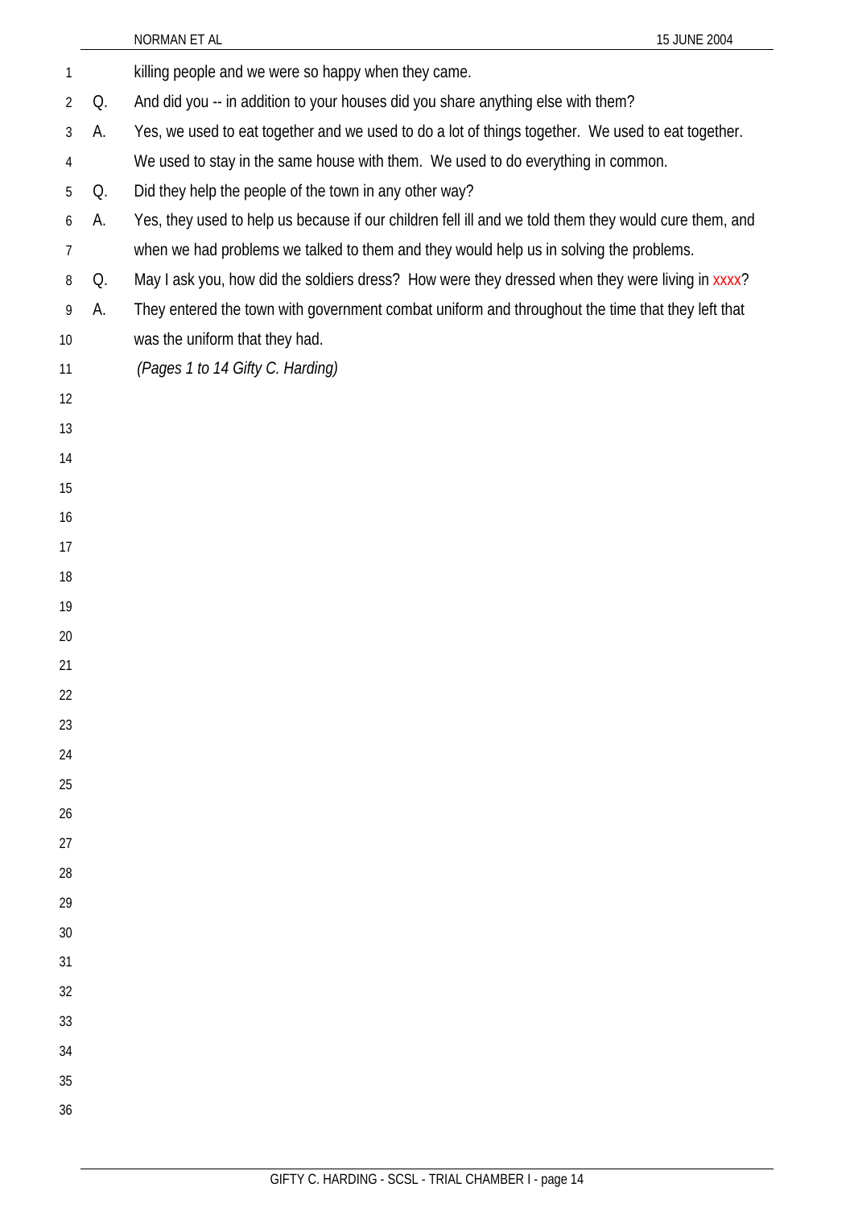killing people and we were so happy when they came.

Q. And did you -- in addition to your houses did you share anything else with them?

A. Yes, we used to eat together and we used to do a lot of things together. We used to eat together. We used to stay in the same house with them. We used to do everything in common.

Q. Did they help the people of the town in any other way?

A. Yes, they used to help us because if our children fell ill and we told them they would cure them, and when we had problems we talked to them and they would help us in solving the problems.

Q. May I ask you, how did the soldiers dress? How were they dressed when they were living in xxxx?

A. They entered the town with government combat uniform and throughout the time that they left that was the uniform that they had.

*(Pages 1 to 14 Gifty C. Harding)*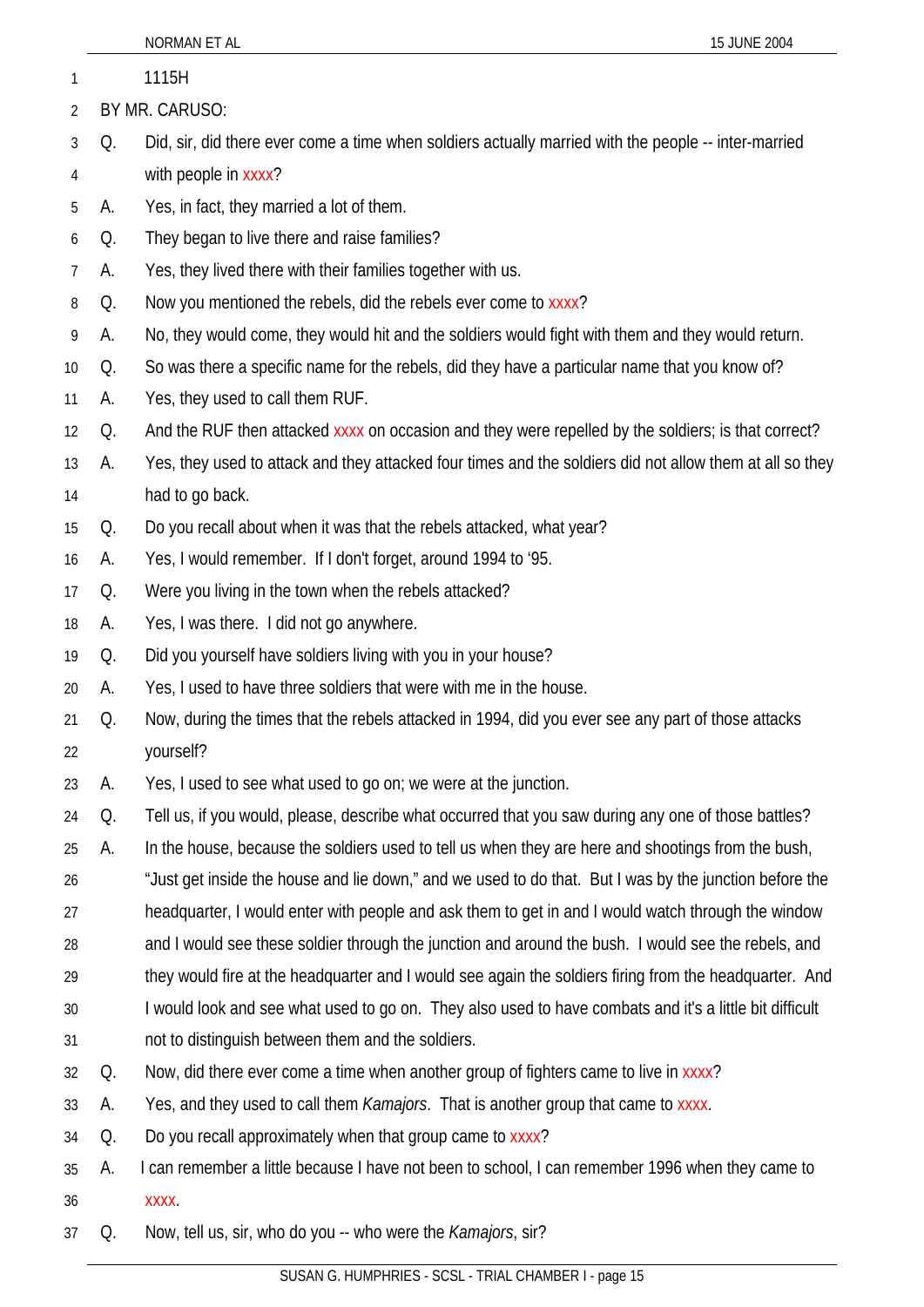1115H

BY MR. CARUSO:

Q. Did, sir, did there ever come a time when soldiers actually married with the people -- inter-married with people in xxxx?

A. Yes, in fact, they married a lot of them.

Q. They began to live there and raise families?

A. Yes, they lived there with their families together with us.

Q. Now you mentioned the rebels, did the rebels ever come to xxxx?

A. No, they would come, they would hit and the soldiers would fight with them and they would return.

Q. So was there a specific name for the rebels, did they have a particular name that you know of?

A. Yes, they used to call them RUF.

Q. And the RUF then attacked xxxx on occasion and they were repelled by the soldiers; is that correct?

A. Yes, they used to attack and they attacked four times and the soldiers did not allow them at all so they had to go back.

Q. Do you recall about when it was that the rebels attacked, what year?

A. Yes, I would remember. If I don't forget, around 1994 to '95.

Q. Were you living in the town when the rebels attacked?

A. Yes, I was there. I did not go anywhere.

Q. Did you yourself have soldiers living with you in your house?

A. Yes, I used to have three soldiers that were with me in the house.

Q. Now, during the times that the rebels attacked in 1994, did you ever see any part of those attacks yourself?

A. Yes, I used to see what used to go on; we were at the junction.

Q. Tell us, if you would, please, describe what occurred that you saw during any one of those battles?

A. In the house, because the soldiers used to tell us when they are here and shootings from the bush, "Just get inside the house and lie down," and we used to do that. But I was by the junction before the headquarter, I would enter with people and ask them to get in and I would watch through the window and I would see these soldier through the junction and around the bush. I would see the rebels, and they would fire at the headquarter and I would see again the soldiers firing from the headquarter. And I would look and see what used to go on. They also used to have combats and it's a little bit difficult not to distinguish between them and the soldiers.

Q. Now, did there ever come a time when another group of fighters came to live in xxxx?

A. Yes, and they used to call them *Kamajors*. That is another group that came to xxxx.

Q. Do you recall approximately when that group came to xxxx?

A. I can remember a little because I have not been to school, I can remember 1996 when they came to xxxx.

Q. Now, tell us, sir, who do you -- who were the *Kamajors*, sir?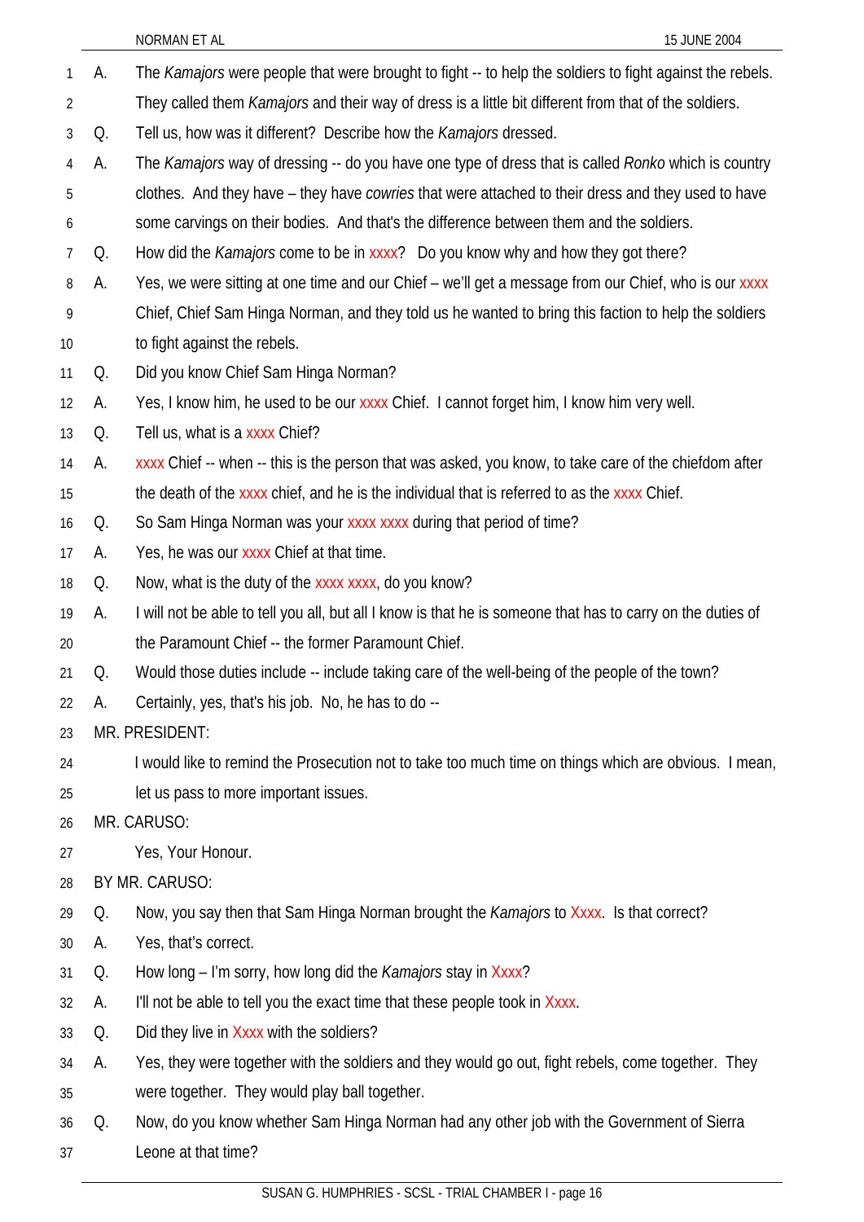A. The *Kamajors* were people that were brought to fight -- to help the soldiers to fight against the rebels. They called them *Kamajors* and their way of dress is a little bit different from that of the soldiers.

Q. Tell us, how was it different? Describe how the *Kamajors* dressed.

A. The *Kamajors* way of dressing -- do you have one type of dress that is called *Ronko* which is country clothes. And they have – they have *cowries* that were attached to their dress and they used to have some carvings on their bodies. And that's the difference between them and the soldiers.

Q. How did the *Kamajors* come to be in xxxx? Do you know why and how they got there?

A. Yes, we were sitting at one time and our Chief – we'll get a message from our Chief, who is our xxxx Chief, Chief Sam Hinga Norman, and they told us he wanted to bring this faction to help the soldiers to fight against the rebels.

Q. Did you know Chief Sam Hinga Norman?

A. Yes, I know him, he used to be our xxxx Chief. I cannot forget him, I know him very well.

Q. Tell us, what is a xxxx Chief?

A. xxxx Chief -- when -- this is the person that was asked, you know, to take care of the chiefdom after the death of the xxxx chief, and he is the individual that is referred to as the xxxx Chief.

Q. So Sam Hinga Norman was your xxxx xxxx during that period of time?

A. Yes, he was our xxxx Chief at that time.

Q. Now, what is the duty of the xxxx xxxx, do you know?

A. I will not be able to tell you all, but all I know is that he is someone that has to carry on the duties of the Paramount Chief -- the former Paramount Chief.

Q. Would those duties include -- include taking care of the well-being of the people of the town?

A. Certainly, yes, that's his job. No, he has to do --

MR. PRESIDENT:

I would like to remind the Prosecution not to take too much time on things which are obvious. I mean, let us pass to more important issues.

MR. CARUSO:

Yes, Your Honour.

BY MR. CARUSO:

Q. Now, you say then that Sam Hinga Norman brought the *Kamajors* to Xxxx. Is that correct?

A. Yes, that's correct.

Q. How long – I'm sorry, how long did the *Kamajors* stay in Xxxx?

A. I'll not be able to tell you the exact time that these people took in Xxxx.

Q. Did they live in Xxxx with the soldiers?

A. Yes, they were together with the soldiers and they would go out, fight rebels, come together. They were together. They would play ball together.

Q. Now, do you know whether Sam Hinga Norman had any other job with the Government of Sierra Leone at that time?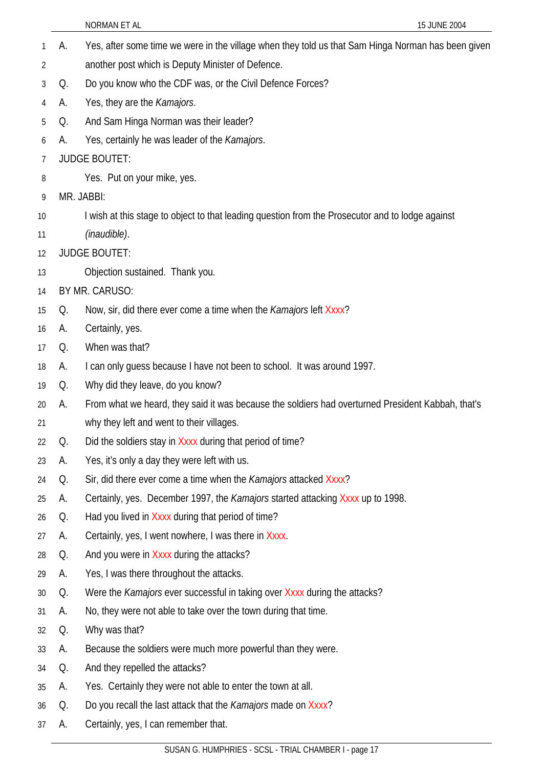A. Yes, after some time we were in the village when they told us that Sam Hinga Norman has been given another post which is Deputy Minister of Defence.

Q. Do you know who the CDF was, or the Civil Defence Forces?

A. Yes, they are the *Kamajors*.

Q. And Sam Hinga Norman was their leader?

A. Yes, certainly he was leader of the *Kamajors*.

JUDGE BOUTET:

Yes. Put on your mike, yes.

MR. JABBI:

I wish at this stage to object to that leading question from the Prosecutor and to lodge against *(inaudible)*.

JUDGE BOUTET:

Objection sustained. Thank you.

BY MR. CARUSO:

Q. Now, sir, did there ever come a time when the *Kamajors* left Xxxx?

A. Certainly, yes.

Q. When was that?

A. I can only guess because I have not been to school. It was around 1997.

Q. Why did they leave, do you know?

A. From what we heard, they said it was because the soldiers had overturned President Kabbah, that's why they left and went to their villages.

Q. Did the soldiers stay in Xxxx during that period of time?

A. Yes, it's only a day they were left with us.

Q. Sir, did there ever come a time when the *Kamajors* attacked Xxxx?

A. Certainly, yes. December 1997, the *Kamajors* started attacking Xxxx up to 1998.

Q. Had you lived in Xxxx during that period of time?

A. Certainly, yes, I went nowhere, I was there in Xxxx.

Q. And you were in Xxxx during the attacks?

A. Yes, I was there throughout the attacks.

Q. Were the *Kamajors* ever successful in taking over Xxxx during the attacks?

A. No, they were not able to take over the town during that time.

Q. Why was that?

A. Because the soldiers were much more powerful than they were.

Q. And they repelled the attacks?

A. Yes. Certainly they were not able to enter the town at all.

Q. Do you recall the last attack that the *Kamajors* made on Xxxx?

A. Certainly, yes, I can remember that.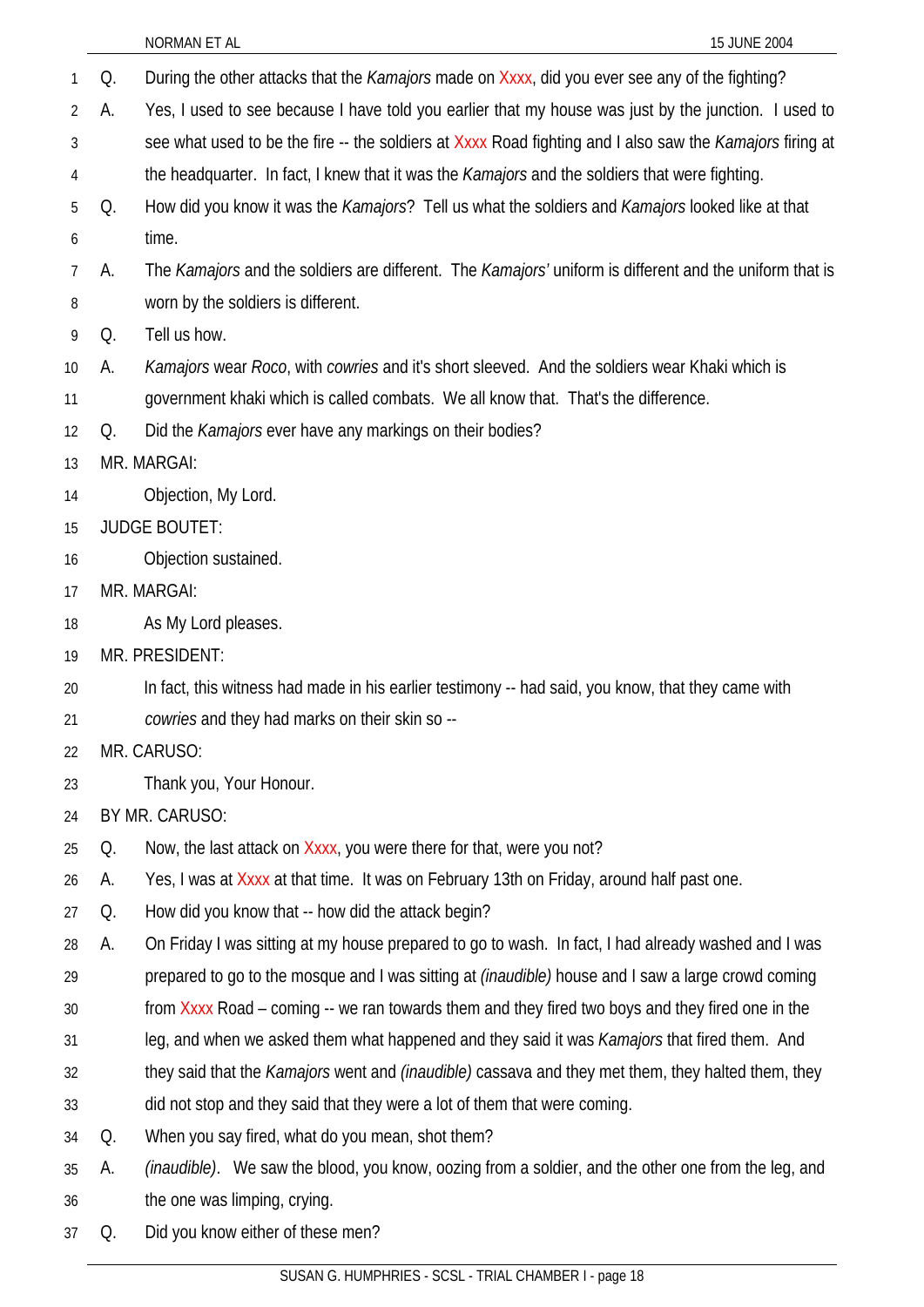Q. During the other attacks that the *Kamajors* made on Xxxx, did you ever see any of the fighting?

A. Yes, I used to see because I have told you earlier that my house was just by the junction. I used to see what used to be the fire -- the soldiers at Xxxx Road fighting and I also saw the *Kamajors* firing at the headquarter. In fact, I knew that it was the *Kamajors* and the soldiers that were fighting.

Q. How did you know it was the *Kamajors*? Tell us what the soldiers and *Kamajors* looked like at that time.

A. The *Kamajors* and the soldiers are different. The *Kamajors'* uniform is different and the uniform that is worn by the soldiers is different.

Q. Tell us how.

A. *Kamajors* wear *Roco*, with *cowries* and it's short sleeved. And the soldiers wear Khaki which is government khaki which is called combats. We all know that. That's the difference.

Q. Did the *Kamajors* ever have any markings on their bodies?

MR. MARGAI:

Objection, My Lord.

JUDGE BOUTET:

Objection sustained.

MR. MARGAI:

As My Lord pleases.

MR. PRESIDENT:

In fact, this witness had made in his earlier testimony -- had said, you know, that they came with *cowries* and they had marks on their skin so --

MR. CARUSO:

Thank you, Your Honour.

BY MR. CARUSO:

Q. Now, the last attack on Xxxx, you were there for that, were you not?

A. Yes, I was at Xxxx at that time. It was on February 13th on Friday, around half past one.

Q. How did you know that -- how did the attack begin?

A. On Friday I was sitting at my house prepared to go to wash. In fact, I had already washed and I was prepared to go to the mosque and I was sitting at *(inaudible)* house and I saw a large crowd coming from Xxxx Road – coming -- we ran towards them and they fired two boys and they fired one in the leg, and when we asked them what happened and they said it was *Kamajors* that fired them. And they said that the *Kamajors* went and *(inaudible)* cassava and they met them, they halted them, they did not stop and they said that they were a lot of them that were coming.

Q. When you say fired, what do you mean, shot them?

A. *(inaudible)*. We saw the blood, you know, oozing from a soldier, and the other one from the leg, and the one was limping, crying.

Q. Did you know either of these men?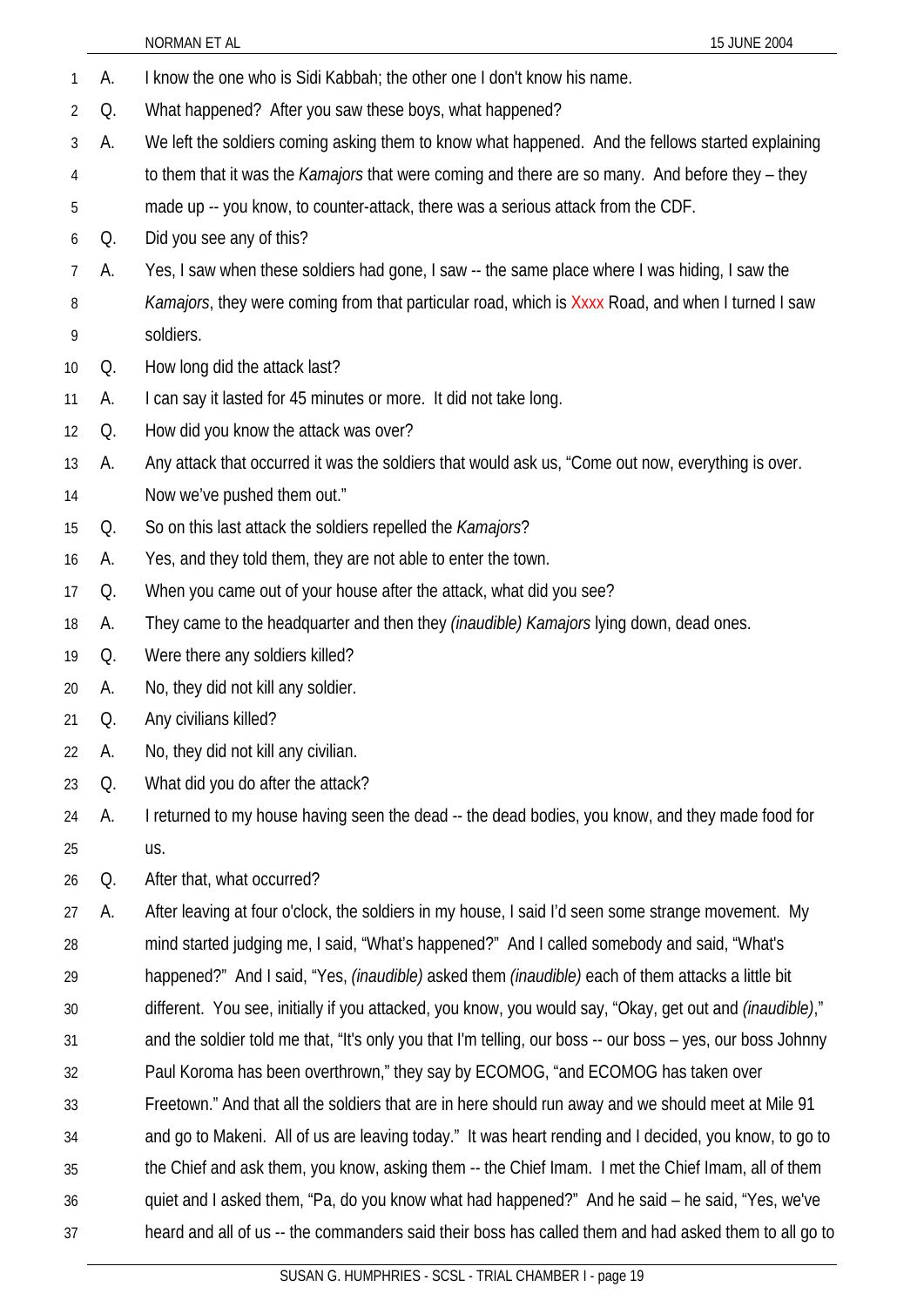A. I know the one who is Sidi Kabbah; the other one I don't know his name.

Q. What happened? After you saw these boys, what happened?

A. We left the soldiers coming asking them to know what happened. And the fellows started explaining to them that it was the *Kamajors* that were coming and there are so many. And before they – they made up -- you know, to counter-attack, there was a serious attack from the CDF.

Q. Did you see any of this?

A. Yes, I saw when these soldiers had gone, I saw -- the same place where I was hiding, I saw the *Kamajors*, they were coming from that particular road, which is Xxxx Road, and when I turned I saw soldiers.

Q. How long did the attack last?

A. I can say it lasted for 45 minutes or more. It did not take long.

Q. How did you know the attack was over?

A. Any attack that occurred it was the soldiers that would ask us, "Come out now, everything is over. Now we've pushed them out."

Q. So on this last attack the soldiers repelled the *Kamajors*?

A. Yes, and they told them, they are not able to enter the town.

Q. When you came out of your house after the attack, what did you see?

A. They came to the headquarter and then they *(inaudible)* *Kamajors* lying down, dead ones.

Q. Were there any soldiers killed?

A. No, they did not kill any soldier.

Q. Any civilians killed?

A. No, they did not kill any civilian.

Q. What did you do after the attack?

A. I returned to my house having seen the dead -- the dead bodies, you know, and they made food for us.

Q. After that, what occurred?

A. After leaving at four o'clock, the soldiers in my house, I said I'd seen some strange movement. My mind started judging me, I said, "What's happened?" And I called somebody and said, "What's happened?" And I said, "Yes, *(inaudible)* asked them *(inaudible)* each of them attacks a little bit different. You see, initially if you attacked, you know, you would say, "Okay, get out and *(inaudible)*," and the soldier told me that, "It's only you that I'm telling, our boss -- our boss – yes, our boss Johnny Paul Koroma has been overthrown," they say by ECOMOG, "and ECOMOG has taken over Freetown." And that all the soldiers that are in here should run away and we should meet at Mile 91 and go to Makeni. All of us are leaving today." It was heart rending and I decided, you know, to go to the Chief and ask them, you know, asking them -- the Chief Imam. I met the Chief Imam, all of them quiet and I asked them, "Pa, do you know what had happened?" And he said – he said, "Yes, we've heard and all of us -- the commanders said their boss has called them and had asked them to all go to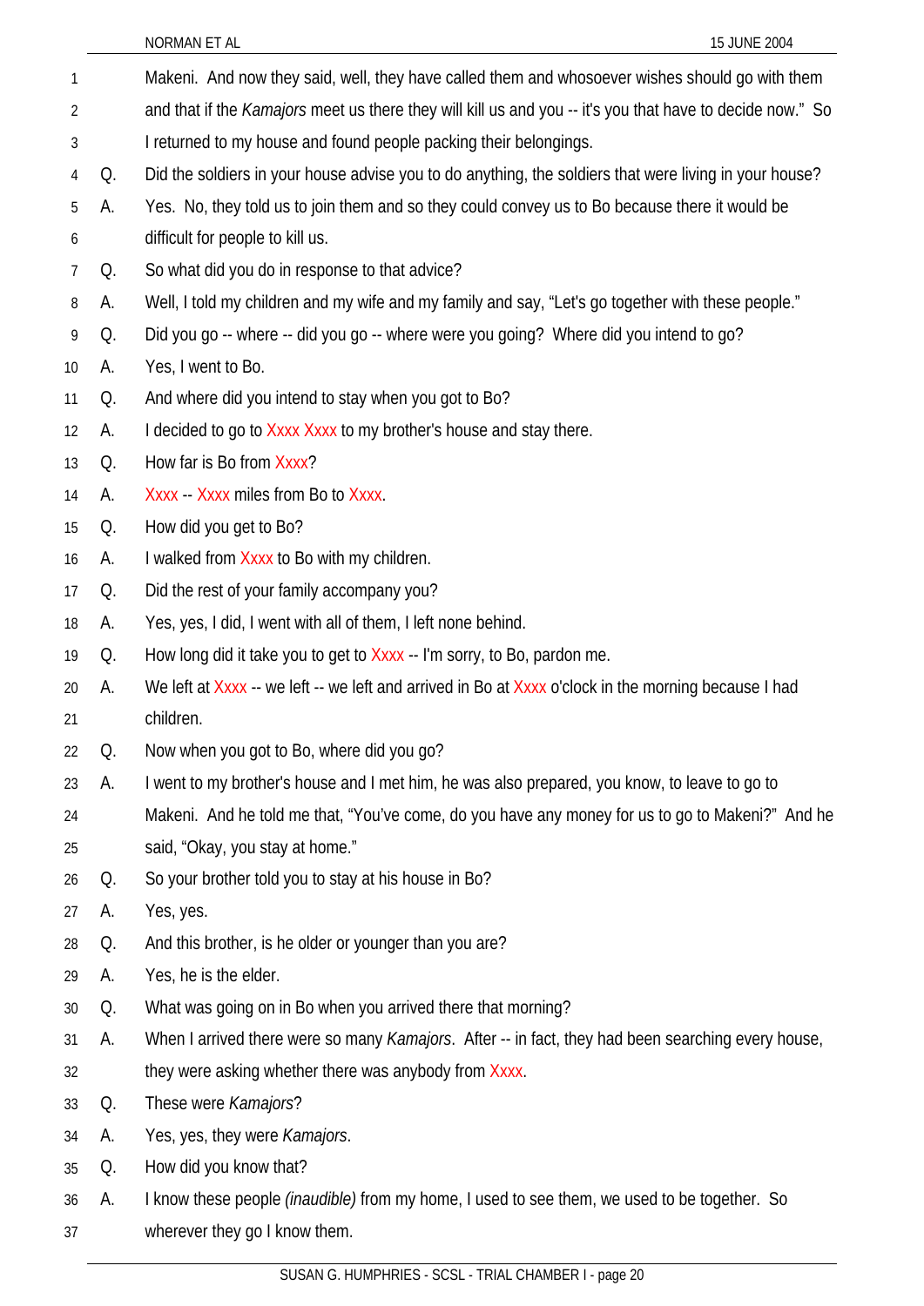Makeni. And now they said, well, they have called them and whosoever wishes should go with them and that if the *Kamajors* meet us there they will kill us and you -- it's you that have to decide now." So I returned to my house and found people packing their belongings.

Q. Did the soldiers in your house advise you to do anything, the soldiers that were living in your house?

A. Yes. No, they told us to join them and so they could convey us to Bo because there it would be difficult for people to kill us.

Q. So what did you do in response to that advice?

A. Well, I told my children and my wife and my family and say, "Let's go together with these people."

Q. Did you go -- where -- did you go -- where were you going? Where did you intend to go?

A. Yes, I went to Bo.

Q. And where did you intend to stay when you got to Bo?

A. I decided to go to Xxxx Xxxx to my brother's house and stay there.

Q. How far is Bo from Xxxx?

A. Xxxx -- Xxxx miles from Bo to Xxxx.

Q. How did you get to Bo?

A. I walked from Xxxx to Bo with my children.

Q. Did the rest of your family accompany you?

A. Yes, yes, I did, I went with all of them, I left none behind.

Q. How long did it take you to get to Xxxx -- I'm sorry, to Bo, pardon me.

A. We left at Xxxx -- we left -- we left and arrived in Bo at Xxxx o'clock in the morning because I had children.

Q. Now when you got to Bo, where did you go?

A. I went to my brother's house and I met him, he was also prepared, you know, to leave to go to Makeni. And he told me that, "You've come, do you have any money for us to go to Makeni?" And he said, "Okay, you stay at home."

Q. So your brother told you to stay at his house in Bo?

A. Yes, yes.

Q. And this brother, is he older or younger than you are?

A. Yes, he is the elder.

Q. What was going on in Bo when you arrived there that morning?

A. When I arrived there were so many *Kamajors*. After -- in fact, they had been searching every house, they were asking whether there was anybody from Xxxx.

Q. These were *Kamajors*?

A. Yes, yes, they were *Kamajors*.

Q. How did you know that?

A. I know these people *(inaudible)* from my home, I used to see them, we used to be together. So wherever they go I know them.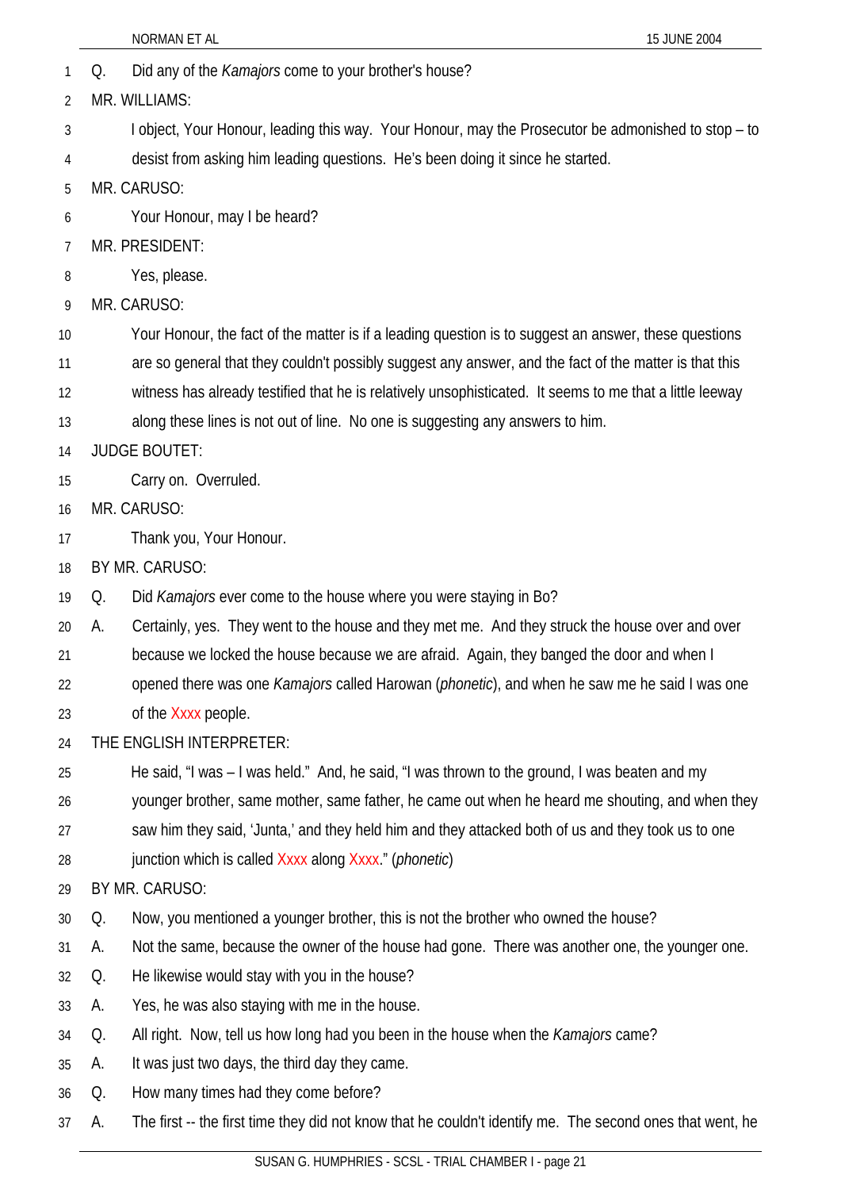Q. Did any of the *Kamajors* come to your brother's house?

MR. WILLIAMS:

I object, Your Honour, leading this way. Your Honour, may the Prosecutor be admonished to stop – to desist from asking him leading questions. He's been doing it since he started.

MR. CARUSO:

Your Honour, may I be heard?

MR. PRESIDENT:

Yes, please.

MR. CARUSO:

Your Honour, the fact of the matter is if a leading question is to suggest an answer, these questions are so general that they couldn't possibly suggest any answer, and the fact of the matter is that this witness has already testified that he is relatively unsophisticated. It seems to me that a little leeway along these lines is not out of line. No one is suggesting any answers to him.

JUDGE BOUTET:

Carry on. Overruled.

MR. CARUSO:

Thank you, Your Honour.

BY MR. CARUSO:

Q. Did *Kamajors* ever come to the house where you were staying in Bo?

A. Certainly, yes. They went to the house and they met me. And they struck the house over and over because we locked the house because we are afraid. Again, they banged the door and when I opened there was one *Kamajors* called Harowan (*phonetic*), and when he saw me he said I was one of the Xxxx people.

THE ENGLISH INTERPRETER:

He said, "I was – I was held." And, he said, "I was thrown to the ground, I was beaten and my younger brother, same mother, same father, he came out when he heard me shouting, and when they saw him they said, 'Junta,' and they held him and they attacked both of us and they took us to one junction which is called Xxxx along Xxxx." (*phonetic*)

BY MR. CARUSO:

Q. Now, you mentioned a younger brother, this is not the brother who owned the house?

A. Not the same, because the owner of the house had gone. There was another one, the younger one.

Q. He likewise would stay with you in the house?

A. Yes, he was also staying with me in the house.

Q. All right. Now, tell us how long had you been in the house when the *Kamajors* came?

A. It was just two days, the third day they came.

Q. How many times had they come before?

A. The first -- the first time they did not know that he couldn't identify me. The second ones that went, he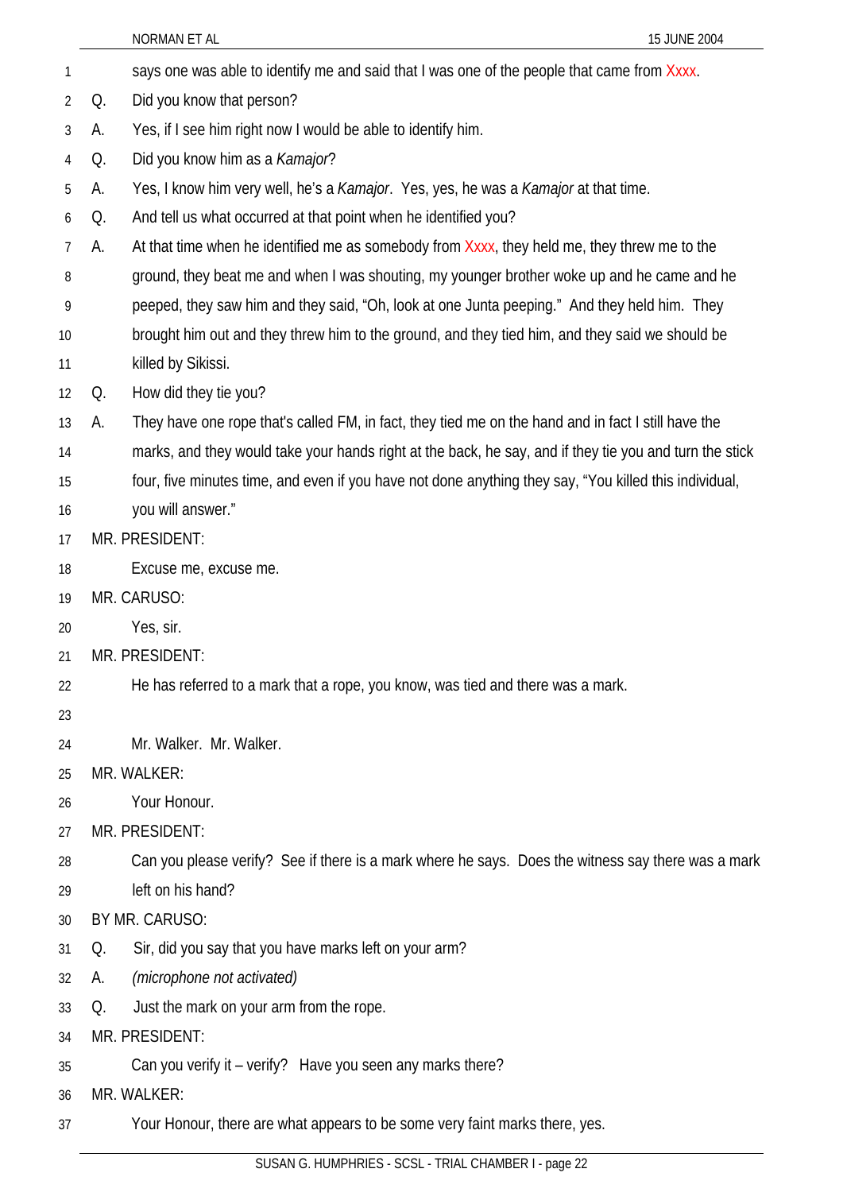says one was able to identify me and said that I was one of the people that came from Xxxx.

Q. Did you know that person?

A. Yes, if I see him right now I would be able to identify him.

Q. Did you know him as a *Kamajor*?

A. Yes, I know him very well, he's a *Kamajor*. Yes, yes, he was a *Kamajor* at that time.

Q. And tell us what occurred at that point when he identified you?

A. At that time when he identified me as somebody from Xxxx, they held me, they threw me to the ground, they beat me and when I was shouting, my younger brother woke up and he came and he peeped, they saw him and they said, "Oh, look at one Junta peeping." And they held him. They brought him out and they threw him to the ground, and they tied him, and they said we should be killed by Sikissi.

Q. How did they tie you?

A. They have one rope that's called FM, in fact, they tied me on the hand and in fact I still have the marks, and they would take your hands right at the back, he say, and if they tie you and turn the stick four, five minutes time, and even if you have not done anything they say, "You killed this individual, you will answer."

MR. PRESIDENT:

Excuse me, excuse me.

MR. CARUSO:

Yes, sir.

MR. PRESIDENT:

He has referred to a mark that a rope, you know, was tied and there was a mark.

Mr. Walker. Mr. Walker.

MR. WALKER:

Your Honour.

MR. PRESIDENT:

Can you please verify? See if there is a mark where he says. Does the witness say there was a mark left on his hand?

BY MR. CARUSO:

Q. Sir, did you say that you have marks left on your arm?

A. *(microphone not activated)*

Q. Just the mark on your arm from the rope.

MR. PRESIDENT:

Can you verify it – verify? Have you seen any marks there?

MR. WALKER:

Your Honour, there are what appears to be some very faint marks there, yes.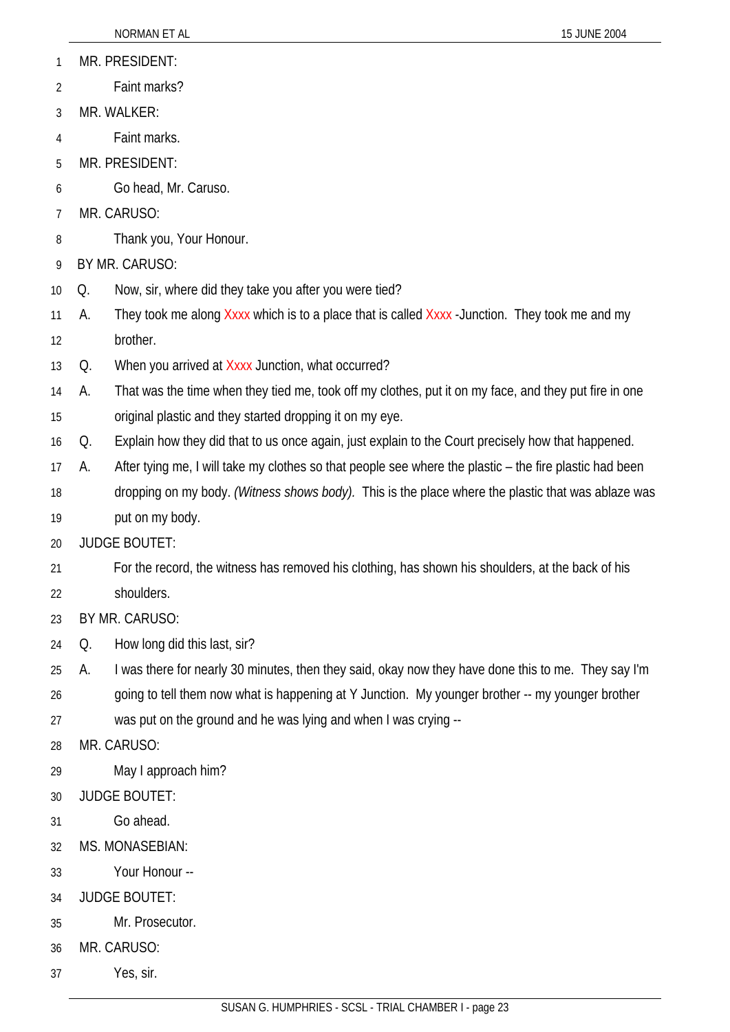MR. PRESIDENT:

Faint marks?

MR. WALKER:

Faint marks.

MR. PRESIDENT:

Go head, Mr. Caruso.

MR. CARUSO:

Thank you, Your Honour.

BY MR. CARUSO:

Q. Now, sir, where did they take you after you were tied?

A. They took me along Xxxx which is to a place that is called Xxxx -Junction. They took me and my brother.

Q. When you arrived at Xxxx Junction, what occurred?

A. That was the time when they tied me, took off my clothes, put it on my face, and they put fire in one original plastic and they started dropping it on my eye.

Q. Explain how they did that to us once again, just explain to the Court precisely how that happened.

A. After tying me, I will take my clothes so that people see where the plastic – the fire plastic had been dropping on my body. *(Witness shows body).* This is the place where the plastic that was ablaze was put on my body.

JUDGE BOUTET:

For the record, the witness has removed his clothing, has shown his shoulders, at the back of his shoulders.

BY MR. CARUSO:

Q. How long did this last, sir?

A. I was there for nearly 30 minutes, then they said, okay now they have done this to me. They say I'm going to tell them now what is happening at Y Junction. My younger brother -- my younger brother was put on the ground and he was lying and when I was crying --

MR. CARUSO:

May I approach him?

JUDGE BOUTET:

Go ahead.

MS. MONASEBIAN:

Your Honour --

JUDGE BOUTET:

Mr. Prosecutor.

MR. CARUSO:

Yes, sir.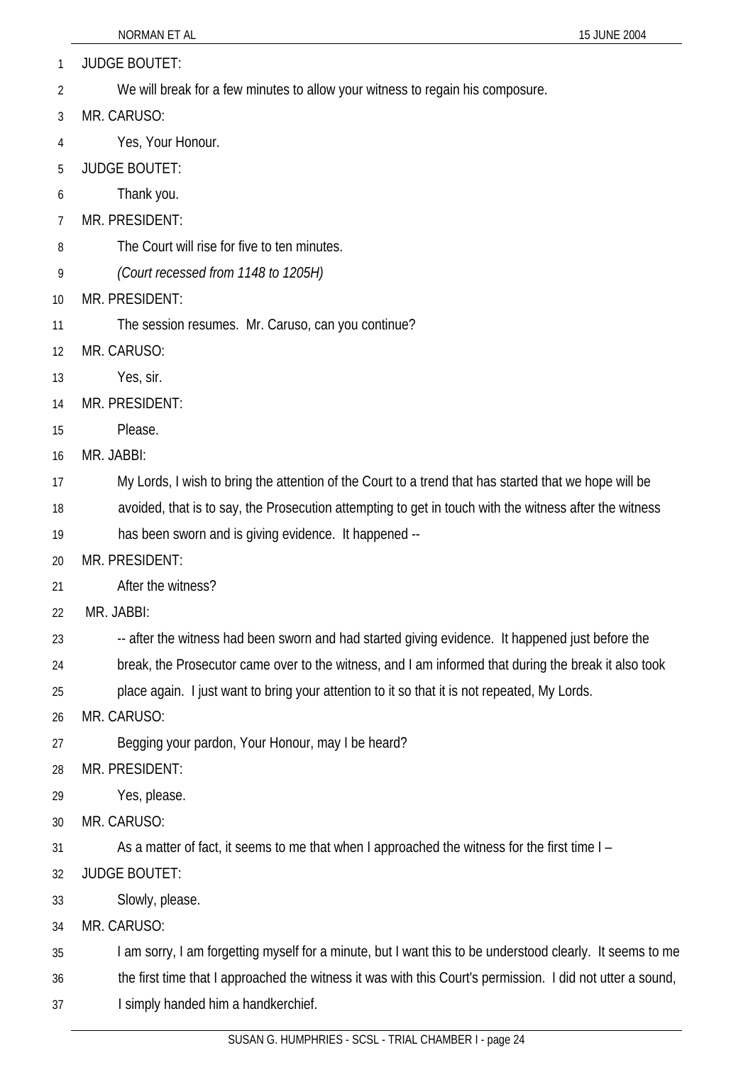JUDGE BOUTET:

We will break for a few minutes to allow your witness to regain his composure.

MR. CARUSO:

Yes, Your Honour.

JUDGE BOUTET:

Thank you.

MR. PRESIDENT:

The Court will rise for five to ten minutes.

*(Court recessed from 1148 to 1205H)*

MR. PRESIDENT:

The session resumes. Mr. Caruso, can you continue?

MR. CARUSO:

Yes, sir.

MR. PRESIDENT:

Please.

MR. JABBI:

My Lords, I wish to bring the attention of the Court to a trend that has started that we hope will be avoided, that is to say, the Prosecution attempting to get in touch with the witness after the witness has been sworn and is giving evidence. It happened --

MR. PRESIDENT:

After the witness?

MR. JABBI:

-- after the witness had been sworn and had started giving evidence. It happened just before the break, the Prosecutor came over to the witness, and I am informed that during the break it also took place again. I just want to bring your attention to it so that it is not repeated, My Lords.

MR. CARUSO:

Begging your pardon, Your Honour, may I be heard?

MR. PRESIDENT:

Yes, please.

MR. CARUSO:

As a matter of fact, it seems to me that when I approached the witness for the first time I –

JUDGE BOUTET:

Slowly, please.

MR. CARUSO:

I am sorry, I am forgetting myself for a minute, but I want this to be understood clearly. It seems to me the first time that I approached the witness it was with this Court's permission. I did not utter a sound, I simply handed him a handkerchief.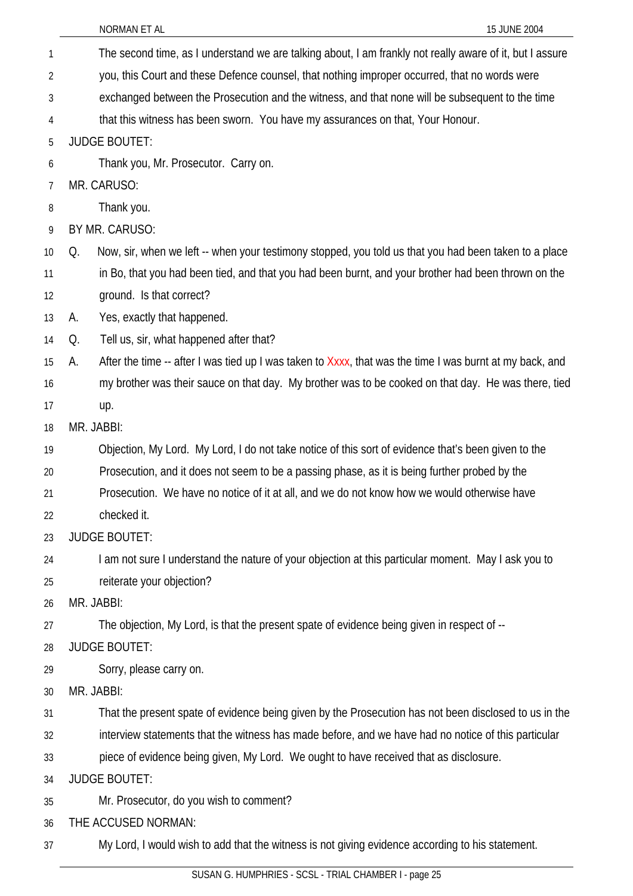The second time, as I understand we are talking about, I am frankly not really aware of it, but I assure you, this Court and these Defence counsel, that nothing improper occurred, that no words were exchanged between the Prosecution and the witness, and that none will be subsequent to the time that this witness has been sworn. You have my assurances on that, Your Honour.

JUDGE BOUTET:

Thank you, Mr. Prosecutor. Carry on.

MR. CARUSO:

Thank you.

BY MR. CARUSO:

Q. Now, sir, when we left -- when your testimony stopped, you told us that you had been taken to a place in Bo, that you had been tied, and that you had been burnt, and your brother had been thrown on the ground. Is that correct?

A. Yes, exactly that happened.

Q. Tell us, sir, what happened after that?

A. After the time -- after I was tied up I was taken to Xxxx, that was the time I was burnt at my back, and my brother was their sauce on that day. My brother was to be cooked on that day. He was there, tied up.

MR. JABBI:

Objection, My Lord. My Lord, I do not take notice of this sort of evidence that's been given to the Prosecution, and it does not seem to be a passing phase, as it is being further probed by the Prosecution. We have no notice of it at all, and we do not know how we would otherwise have checked it.

JUDGE BOUTET:

I am not sure I understand the nature of your objection at this particular moment. May I ask you to reiterate your objection?

MR. JABBI:

The objection, My Lord, is that the present spate of evidence being given in respect of --

JUDGE BOUTET:

Sorry, please carry on.

MR. JABBI:

That the present spate of evidence being given by the Prosecution has not been disclosed to us in the interview statements that the witness has made before, and we have had no notice of this particular piece of evidence being given, My Lord. We ought to have received that as disclosure.

JUDGE BOUTET:

Mr. Prosecutor, do you wish to comment?

THE ACCUSED NORMAN:

My Lord, I would wish to add that the witness is not giving evidence according to his statement.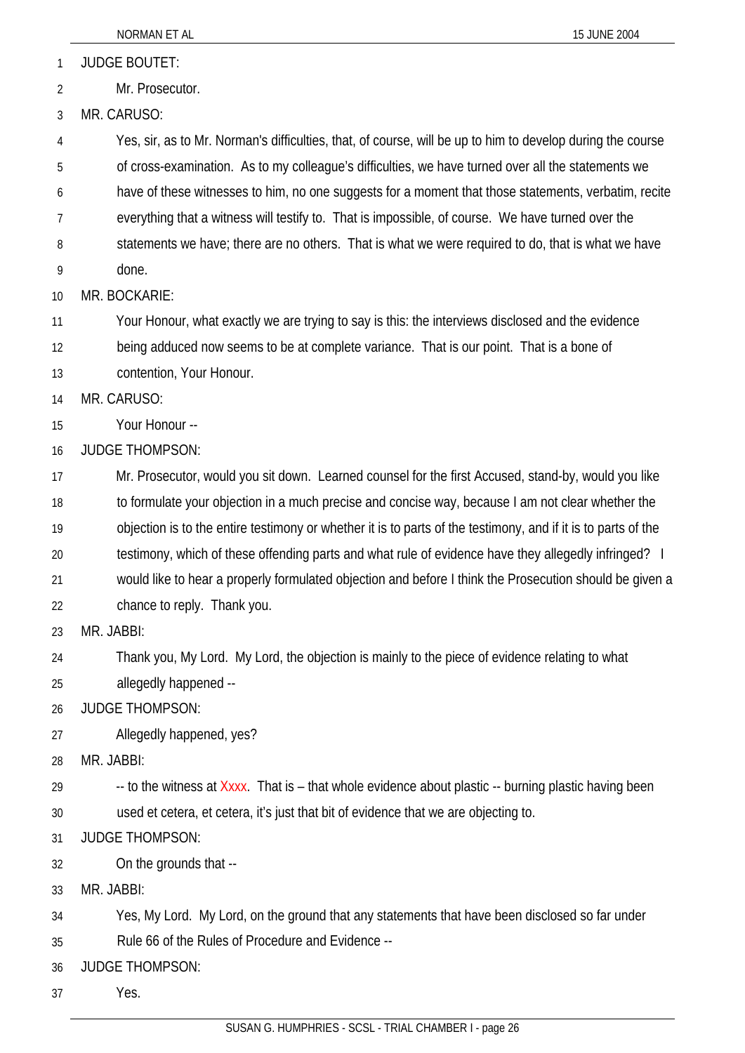JUDGE BOUTET:

Mr. Prosecutor.

MR. CARUSO:

Yes, sir, as to Mr. Norman's difficulties, that, of course, will be up to him to develop during the course of cross-examination. As to my colleague's difficulties, we have turned over all the statements we have of these witnesses to him, no one suggests for a moment that those statements, verbatim, recite everything that a witness will testify to. That is impossible, of course. We have turned over the statements we have; there are no others. That is what we were required to do, that is what we have done.

MR. BOCKARIE:

Your Honour, what exactly we are trying to say is this: the interviews disclosed and the evidence being adduced now seems to be at complete variance. That is our point. That is a bone of contention, Your Honour.

MR. CARUSO:

Your Honour --

JUDGE THOMPSON:

Mr. Prosecutor, would you sit down. Learned counsel for the first Accused, stand-by, would you like to formulate your objection in a much precise and concise way, because I am not clear whether the objection is to the entire testimony or whether it is to parts of the testimony, and if it is to parts of the testimony, which of these offending parts and what rule of evidence have they allegedly infringed? I would like to hear a properly formulated objection and before I think the Prosecution should be given a chance to reply. Thank you.

MR. JABBI:

Thank you, My Lord. My Lord, the objection is mainly to the piece of evidence relating to what allegedly happened --

JUDGE THOMPSON:

Allegedly happened, yes?

MR. JABBI:

-- to the witness at Xxxx. That is – that whole evidence about plastic -- burning plastic having been used et cetera, et cetera, it's just that bit of evidence that we are objecting to.

JUDGE THOMPSON:

On the grounds that --

MR. JABBI:

Yes, My Lord. My Lord, on the ground that any statements that have been disclosed so far under Rule 66 of the Rules of Procedure and Evidence --

JUDGE THOMPSON:

Yes.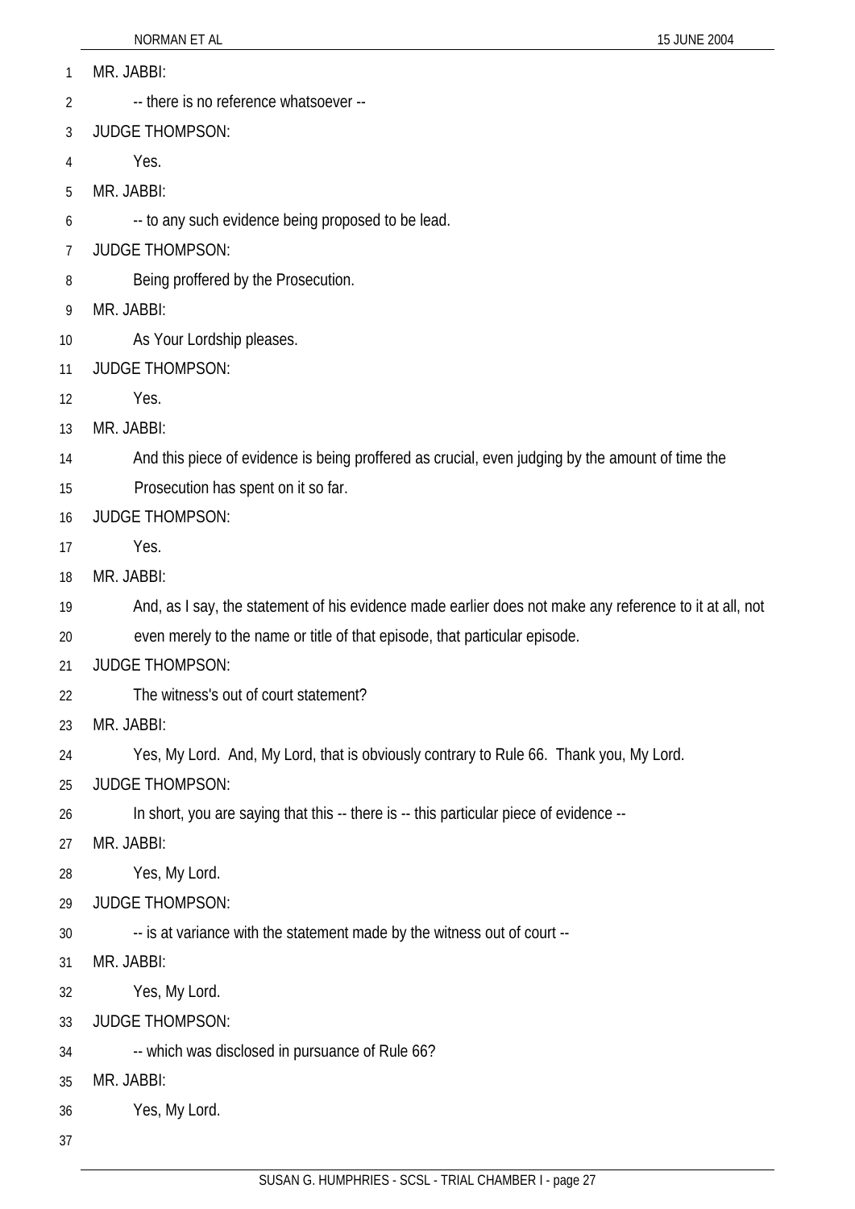MR. JABBI:

-- there is no reference whatsoever --

JUDGE THOMPSON:

Yes.

MR. JABBI:

-- to any such evidence being proposed to be lead.

JUDGE THOMPSON:

Being proffered by the Prosecution.

MR. JABBI:

As Your Lordship pleases.

JUDGE THOMPSON:

Yes.

MR. JABBI:

And this piece of evidence is being proffered as crucial, even judging by the amount of time the Prosecution has spent on it so far.

JUDGE THOMPSON:

Yes.

MR. JABBI:

And, as I say, the statement of his evidence made earlier does not make any reference to it at all, not even merely to the name or title of that episode, that particular episode.

JUDGE THOMPSON:

The witness's out of court statement?

MR. JABBI:

Yes, My Lord. And, My Lord, that is obviously contrary to Rule 66. Thank you, My Lord.

JUDGE THOMPSON:

In short, you are saying that this -- there is -- this particular piece of evidence --

MR. JABBI:

Yes, My Lord.

JUDGE THOMPSON:

-- is at variance with the statement made by the witness out of court --

MR. JABBI:

Yes, My Lord.

JUDGE THOMPSON:

-- which was disclosed in pursuance of Rule 66?

MR. JABBI:

Yes, My Lord.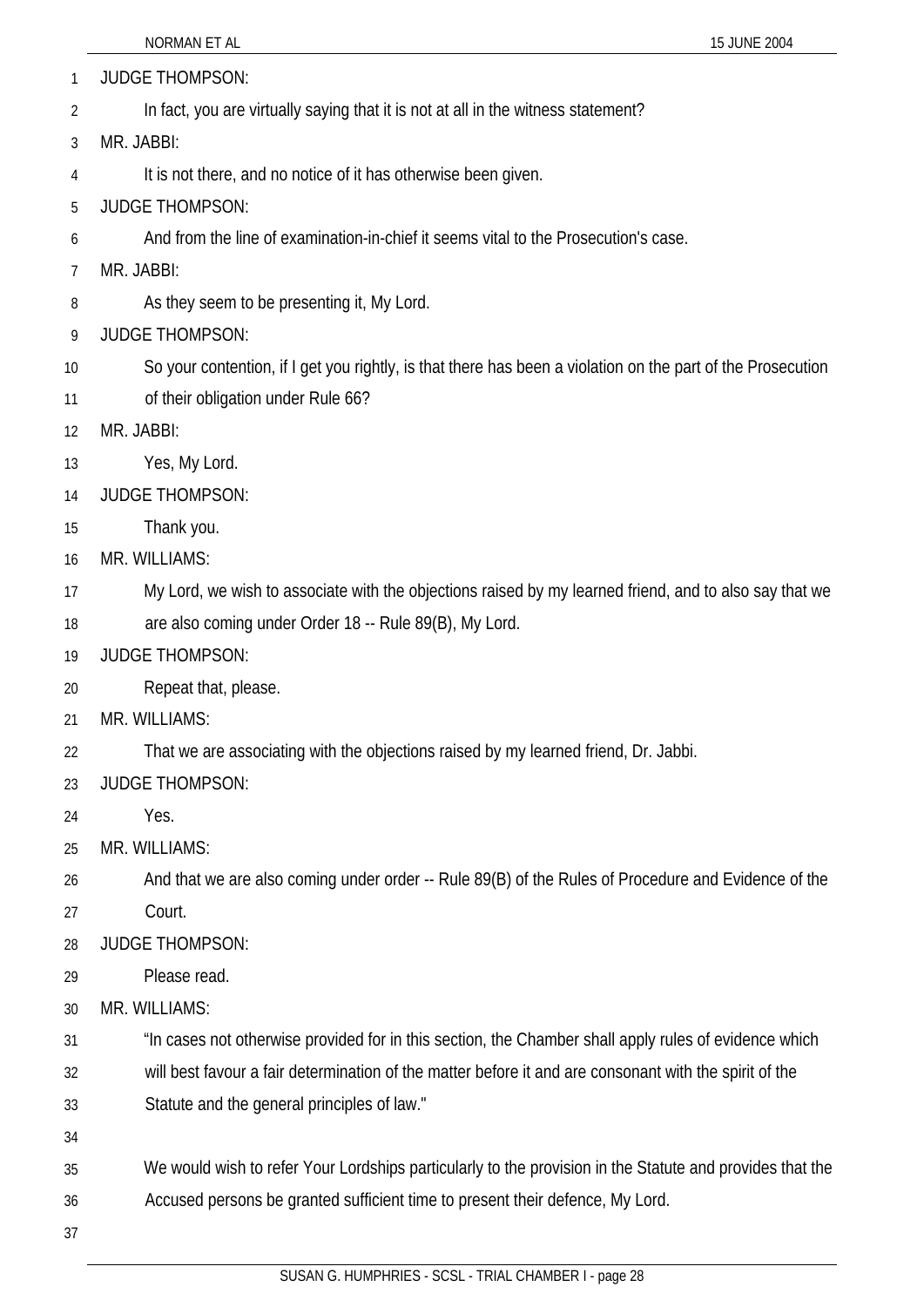JUDGE THOMPSON:

In fact, you are virtually saying that it is not at all in the witness statement?

MR. JABBI:

It is not there, and no notice of it has otherwise been given.

JUDGE THOMPSON:

And from the line of examination-in-chief it seems vital to the Prosecution's case.

MR. JABBI:

As they seem to be presenting it, My Lord.

JUDGE THOMPSON:

So your contention, if I get you rightly, is that there has been a violation on the part of the Prosecution of their obligation under Rule 66?

MR. JABBI:

Yes, My Lord.

JUDGE THOMPSON:

Thank you.

MR. WILLIAMS:

My Lord, we wish to associate with the objections raised by my learned friend, and to also say that we are also coming under Order 18 -- Rule 89(B), My Lord.

JUDGE THOMPSON:

Repeat that, please.

MR. WILLIAMS:

That we are associating with the objections raised by my learned friend, Dr. Jabbi.

JUDGE THOMPSON:

Yes.

MR. WILLIAMS:

And that we are also coming under order -- Rule 89(B) of the Rules of Procedure and Evidence of the Court.

JUDGE THOMPSON:

Please read.

MR. WILLIAMS:

"In cases not otherwise provided for in this section, the Chamber shall apply rules of evidence which will best favour a fair determination of the matter before it and are consonant with the spirit of the Statute and the general principles of law."

We would wish to refer Your Lordships particularly to the provision in the Statute and provides that the Accused persons be granted sufficient time to present their defence, My Lord.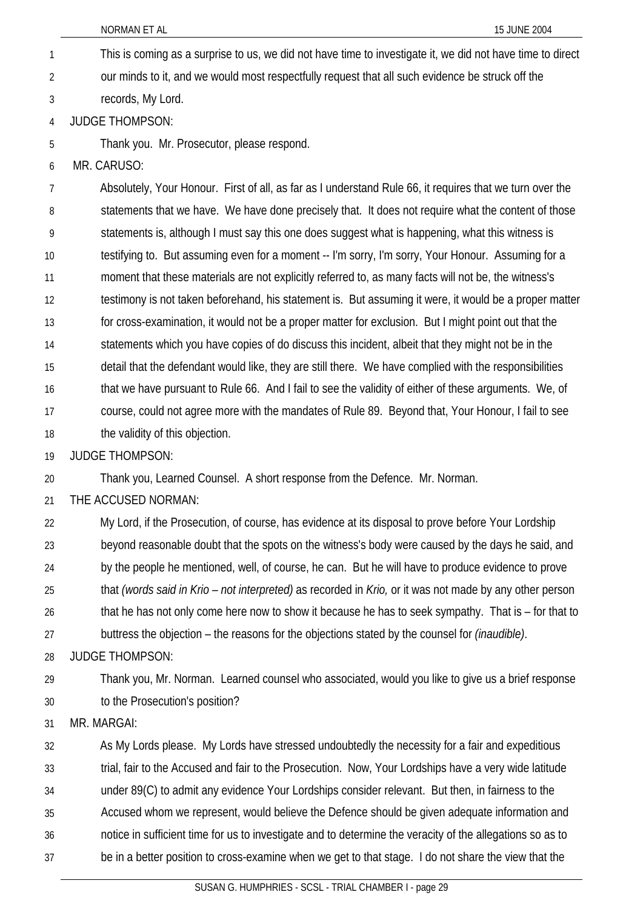This is coming as a surprise to us, we did not have time to investigate it, we did not have time to direct our minds to it, and we would most respectfully request that all such evidence be struck off the records, My Lord.

JUDGE THOMPSON:

Thank you. Mr. Prosecutor, please respond.

MR. CARUSO:

Absolutely, Your Honour. First of all, as far as I understand Rule 66, it requires that we turn over the statements that we have. We have done precisely that. It does not require what the content of those statements is, although I must say this one does suggest what is happening, what this witness is testifying to. But assuming even for a moment -- I'm sorry, I'm sorry, Your Honour. Assuming for a moment that these materials are not explicitly referred to, as many facts will not be, the witness's testimony is not taken beforehand, his statement is. But assuming it were, it would be a proper matter for cross-examination, it would not be a proper matter for exclusion. But I might point out that the statements which you have copies of do discuss this incident, albeit that they might not be in the detail that the defendant would like, they are still there. We have complied with the responsibilities that we have pursuant to Rule 66. And I fail to see the validity of either of these arguments. We, of course, could not agree more with the mandates of Rule 89. Beyond that, Your Honour, I fail to see the validity of this objection.

JUDGE THOMPSON:

Thank you, Learned Counsel. A short response from the Defence. Mr. Norman.

THE ACCUSED NORMAN:

My Lord, if the Prosecution, of course, has evidence at its disposal to prove before Your Lordship beyond reasonable doubt that the spots on the witness's body were caused by the days he said, and by the people he mentioned, well, of course, he can. But he will have to produce evidence to prove that *(words said in Krio – not interpreted)* as recorded in *Krio,* or it was not made by any other person that he has not only come here now to show it because he has to seek sympathy. That is – for that to buttress the objection – the reasons for the objections stated by the counsel for *(inaudible)*.

JUDGE THOMPSON:

Thank you, Mr. Norman. Learned counsel who associated, would you like to give us a brief response to the Prosecution's position?

MR. MARGAI:

As My Lords please. My Lords have stressed undoubtedly the necessity for a fair and expeditious trial, fair to the Accused and fair to the Prosecution. Now, Your Lordships have a very wide latitude under 89(C) to admit any evidence Your Lordships consider relevant. But then, in fairness to the Accused whom we represent, would believe the Defence should be given adequate information and notice in sufficient time for us to investigate and to determine the veracity of the allegations so as to be in a better position to cross-examine when we get to that stage. I do not share the view that the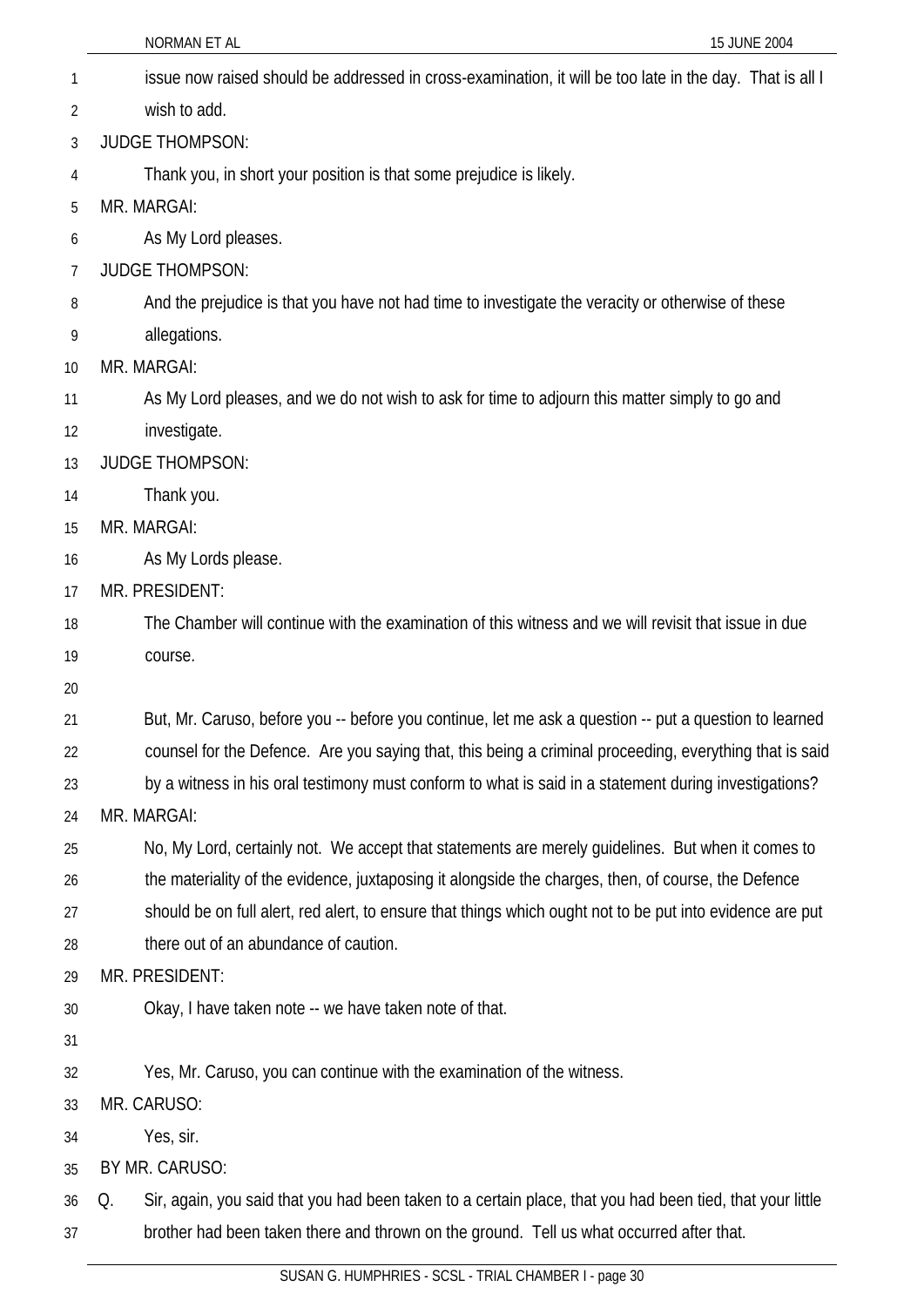issue now raised should be addressed in cross-examination, it will be too late in the day. That is all I wish to add.

JUDGE THOMPSON:

Thank you, in short your position is that some prejudice is likely.

MR. MARGAI:

As My Lord pleases.

JUDGE THOMPSON:

And the prejudice is that you have not had time to investigate the veracity or otherwise of these allegations.

MR. MARGAI:

As My Lord pleases, and we do not wish to ask for time to adjourn this matter simply to go and investigate.

JUDGE THOMPSON:

Thank you.

MR. MARGAI:

As My Lords please.

MR. PRESIDENT:

The Chamber will continue with the examination of this witness and we will revisit that issue in due course.

But, Mr. Caruso, before you -- before you continue, let me ask a question -- put a question to learned counsel for the Defence. Are you saying that, this being a criminal proceeding, everything that is said by a witness in his oral testimony must conform to what is said in a statement during investigations?

MR. MARGAI:

No, My Lord, certainly not. We accept that statements are merely guidelines. But when it comes to the materiality of the evidence, juxtaposing it alongside the charges, then, of course, the Defence should be on full alert, red alert, to ensure that things which ought not to be put into evidence are put there out of an abundance of caution.

MR. PRESIDENT:

Okay, I have taken note -- we have taken note of that.

Yes, Mr. Caruso, you can continue with the examination of the witness.

MR. CARUSO:

Yes, sir.

BY MR. CARUSO:

Q. Sir, again, you said that you had been taken to a certain place, that you had been tied, that your little brother had been taken there and thrown on the ground. Tell us what occurred after that.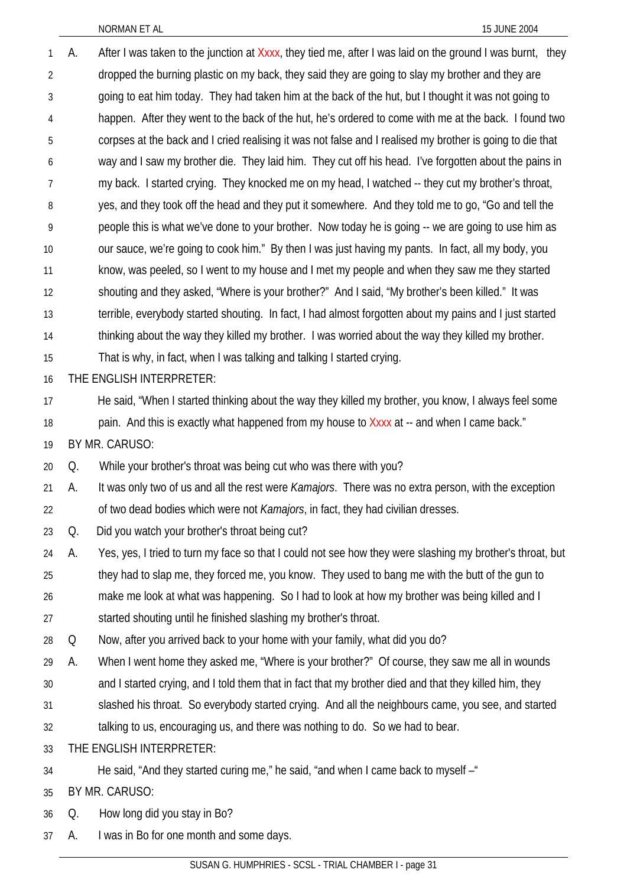A. After I was taken to the junction at Xxxx, they tied me, after I was laid on the ground I was burnt, they dropped the burning plastic on my back, they said they are going to slay my brother and they are going to eat him today. They had taken him at the back of the hut, but I thought it was not going to happen. After they went to the back of the hut, he's ordered to come with me at the back. I found two corpses at the back and I cried realising it was not false and I realised my brother is going to die that way and I saw my brother die. They laid him. They cut off his head. I've forgotten about the pains in my back. I started crying. They knocked me on my head, I watched -- they cut my brother's throat, yes, and they took off the head and they put it somewhere. And they told me to go, "Go and tell the people this is what we've done to your brother. Now today he is going -- we are going to use him as our sauce, we're going to cook him." By then I was just having my pants. In fact, all my body, you know, was peeled, so I went to my house and I met my people and when they saw me they started shouting and they asked, "Where is your brother?" And I said, "My brother's been killed." It was terrible, everybody started shouting. In fact, I had almost forgotten about my pains and I just started thinking about the way they killed my brother. I was worried about the way they killed my brother. That is why, in fact, when I was talking and talking I started crying.

THE ENGLISH INTERPRETER:

He said, "When I started thinking about the way they killed my brother, you know, I always feel some pain. And this is exactly what happened from my house to Xxxx at -- and when I came back."

BY MR. CARUSO:

Q. While your brother's throat was being cut who was there with you?

A. It was only two of us and all the rest were *Kamajors*. There was no extra person, with the exception of two dead bodies which were not *Kamajors*, in fact, they had civilian dresses.

Q. Did you watch your brother's throat being cut?

A. Yes, yes, I tried to turn my face so that I could not see how they were slashing my brother's throat, but they had to slap me, they forced me, you know. They used to bang me with the butt of the gun to make me look at what was happening. So I had to look at how my brother was being killed and I started shouting until he finished slashing my brother's throat.

Q Now, after you arrived back to your home with your family, what did you do?

A. When I went home they asked me, "Where is your brother?" Of course, they saw me all in wounds and I started crying, and I told them that in fact that my brother died and that they killed him, they slashed his throat. So everybody started crying. And all the neighbours came, you see, and started talking to us, encouraging us, and there was nothing to do. So we had to bear.

THE ENGLISH INTERPRETER:

He said, "And they started curing me," he said, "and when I came back to myself –"

BY MR. CARUSO:

Q. How long did you stay in Bo?

A. I was in Bo for one month and some days.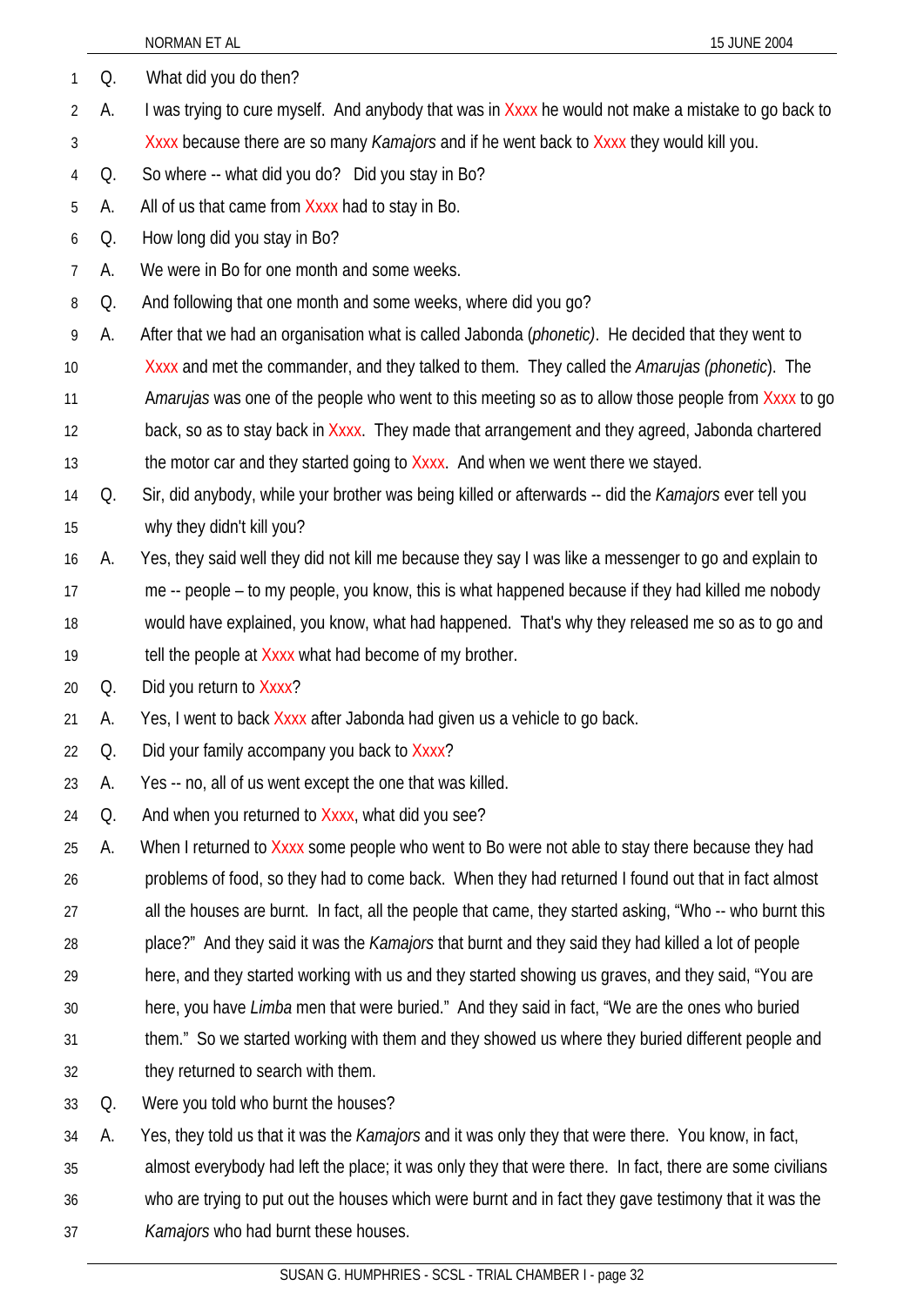Q. What did you do then?

A. I was trying to cure myself. And anybody that was in Xxxx he would not make a mistake to go back to Xxxx because there are so many *Kamajors* and if he went back to Xxxx they would kill you.

Q. So where -- what did you do? Did you stay in Bo?

A. All of us that came from Xxxx had to stay in Bo.

Q. How long did you stay in Bo?

A. We were in Bo for one month and some weeks.

Q. And following that one month and some weeks, where did you go?

A. After that we had an organisation what is called Jabonda (*phonetic)*. He decided that they went to Xxxx and met the commander, and they talked to them. They called the *Amarujas (phonetic*). The A*marujas* was one of the people who went to this meeting so as to allow those people from Xxxx to go back, so as to stay back in Xxxx. They made that arrangement and they agreed, Jabonda chartered the motor car and they started going to Xxxx. And when we went there we stayed.

Q. Sir, did anybody, while your brother was being killed or afterwards -- did the *Kamajors* ever tell you why they didn't kill you?

A. Yes, they said well they did not kill me because they say I was like a messenger to go and explain to me -- people – to my people, you know, this is what happened because if they had killed me nobody would have explained, you know, what had happened. That's why they released me so as to go and tell the people at Xxxx what had become of my brother.

Q. Did you return to Xxxx?

A. Yes, I went to back Xxxx after Jabonda had given us a vehicle to go back.

Q. Did your family accompany you back to Xxxx?

A. Yes -- no, all of us went except the one that was killed.

Q. And when you returned to Xxxx, what did you see?

A. When I returned to Xxxx some people who went to Bo were not able to stay there because they had problems of food, so they had to come back. When they had returned I found out that in fact almost all the houses are burnt. In fact, all the people that came, they started asking, "Who -- who burnt this place?" And they said it was the *Kamajors* that burnt and they said they had killed a lot of people here, and they started working with us and they started showing us graves, and they said, "You are here, you have *Limba* men that were buried." And they said in fact, "We are the ones who buried them." So we started working with them and they showed us where they buried different people and they returned to search with them.

Q. Were you told who burnt the houses?

A. Yes, they told us that it was the *Kamajors* and it was only they that were there. You know, in fact, almost everybody had left the place; it was only they that were there. In fact, there are some civilians who are trying to put out the houses which were burnt and in fact they gave testimony that it was the *Kamajors* who had burnt these houses.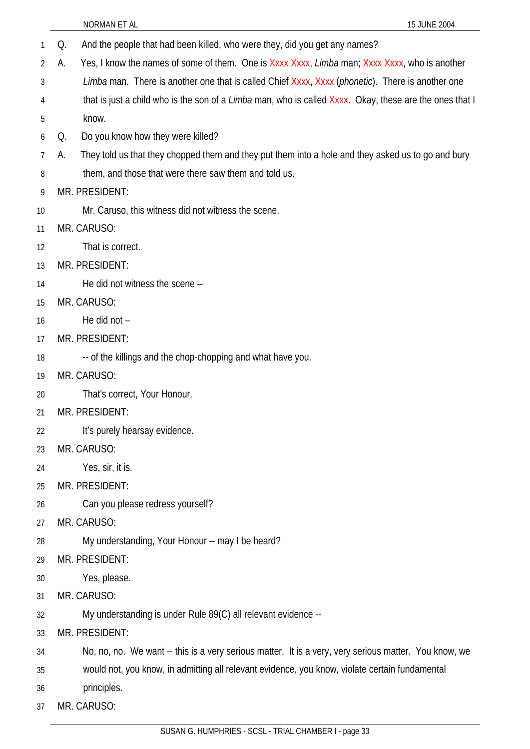Q. And the people that had been killed, who were they, did you get any names?

A. Yes, I know the names of some of them. One is Xxxx Xxxx, *Limba* man; Xxxx Xxxx, who is another *Limba* man. There is another one that is called Chief Xxxx, Xxxx (*phonetic*). There is another one that is just a child who is the son of a *Limba* man, who is called Xxxx. Okay, these are the ones that I know.

Q. Do you know how they were killed?

A. They told us that they chopped them and they put them into a hole and they asked us to go and bury them, and those that were there saw them and told us.

MR. PRESIDENT:

Mr. Caruso, this witness did not witness the scene.

MR. CARUSO:

That is correct.

MR. PRESIDENT:

He did not witness the scene --

MR. CARUSO:

He did not –

MR. PRESIDENT:

-- of the killings and the chop-chopping and what have you.

MR. CARUSO:

That's correct, Your Honour.

MR. PRESIDENT:

It's purely hearsay evidence.

MR. CARUSO:

Yes, sir, it is.

MR. PRESIDENT:

Can you please redress yourself?

MR. CARUSO:

My understanding, Your Honour -- may I be heard?

MR. PRESIDENT:

Yes, please.

MR. CARUSO:

My understanding is under Rule 89(C) all relevant evidence --

MR. PRESIDENT:

No, no, no. We want -- this is a very serious matter. It is a very, very serious matter. You know, we would not, you know, in admitting all relevant evidence, you know, violate certain fundamental principles.

MR. CARUSO: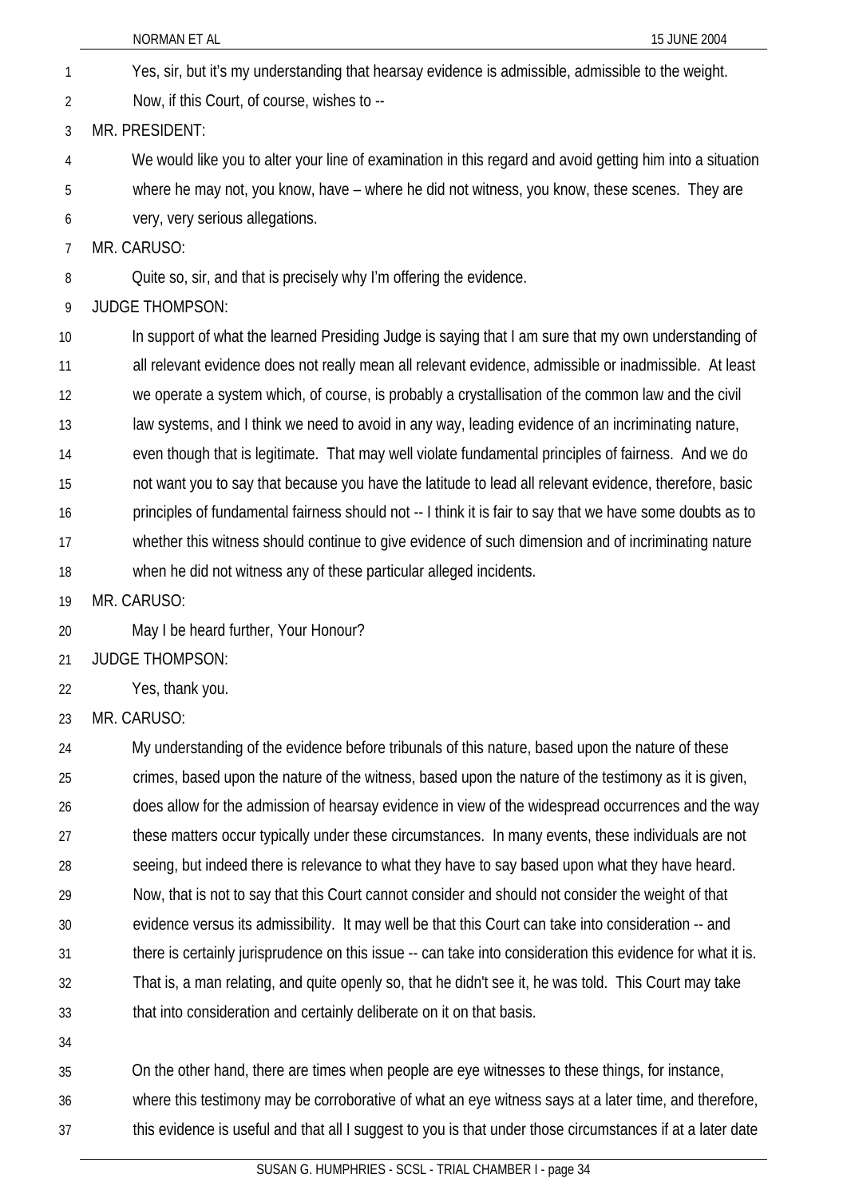Yes, sir, but it's my understanding that hearsay evidence is admissible, admissible to the weight. Now, if this Court, of course, wishes to --

MR. PRESIDENT:

We would like you to alter your line of examination in this regard and avoid getting him into a situation where he may not, you know, have – where he did not witness, you know, these scenes. They are very, very serious allegations.

MR. CARUSO:

Quite so, sir, and that is precisely why I'm offering the evidence.

JUDGE THOMPSON:

In support of what the learned Presiding Judge is saying that I am sure that my own understanding of all relevant evidence does not really mean all relevant evidence, admissible or inadmissible. At least we operate a system which, of course, is probably a crystallisation of the common law and the civil law systems, and I think we need to avoid in any way, leading evidence of an incriminating nature, even though that is legitimate. That may well violate fundamental principles of fairness. And we do not want you to say that because you have the latitude to lead all relevant evidence, therefore, basic principles of fundamental fairness should not -- I think it is fair to say that we have some doubts as to whether this witness should continue to give evidence of such dimension and of incriminating nature when he did not witness any of these particular alleged incidents.

MR. CARUSO:

May I be heard further, Your Honour?

JUDGE THOMPSON:

Yes, thank you.

MR. CARUSO:

My understanding of the evidence before tribunals of this nature, based upon the nature of these crimes, based upon the nature of the witness, based upon the nature of the testimony as it is given, does allow for the admission of hearsay evidence in view of the widespread occurrences and the way these matters occur typically under these circumstances. In many events, these individuals are not seeing, but indeed there is relevance to what they have to say based upon what they have heard. Now, that is not to say that this Court cannot consider and should not consider the weight of that evidence versus its admissibility. It may well be that this Court can take into consideration -- and there is certainly jurisprudence on this issue -- can take into consideration this evidence for what it is. That is, a man relating, and quite openly so, that he didn't see it, he was told. This Court may take that into consideration and certainly deliberate on it on that basis.

On the other hand, there are times when people are eye witnesses to these things, for instance, where this testimony may be corroborative of what an eye witness says at a later time, and therefore, this evidence is useful and that all I suggest to you is that under those circumstances if at a later date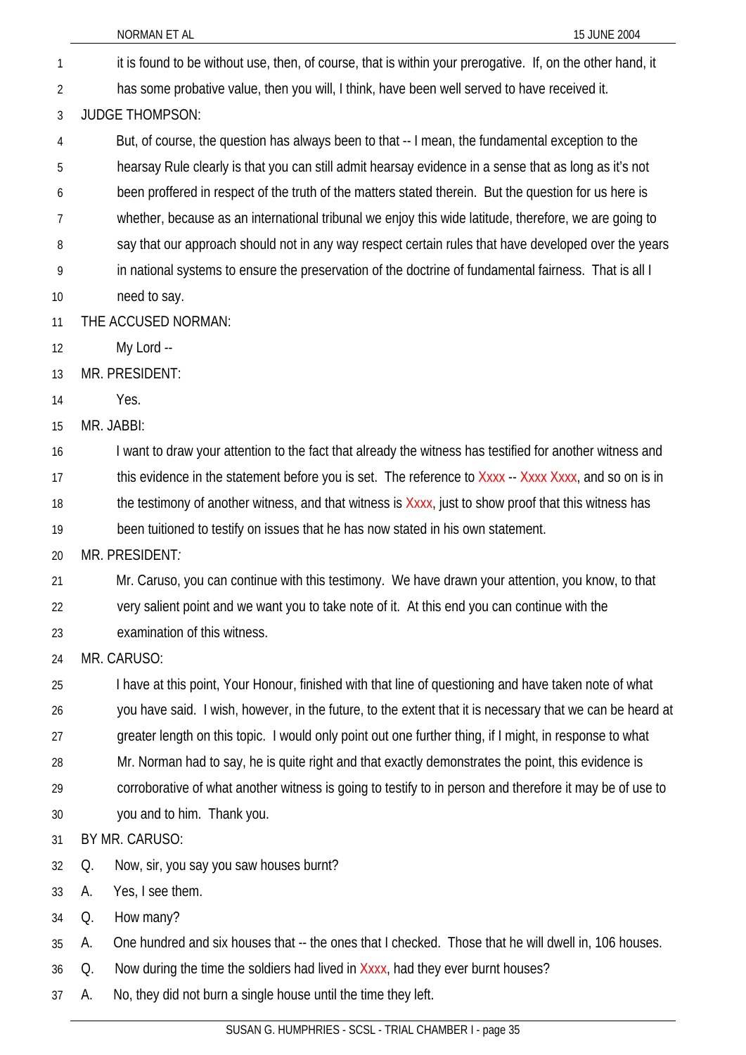it is found to be without use, then, of course, that is within your prerogative. If, on the other hand, it has some probative value, then you will, I think, have been well served to have received it.

JUDGE THOMPSON:

But, of course, the question has always been to that -- I mean, the fundamental exception to the hearsay Rule clearly is that you can still admit hearsay evidence in a sense that as long as it's not been proffered in respect of the truth of the matters stated therein. But the question for us here is whether, because as an international tribunal we enjoy this wide latitude, therefore, we are going to say that our approach should not in any way respect certain rules that have developed over the years in national systems to ensure the preservation of the doctrine of fundamental fairness. That is all I need to say.

THE ACCUSED NORMAN:

My Lord --

MR. PRESIDENT:

Yes.

MR. JABBI:

I want to draw your attention to the fact that already the witness has testified for another witness and this evidence in the statement before you is set. The reference to Xxxx -- Xxxx Xxxx, and so on is in the testimony of another witness, and that witness is Xxxx, just to show proof that this witness has been tuitioned to testify on issues that he has now stated in his own statement.

MR. PRESIDENT:

Mr. Caruso, you can continue with this testimony. We have drawn your attention, you know, to that very salient point and we want you to take note of it. At this end you can continue with the examination of this witness.

MR. CARUSO:

I have at this point, Your Honour, finished with that line of questioning and have taken note of what you have said. I wish, however, in the future, to the extent that it is necessary that we can be heard at greater length on this topic. I would only point out one further thing, if I might, in response to what Mr. Norman had to say, he is quite right and that exactly demonstrates the point, this evidence is corroborative of what another witness is going to testify to in person and therefore it may be of use to you and to him. Thank you.

BY MR. CARUSO:

Q. Now, sir, you say you saw houses burnt?

A. Yes, I see them.

Q. How many?

A. One hundred and six houses that -- the ones that I checked. Those that he will dwell in, 106 houses.

Q. Now during the time the soldiers had lived in Xxxx, had they ever burnt houses?

A. No, they did not burn a single house until the time they left.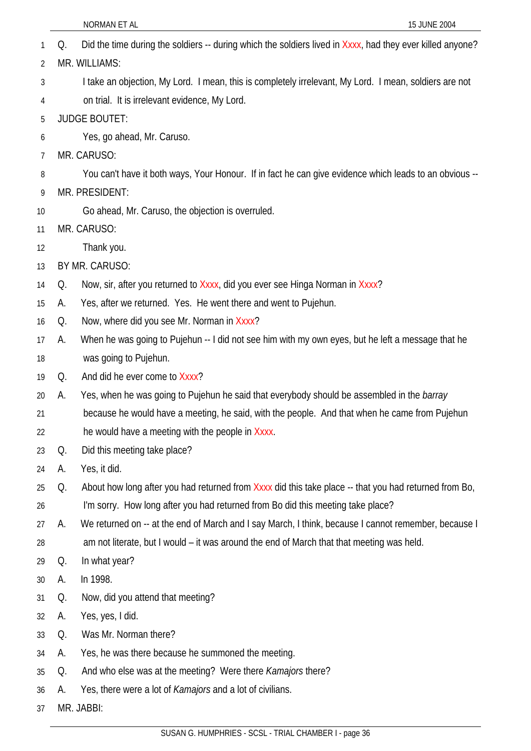Q. Did the time during the soldiers -- during which the soldiers lived in Xxxx, had they ever killed anyone?

MR. WILLIAMS:

I take an objection, My Lord. I mean, this is completely irrelevant, My Lord. I mean, soldiers are not on trial. It is irrelevant evidence, My Lord.

JUDGE BOUTET:

Yes, go ahead, Mr. Caruso.

MR. CARUSO:

You can't have it both ways, Your Honour. If in fact he can give evidence which leads to an obvious --

MR. PRESIDENT:

Go ahead, Mr. Caruso, the objection is overruled.

MR. CARUSO:

Thank you.

BY MR. CARUSO:

Q. Now, sir, after you returned to Xxxx, did you ever see Hinga Norman in Xxxx?

A. Yes, after we returned. Yes. He went there and went to Pujehun.

Q. Now, where did you see Mr. Norman in Xxxx?

A. When he was going to Pujehun -- I did not see him with my own eyes, but he left a message that he was going to Pujehun.

Q. And did he ever come to Xxxx?

A. Yes, when he was going to Pujehun he said that everybody should be assembled in the *barray* because he would have a meeting, he said, with the people. And that when he came from Pujehun he would have a meeting with the people in Xxxx.

Q. Did this meeting take place?

A. Yes, it did.

Q. About how long after you had returned from Xxxx did this take place -- that you had returned from Bo, I'm sorry. How long after you had returned from Bo did this meeting take place?

A. We returned on -- at the end of March and I say March, I think, because I cannot remember, because I am not literate, but I would – it was around the end of March that that meeting was held.

Q. In what year?

A. In 1998.

Q. Now, did you attend that meeting?

A. Yes, yes, I did.

Q. Was Mr. Norman there?

A. Yes, he was there because he summoned the meeting.

Q. And who else was at the meeting? Were there *Kamajors* there?

A. Yes, there were a lot of *Kamajors* and a lot of civilians.

MR. JABBI: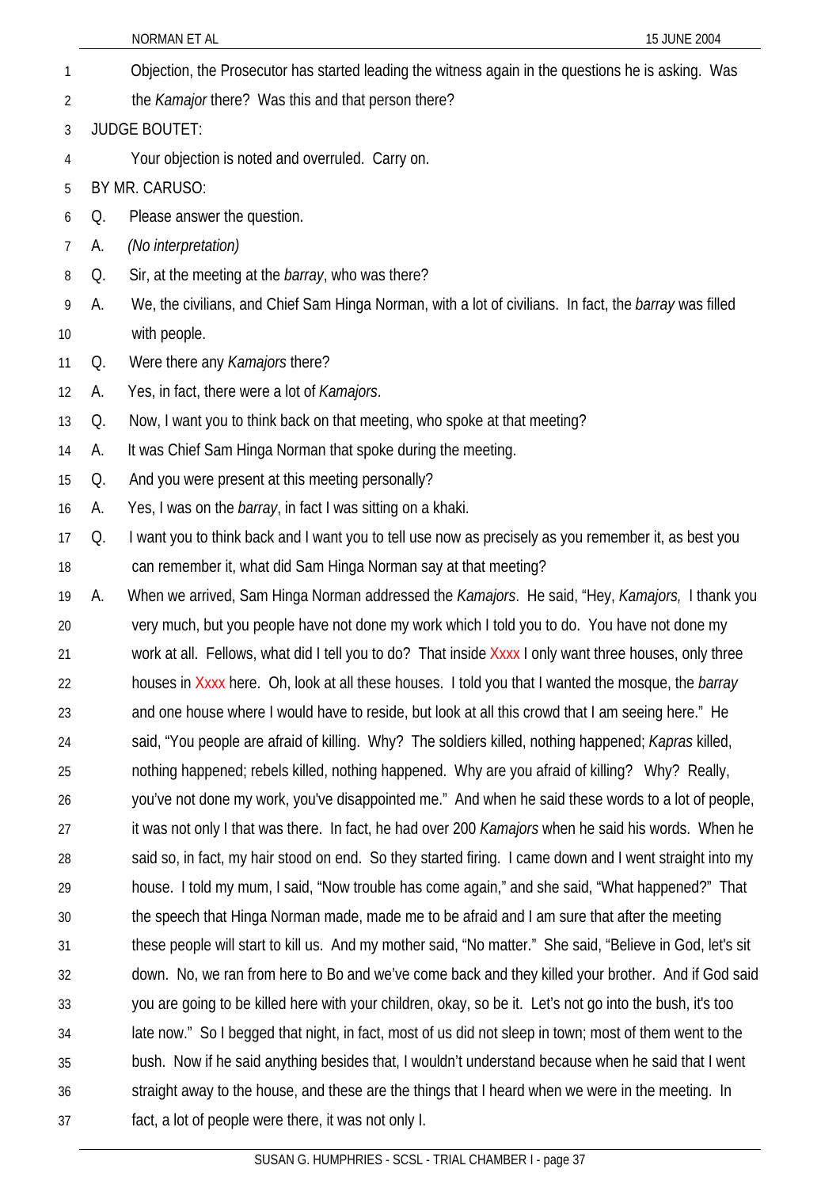Objection, the Prosecutor has started leading the witness again in the questions he is asking. Was the *Kamajor* there? Was this and that person there?

JUDGE BOUTET:

Your objection is noted and overruled. Carry on.

BY MR. CARUSO:

Q. Please answer the question.

A. *(No interpretation)*

Q. Sir, at the meeting at the *barray*, who was there?

A. We, the civilians, and Chief Sam Hinga Norman, with a lot of civilians. In fact, the *barray* was filled with people.

Q. Were there any *Kamajors* there?

A. Yes, in fact, there were a lot of *Kamajors*.

Q. Now, I want you to think back on that meeting, who spoke at that meeting?

A. It was Chief Sam Hinga Norman that spoke during the meeting.

Q. And you were present at this meeting personally?

A. Yes, I was on the *barray*, in fact I was sitting on a khaki.

Q. I want you to think back and I want you to tell use now as precisely as you remember it, as best you can remember it, what did Sam Hinga Norman say at that meeting?

A. When we arrived, Sam Hinga Norman addressed the *Kamajors*. He said, "Hey, *Kamajors,* I thank you very much, but you people have not done my work which I told you to do. You have not done my work at all. Fellows, what did I tell you to do? That inside Xxxx I only want three houses, only three houses in Xxxx here. Oh, look at all these houses. I told you that I wanted the mosque, the *barray* and one house where I would have to reside, but look at all this crowd that I am seeing here." He said, "You people are afraid of killing. Why? The soldiers killed, nothing happened; *Kapras* killed, nothing happened; rebels killed, nothing happened. Why are you afraid of killing? Why? Really, you've not done my work, you've disappointed me." And when he said these words to a lot of people, it was not only I that was there. In fact, he had over 200 *Kamajors* when he said his words. When he said so, in fact, my hair stood on end. So they started firing. I came down and I went straight into my house. I told my mum, I said, "Now trouble has come again," and she said, "What happened?" That the speech that Hinga Norman made, made me to be afraid and I am sure that after the meeting these people will start to kill us. And my mother said, "No matter." She said, "Believe in God, let's sit down. No, we ran from here to Bo and we've come back and they killed your brother. And if God said you are going to be killed here with your children, okay, so be it. Let's not go into the bush, it's too late now." So I begged that night, in fact, most of us did not sleep in town; most of them went to the bush. Now if he said anything besides that, I wouldn't understand because when he said that I went straight away to the house, and these are the things that I heard when we were in the meeting. In fact, a lot of people were there, it was not only I.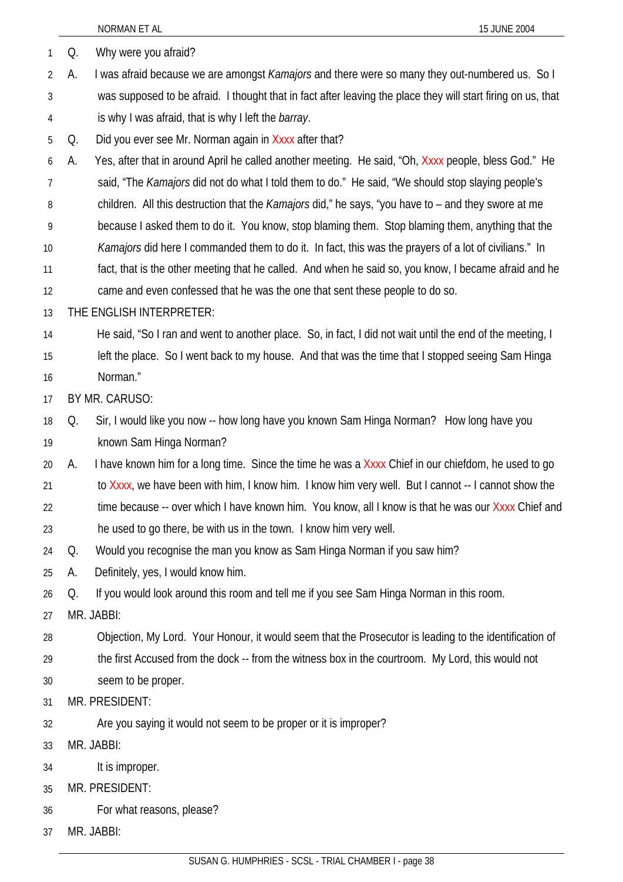Q. Why were you afraid?

A. I was afraid because we are amongst *Kamajors* and there were so many they out-numbered us. So I was supposed to be afraid. I thought that in fact after leaving the place they will start firing on us, that is why I was afraid, that is why I left the *barray*.

Q. Did you ever see Mr. Norman again in Xxxx after that?

A. Yes, after that in around April he called another meeting. He said, "Oh, Xxxx people, bless God." He said, "The *Kamajors* did not do what I told them to do." He said, "We should stop slaying people's children. All this destruction that the *Kamajors* did," he says, "you have to – and they swore at me because I asked them to do it. You know, stop blaming them. Stop blaming them, anything that the *Kamajors* did here I commanded them to do it. In fact, this was the prayers of a lot of civilians." In fact, that is the other meeting that he called. And when he said so, you know, I became afraid and he came and even confessed that he was the one that sent these people to do so.

THE ENGLISH INTERPRETER:

He said, "So I ran and went to another place. So, in fact, I did not wait until the end of the meeting, I left the place. So I went back to my house. And that was the time that I stopped seeing Sam Hinga Norman."

BY MR. CARUSO:

Q. Sir, I would like you now -- how long have you known Sam Hinga Norman? How long have you known Sam Hinga Norman?

A. I have known him for a long time. Since the time he was a Xxxx Chief in our chiefdom, he used to go to Xxxx, we have been with him, I know him. I know him very well. But I cannot -- I cannot show the time because -- over which I have known him. You know, all I know is that he was our Xxxx Chief and he used to go there, be with us in the town. I know him very well.

Q. Would you recognise the man you know as Sam Hinga Norman if you saw him?

A. Definitely, yes, I would know him.

Q. If you would look around this room and tell me if you see Sam Hinga Norman in this room.

MR. JABBI:

Objection, My Lord. Your Honour, it would seem that the Prosecutor is leading to the identification of the first Accused from the dock -- from the witness box in the courtroom. My Lord, this would not seem to be proper.

MR. PRESIDENT:

Are you saying it would not seem to be proper or it is improper?

MR. JABBI:

It is improper.

MR. PRESIDENT:

For what reasons, please?

MR. JABBI: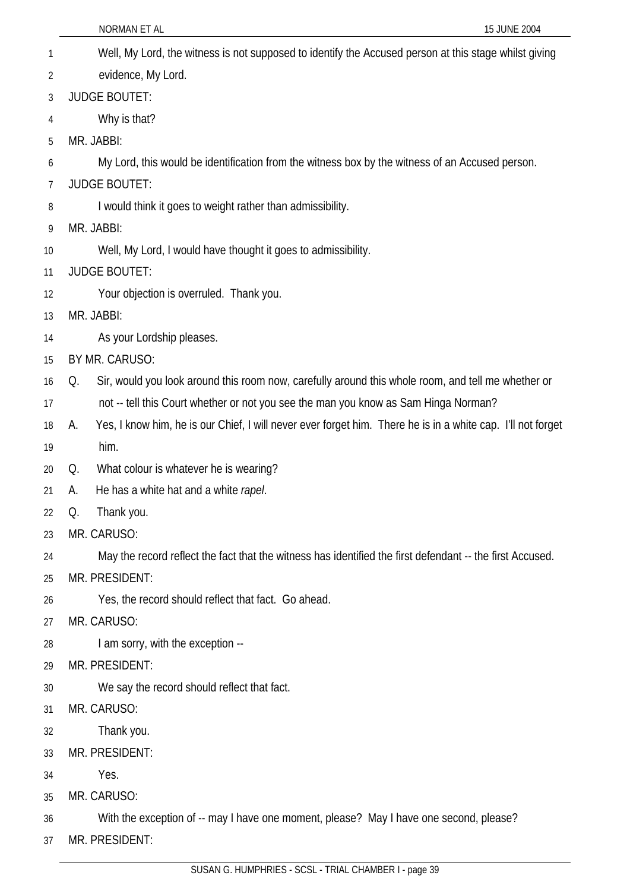Well, My Lord, the witness is not supposed to identify the Accused person at this stage whilst giving evidence, My Lord.

JUDGE BOUTET:

Why is that?

MR. JABBI:

My Lord, this would be identification from the witness box by the witness of an Accused person.

JUDGE BOUTET:

I would think it goes to weight rather than admissibility.

MR. JABBI:

Well, My Lord, I would have thought it goes to admissibility.

JUDGE BOUTET:

Your objection is overruled. Thank you.

MR. JABBI:

As your Lordship pleases.

BY MR. CARUSO:

Q. Sir, would you look around this room now, carefully around this whole room, and tell me whether or not -- tell this Court whether or not you see the man you know as Sam Hinga Norman?

A. Yes, I know him, he is our Chief, I will never ever forget him. There he is in a white cap. I'll not forget him.

Q. What colour is whatever he is wearing?

A. He has a white hat and a white *rapel*.

Q. Thank you.

MR. CARUSO:

May the record reflect the fact that the witness has identified the first defendant -- the first Accused.

MR. PRESIDENT:

Yes, the record should reflect that fact. Go ahead.

MR. CARUSO:

I am sorry, with the exception --

MR. PRESIDENT:

We say the record should reflect that fact.

MR. CARUSO:

Thank you.

MR. PRESIDENT:

Yes.

MR. CARUSO:

With the exception of -- may I have one moment, please? May I have one second, please?

MR. PRESIDENT: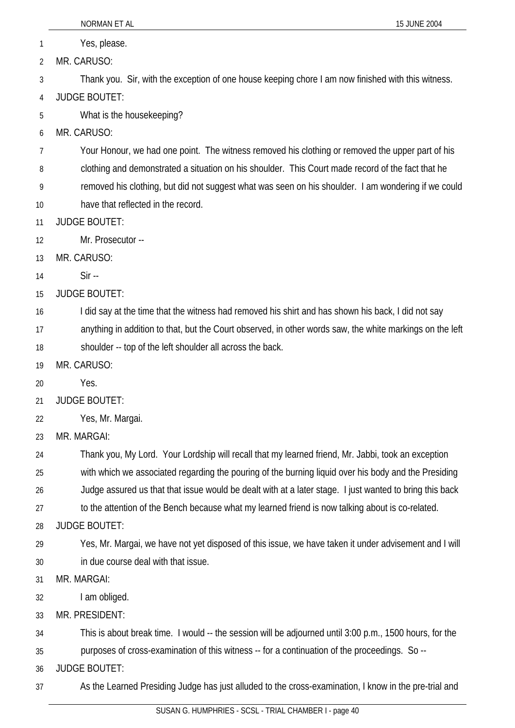Yes, please.

MR. CARUSO:

Thank you. Sir, with the exception of one house keeping chore I am now finished with this witness.

JUDGE BOUTET:

What is the housekeeping?

MR. CARUSO:

Your Honour, we had one point. The witness removed his clothing or removed the upper part of his clothing and demonstrated a situation on his shoulder. This Court made record of the fact that he removed his clothing, but did not suggest what was seen on his shoulder. I am wondering if we could have that reflected in the record.

JUDGE BOUTET:

Mr. Prosecutor --

MR. CARUSO:

Sir --

JUDGE BOUTET:

I did say at the time that the witness had removed his shirt and has shown his back, I did not say anything in addition to that, but the Court observed, in other words saw, the white markings on the left shoulder -- top of the left shoulder all across the back.

MR. CARUSO:

Yes.

JUDGE BOUTET:

Yes, Mr. Margai.

MR. MARGAI:

Thank you, My Lord. Your Lordship will recall that my learned friend, Mr. Jabbi, took an exception with which we associated regarding the pouring of the burning liquid over his body and the Presiding Judge assured us that that issue would be dealt with at a later stage. I just wanted to bring this back to the attention of the Bench because what my learned friend is now talking about is co-related.

JUDGE BOUTET:

Yes, Mr. Margai, we have not yet disposed of this issue, we have taken it under advisement and I will in due course deal with that issue.

MR. MARGAI:

I am obliged.

MR. PRESIDENT:

This is about break time. I would -- the session will be adjourned until 3:00 p.m., 1500 hours, for the purposes of cross-examination of this witness -- for a continuation of the proceedings. So --

JUDGE BOUTET:

As the Learned Presiding Judge has just alluded to the cross-examination, I know in the pre-trial and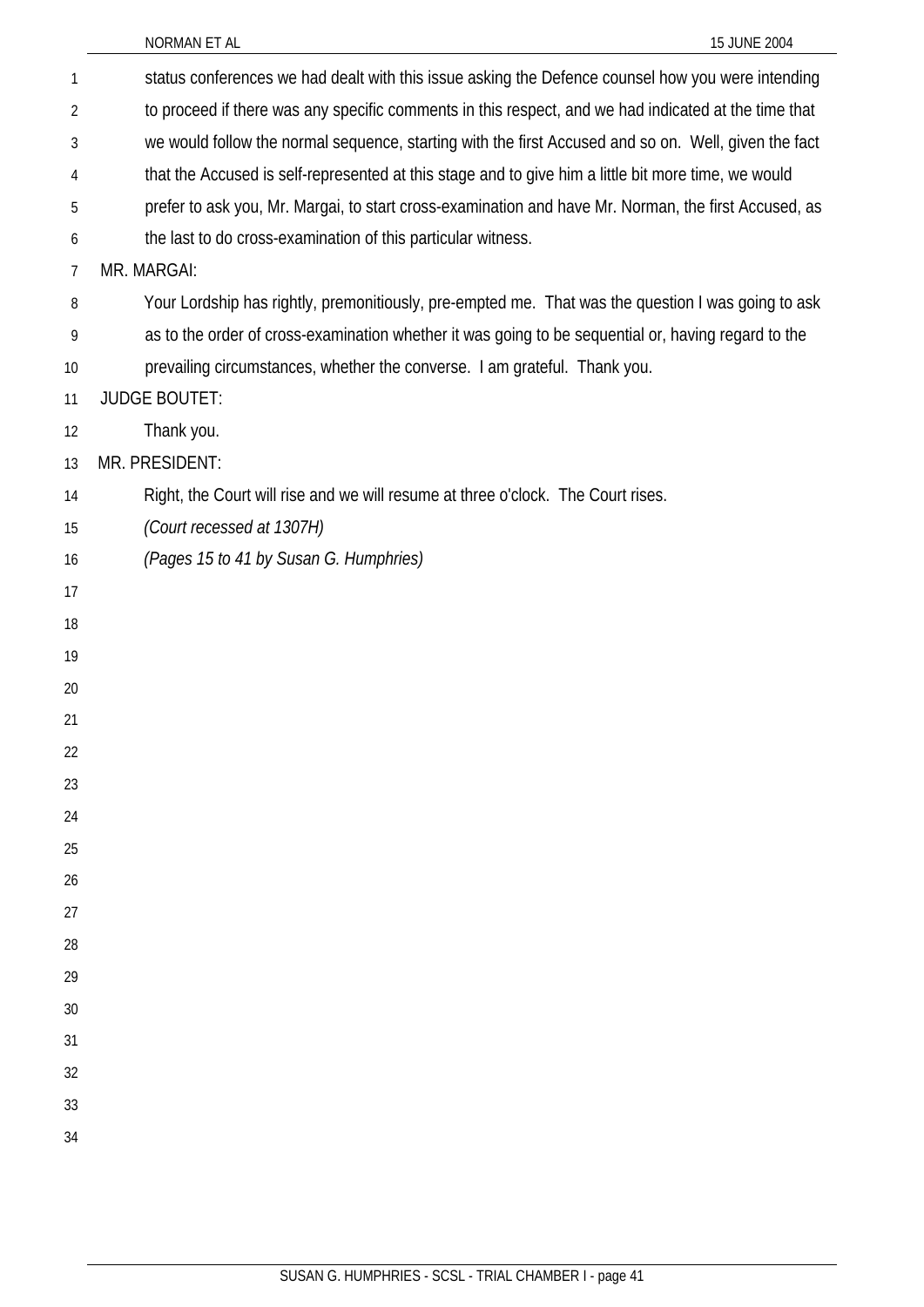status conferences we had dealt with this issue asking the Defence counsel how you were intending to proceed if there was any specific comments in this respect, and we had indicated at the time that we would follow the normal sequence, starting with the first Accused and so on. Well, given the fact that the Accused is self-represented at this stage and to give him a little bit more time, we would prefer to ask you, Mr. Margai, to start cross-examination and have Mr. Norman, the first Accused, as the last to do cross-examination of this particular witness.

MR. MARGAI:

Your Lordship has rightly, premonitiously, pre-empted me. That was the question I was going to ask as to the order of cross-examination whether it was going to be sequential or, having regard to the prevailing circumstances, whether the converse. I am grateful. Thank you.

JUDGE BOUTET:

Thank you.

MR. PRESIDENT:

Right, the Court will rise and we will resume at three o'clock. The Court rises.

*(Court recessed at 1307H)*

*(Pages 15 to 41 by Susan G. Humphries)*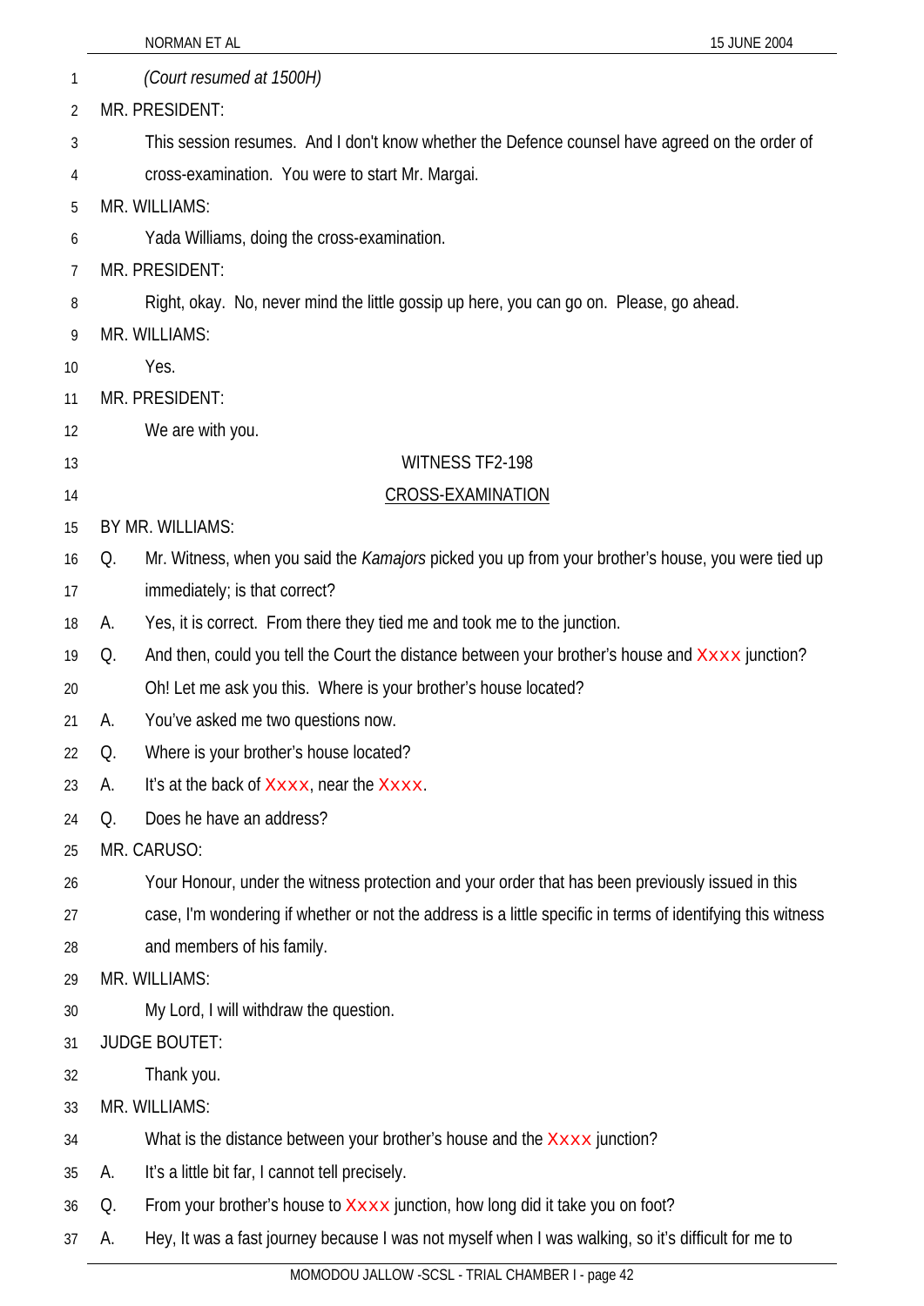*(Court resumed at 1500H)*

MR. PRESIDENT:

This session resumes. And I don't know whether the Defence counsel have agreed on the order of cross-examination. You were to start Mr. Margai.

MR. WILLIAMS:

Yada Williams, doing the cross-examination.

MR. PRESIDENT:

Right, okay. No, never mind the little gossip up here, you can go on. Please, go ahead.

MR. WILLIAMS:

Yes.

MR. PRESIDENT:

We are with you.

WITNESS TF2-198

CROSS-EXAMINATION

BY MR. WILLIAMS:

Q. Mr. Witness, when you said the *Kamajors* picked you up from your brother's house, you were tied up immediately; is that correct?

A. Yes, it is correct. From there they tied me and took me to the junction.

Q. And then, could you tell the Court the distance between your brother's house and Xxxx junction? Oh! Let me ask you this. Where is your brother's house located?

A. You've asked me two questions now.

Q. Where is your brother's house located?

A. It's at the back of Xxxx, near the Xxxx.

Q. Does he have an address?

MR. CARUSO:

Your Honour, under the witness protection and your order that has been previously issued in this case, I'm wondering if whether or not the address is a little specific in terms of identifying this witness and members of his family.

MR. WILLIAMS:

My Lord, I will withdraw the question.

JUDGE BOUTET:

Thank you.

MR. WILLIAMS:

What is the distance between your brother's house and the Xxxx junction?

A. It's a little bit far, I cannot tell precisely.

Q. From your brother's house to Xxxx junction, how long did it take you on foot?

A. Hey, It was a fast journey because I was not myself when I was walking, so it's difficult for me to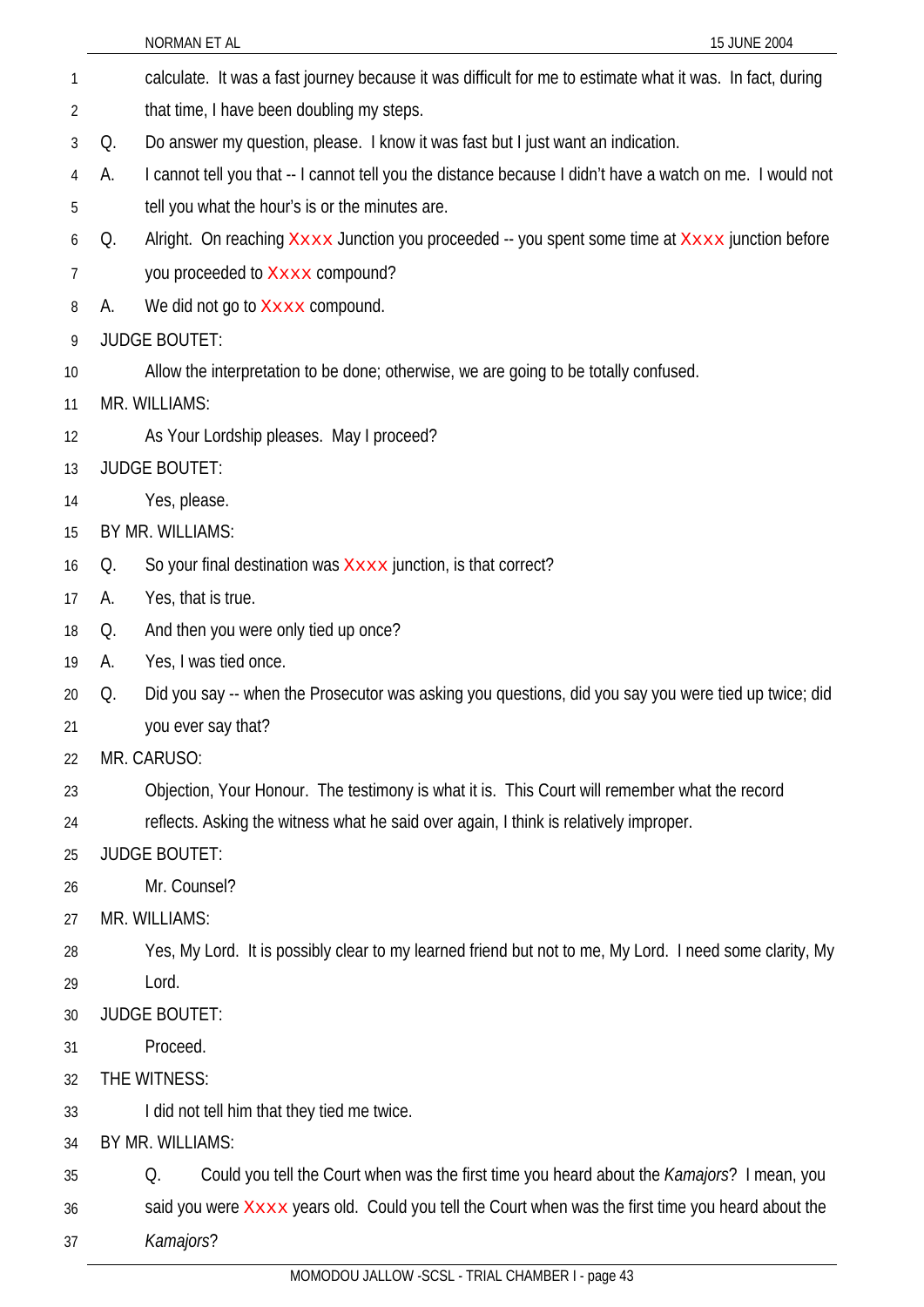calculate. It was a fast journey because it was difficult for me to estimate what it was. In fact, during that time, I have been doubling my steps.

Q. Do answer my question, please. I know it was fast but I just want an indication.

A. I cannot tell you that -- I cannot tell you the distance because I didn't have a watch on me. I would not tell you what the hour's is or the minutes are.

Q. Alright. On reaching Xxxx Junction you proceeded -- you spent some time at Xxxx junction before you proceeded to Xxxx compound?

A. We did not go to Xxxx compound.

JUDGE BOUTET:

Allow the interpretation to be done; otherwise, we are going to be totally confused.

MR. WILLIAMS:

As Your Lordship pleases. May I proceed?

JUDGE BOUTET:

Yes, please.

BY MR. WILLIAMS:

Q. So your final destination was Xxxx junction, is that correct?

A. Yes, that is true.

Q. And then you were only tied up once?

A. Yes, I was tied once.

Q. Did you say -- when the Prosecutor was asking you questions, did you say you were tied up twice; did you ever say that?

MR. CARUSO:

Objection, Your Honour. The testimony is what it is. This Court will remember what the record reflects. Asking the witness what he said over again, I think is relatively improper.

JUDGE BOUTET:

Mr. Counsel?

MR. WILLIAMS:

Yes, My Lord. It is possibly clear to my learned friend but not to me, My Lord. I need some clarity, My Lord.

JUDGE BOUTET:

Proceed.

THE WITNESS:

I did not tell him that they tied me twice.

BY MR. WILLIAMS:

Q. Could you tell the Court when was the first time you heard about the *Kamajors*? I mean, you said you were Xxxx years old. Could you tell the Court when was the first time you heard about the *Kamajors*?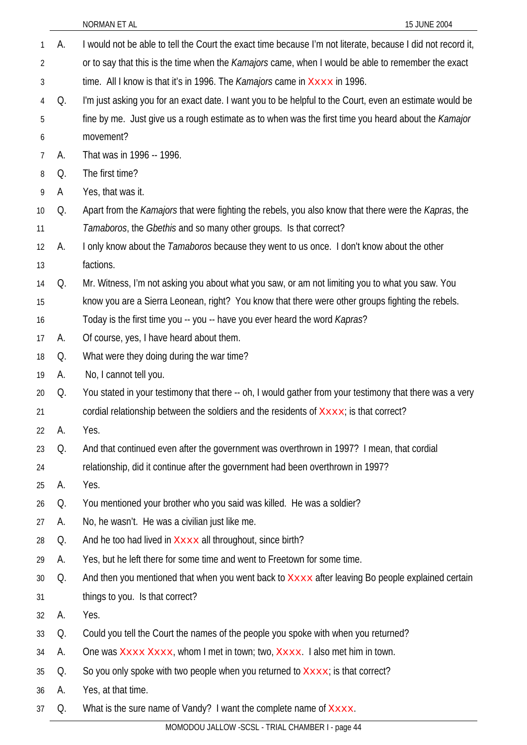A. I would not be able to tell the Court the exact time because I'm not literate, because I did not record it, or to say that this is the time when the *Kamajors* came, when I would be able to remember the exact time. All I know is that it's in 1996. The *Kamajors* came in Xxxx in 1996.

Q. I'm just asking you for an exact date. I want you to be helpful to the Court, even an estimate would be fine by me. Just give us a rough estimate as to when was the first time you heard about the *Kamajor* movement?

A. That was in 1996 -- 1996.

Q. The first time?

A Yes, that was it.

Q. Apart from the *Kamajors* that were fighting the rebels, you also know that there were the *Kapras*, the *Tamaboros*, the *Gbethis* and so many other groups. Is that correct?

A. I only know about the *Tamaboros* because they went to us once. I don't know about the other factions.

Q. Mr. Witness, I'm not asking you about what you saw, or am not limiting you to what you saw. You know you are a Sierra Leonean, right? You know that there were other groups fighting the rebels. Today is the first time you -- you -- have you ever heard the word *Kapras*?

A. Of course, yes, I have heard about them.

Q. What were they doing during the war time?

A. No, I cannot tell you.

Q. You stated in your testimony that there -- oh, I would gather from your testimony that there was a very cordial relationship between the soldiers and the residents of Xxxx; is that correct?

A. Yes.

Q. And that continued even after the government was overthrown in 1997? I mean, that cordial relationship, did it continue after the government had been overthrown in 1997?

A. Yes.

Q. You mentioned your brother who you said was killed. He was a soldier?

A. No, he wasn't. He was a civilian just like me.

Q. And he too had lived in Xxxx all throughout, since birth?

A. Yes, but he left there for some time and went to Freetown for some time.

Q. And then you mentioned that when you went back to Xxxx after leaving Bo people explained certain things to you. Is that correct?

A. Yes.

Q. Could you tell the Court the names of the people you spoke with when you returned?

A. One was Xxxx Xxxx, whom I met in town; two, Xxxx. I also met him in town.

Q. So you only spoke with two people when you returned to Xxxx; is that correct?

A. Yes, at that time.

Q. What is the sure name of Vandy? I want the complete name of Xxxx.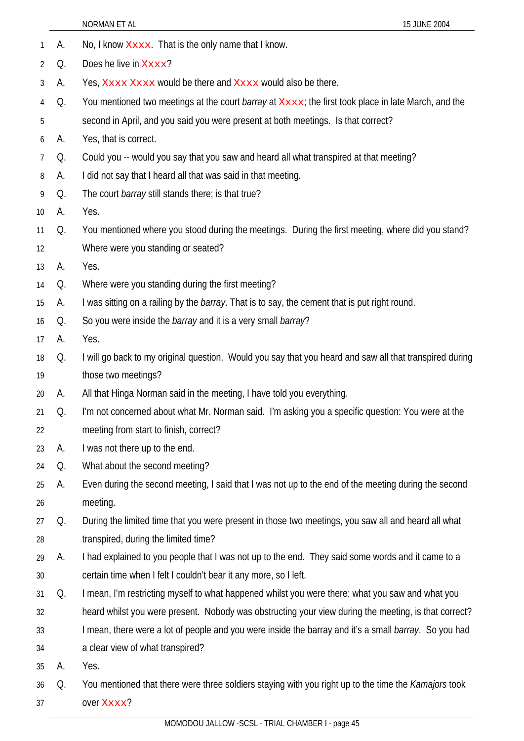A. No, I know Xxxx. That is the only name that I know.

Q. Does he live in Xxxx?

A. Yes, Xxxx Xxxx would be there and Xxxx would also be there.

Q. You mentioned two meetings at the court *barray* at Xxxx; the first took place in late March, and the second in April, and you said you were present at both meetings. Is that correct?

A. Yes, that is correct.

Q. Could you -- would you say that you saw and heard all what transpired at that meeting?

A. I did not say that I heard all that was said in that meeting.

Q. The court *barray* still stands there; is that true?

A. Yes.

Q. You mentioned where you stood during the meetings. During the first meeting, where did you stand? Where were you standing or seated?

A. Yes.

Q. Where were you standing during the first meeting?

A. I was sitting on a railing by the *barray*. That is to say, the cement that is put right round.

Q. So you were inside the *barray* and it is a very small *barray*?

A. Yes.

Q. I will go back to my original question. Would you say that you heard and saw all that transpired during those two meetings?

A. All that Hinga Norman said in the meeting, I have told you everything.

Q. I'm not concerned about what Mr. Norman said. I'm asking you a specific question: You were at the meeting from start to finish, correct?

A. I was not there up to the end.

Q. What about the second meeting?

A. Even during the second meeting, I said that I was not up to the end of the meeting during the second meeting.

Q. During the limited time that you were present in those two meetings, you saw all and heard all what transpired, during the limited time?

A. I had explained to you people that I was not up to the end. They said some words and it came to a certain time when I felt I couldn't bear it any more, so I left.

Q. I mean, I'm restricting myself to what happened whilst you were there; what you saw and what you heard whilst you were present. Nobody was obstructing your view during the meeting, is that correct? I mean, there were a lot of people and you were inside the barray and it's a small *barray*. So you had a clear view of what transpired?

A. Yes.

Q. You mentioned that there were three soldiers staying with you right up to the time the *Kamajors* took over Xxxx?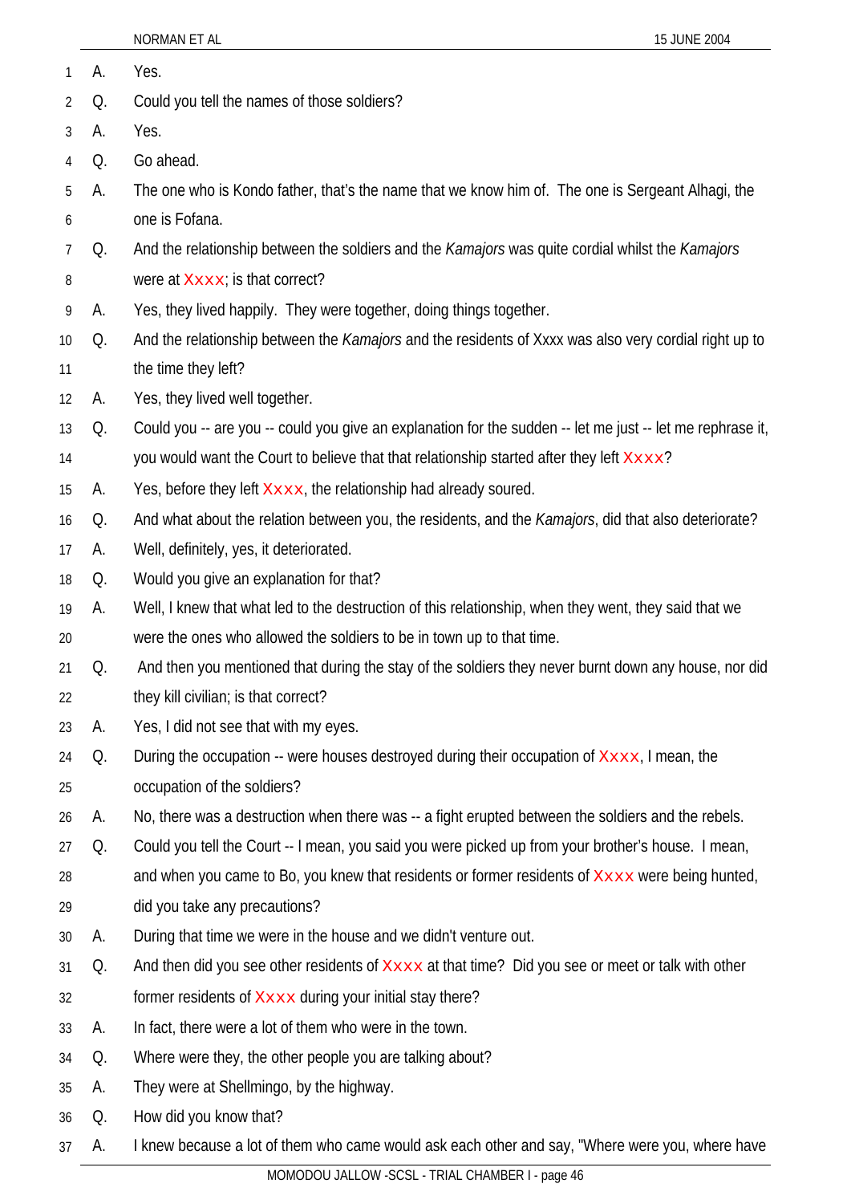A. Yes.

Q. Could you tell the names of those soldiers?

A. Yes.

Q. Go ahead.

A. The one who is Kondo father, that's the name that we know him of. The one is Sergeant Alhagi, the one is Fofana.

Q. And the relationship between the soldiers and the *Kamajors* was quite cordial whilst the *Kamajors* were at Xxxx; is that correct?

A. Yes, they lived happily. They were together, doing things together.

Q. And the relationship between the *Kamajors* and the residents of Xxxx was also very cordial right up to the time they left?

A. Yes, they lived well together.

Q. Could you -- are you -- could you give an explanation for the sudden -- let me just -- let me rephrase it, you would want the Court to believe that that relationship started after they left Xxxx?

A. Yes, before they left Xxxx, the relationship had already soured.

Q. And what about the relation between you, the residents, and the *Kamajors*, did that also deteriorate?

A. Well, definitely, yes, it deteriorated.

Q. Would you give an explanation for that?

A. Well, I knew that what led to the destruction of this relationship, when they went, they said that we were the ones who allowed the soldiers to be in town up to that time.

Q. And then you mentioned that during the stay of the soldiers they never burnt down any house, nor did they kill civilian; is that correct?

A. Yes, I did not see that with my eyes.

Q. During the occupation -- were houses destroyed during their occupation of Xxxx, I mean, the occupation of the soldiers?

A. No, there was a destruction when there was -- a fight erupted between the soldiers and the rebels.

Q. Could you tell the Court -- I mean, you said you were picked up from your brother's house. I mean, and when you came to Bo, you knew that residents or former residents of Xxxx were being hunted, did you take any precautions?

A. During that time we were in the house and we didn't venture out.

Q. And then did you see other residents of Xxxx at that time? Did you see or meet or talk with other former residents of Xxxx during your initial stay there?

A. In fact, there were a lot of them who were in the town.

Q. Where were they, the other people you are talking about?

A. They were at Shellmingo, by the highway.

Q. How did you know that?

A. I knew because a lot of them who came would ask each other and say, "Where were you, where have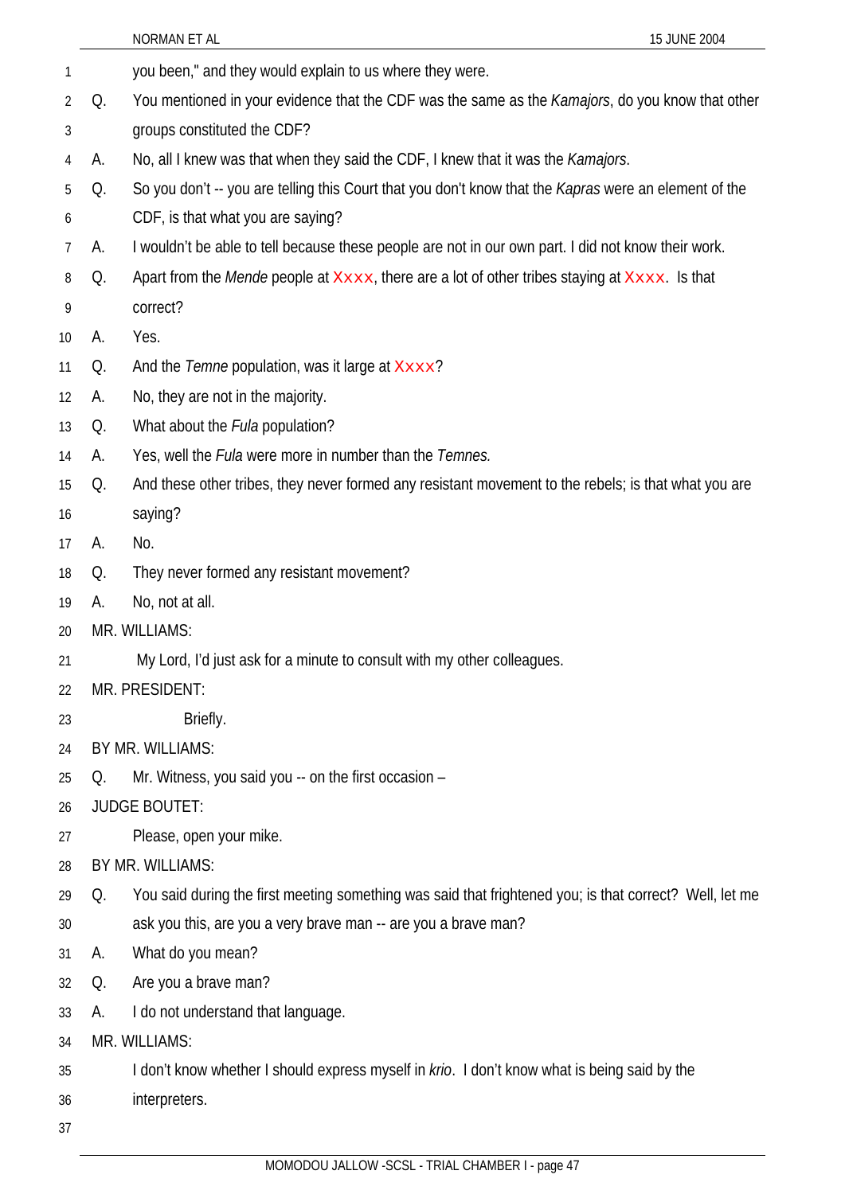you been," and they would explain to us where they were.

Q. You mentioned in your evidence that the CDF was the same as the *Kamajors*, do you know that other groups constituted the CDF?

A. No, all I knew was that when they said the CDF, I knew that it was the *Kamajors*.

Q. So you don't -- you are telling this Court that you don't know that the *Kapras* were an element of the CDF, is that what you are saying?

A. I wouldn't be able to tell because these people are not in our own part. I did not know their work.

Q. Apart from the *Mende* people at Xxxx, there are a lot of other tribes staying at Xxxx. Is that correct?

A. Yes.

Q. And the *Temne* population, was it large at Xxxx?

A. No, they are not in the majority.

Q. What about the *Fula* population?

A. Yes, well the *Fula* were more in number than the *Temnes.*

Q. And these other tribes, they never formed any resistant movement to the rebels; is that what you are saying?

A. No.

Q. They never formed any resistant movement?

A. No, not at all.

MR. WILLIAMS:

My Lord, I'd just ask for a minute to consult with my other colleagues.

MR. PRESIDENT:

Briefly.

BY MR. WILLIAMS:

Q. Mr. Witness, you said you -- on the first occasion –

JUDGE BOUTET:

Please, open your mike.

BY MR. WILLIAMS:

Q. You said during the first meeting something was said that frightened you; is that correct? Well, let me ask you this, are you a very brave man -- are you a brave man?

A. What do you mean?

Q. Are you a brave man?

A. I do not understand that language.

MR. WILLIAMS:

I don't know whether I should express myself in *krio*. I don't know what is being said by the interpreters.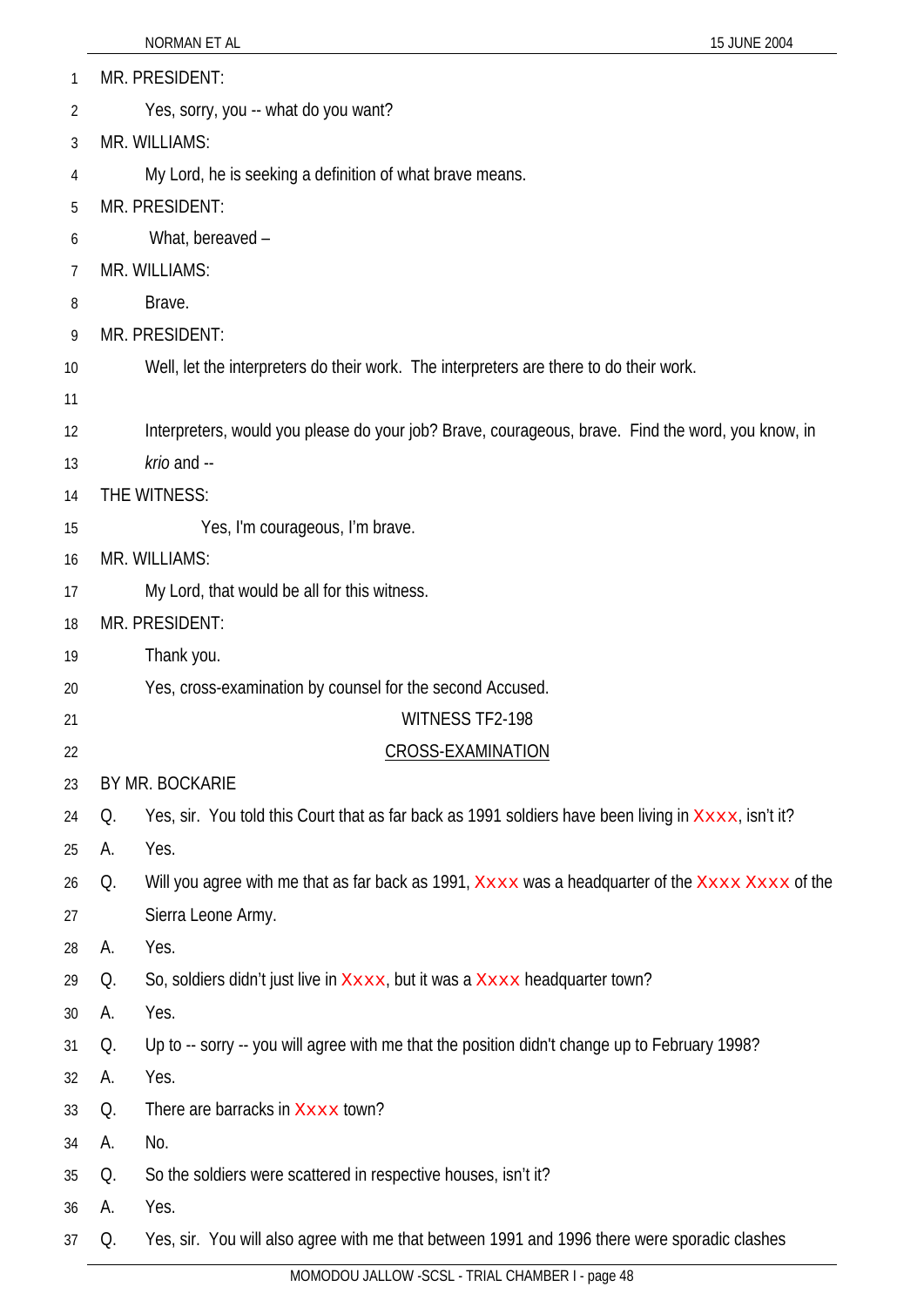MR. PRESIDENT:

Yes, sorry, you -- what do you want?

MR. WILLIAMS:

My Lord, he is seeking a definition of what brave means.

MR. PRESIDENT:

What, bereaved –

MR. WILLIAMS:

Brave.

MR. PRESIDENT:

Well, let the interpreters do their work. The interpreters are there to do their work.

Interpreters, would you please do your job? Brave, courageous, brave. Find the word, you know, in *krio* and --

THE WITNESS:

Yes, I'm courageous, I'm brave.

MR. WILLIAMS:

My Lord, that would be all for this witness.

MR. PRESIDENT:

Thank you.

Yes, cross-examination by counsel for the second Accused.

WITNESS TF2-198

CROSS-EXAMINATION

BY MR. BOCKARIE

Q. Yes, sir. You told this Court that as far back as 1991 soldiers have been living in Xxxx, isn't it?

A. Yes.

Q. Will you agree with me that as far back as 1991, Xxxx was a headquarter of the Xxxx Xxxx of the Sierra Leone Army.

A. Yes.

Q. So, soldiers didn't just live in Xxxx, but it was a Xxxx headquarter town?

A. Yes.

Q. Up to -- sorry -- you will agree with me that the position didn't change up to February 1998?

A. Yes.

Q. There are barracks in Xxxx town?

A. No.

Q. So the soldiers were scattered in respective houses, isn't it?

A. Yes.

Q. Yes, sir. You will also agree with me that between 1991 and 1996 there were sporadic clashes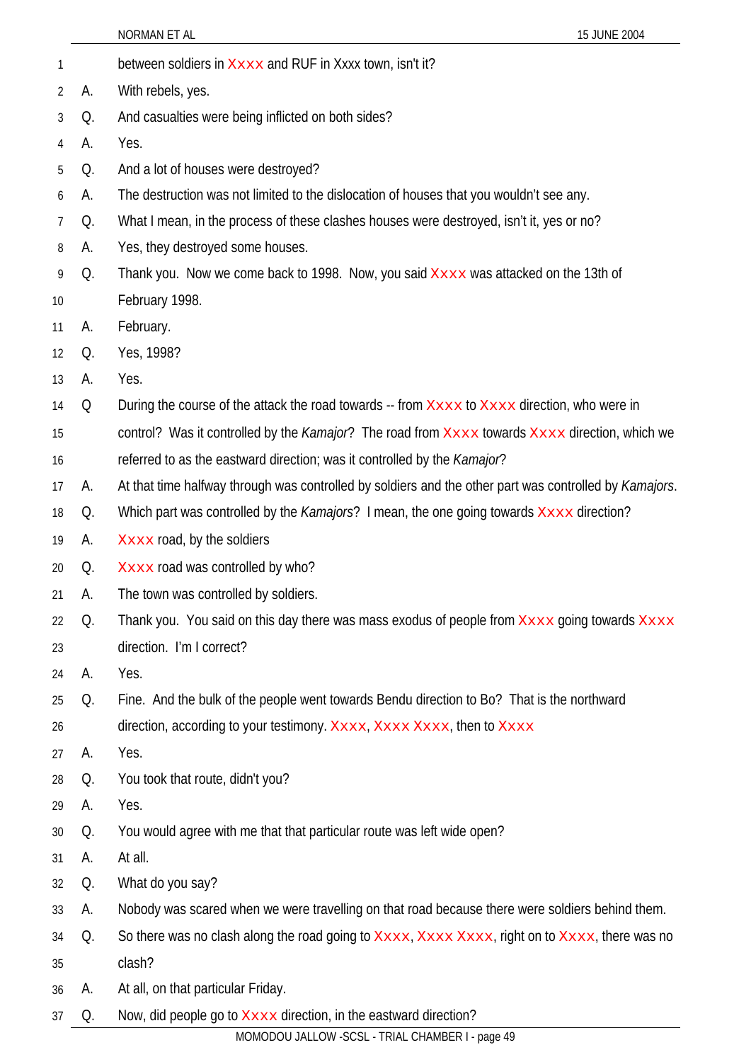1 between soldiers in Xxxx and RUF in Xxxx town, isn't it?

2 A. With rebels, yes.

3 Q. And casualties were being inflicted on both sides?

4 A. Yes.

5 Q. And a lot of houses were destroyed?

6 A. The destruction was not limited to the dislocation of houses that you wouldn't see any.

7 Q. What I mean, in the process of these clashes houses were destroyed, isn't it, yes or no?

8 A. Yes, they destroyed some houses.

9 Q. Thank you. Now we come back to 1998. Now, you said Xxxx was attacked on the 13th of

10 February 1998.

11 A. February.

12 Q. Yes, 1998?

13 A. Yes.

14 Q During the course of the attack the road towards -- from Xxxx to Xxxx direction, who were in

15 control? Was it controlled by the *Kamajor*? The road from Xxxx towards Xxxx direction, which we

16 referred to as the eastward direction; was it controlled by the *Kamajor*?

17 A. At that time halfway through was controlled by soldiers and the other part was controlled by *Kamajors*.

18 Q. Which part was controlled by the *Kamajors*? I mean, the one going towards Xxxx direction?

19 A. Xxxx road, by the soldiers

20 Q. Xxxx road was controlled by who?

21 A. The town was controlled by soldiers.

22 Q. Thank you. You said on this day there was mass exodus of people from Xxxx going towards Xxxx

23 direction. I'm I correct?

24 A. Yes.

25 Q. Fine. And the bulk of the people went towards Bendu direction to Bo? That is the northward

26 direction, according to your testimony. Xxxx, Xxxx Xxxx, then to Xxxx

27 A. Yes.

28 Q. You took that route, didn't you?

29 A. Yes.

30 Q. You would agree with me that that particular route was left wide open?

31 A. At all.

32 Q. What do you say?

33 A. Nobody was scared when we were travelling on that road because there were soldiers behind them.

34 Q. So there was no clash along the road going to Xxxx, Xxxx Xxxx, right on to Xxxx, there was no

35 clash?

36 A. At all, on that particular Friday.

37 Q. Now, did people go to Xxxx direction, in the eastward direction?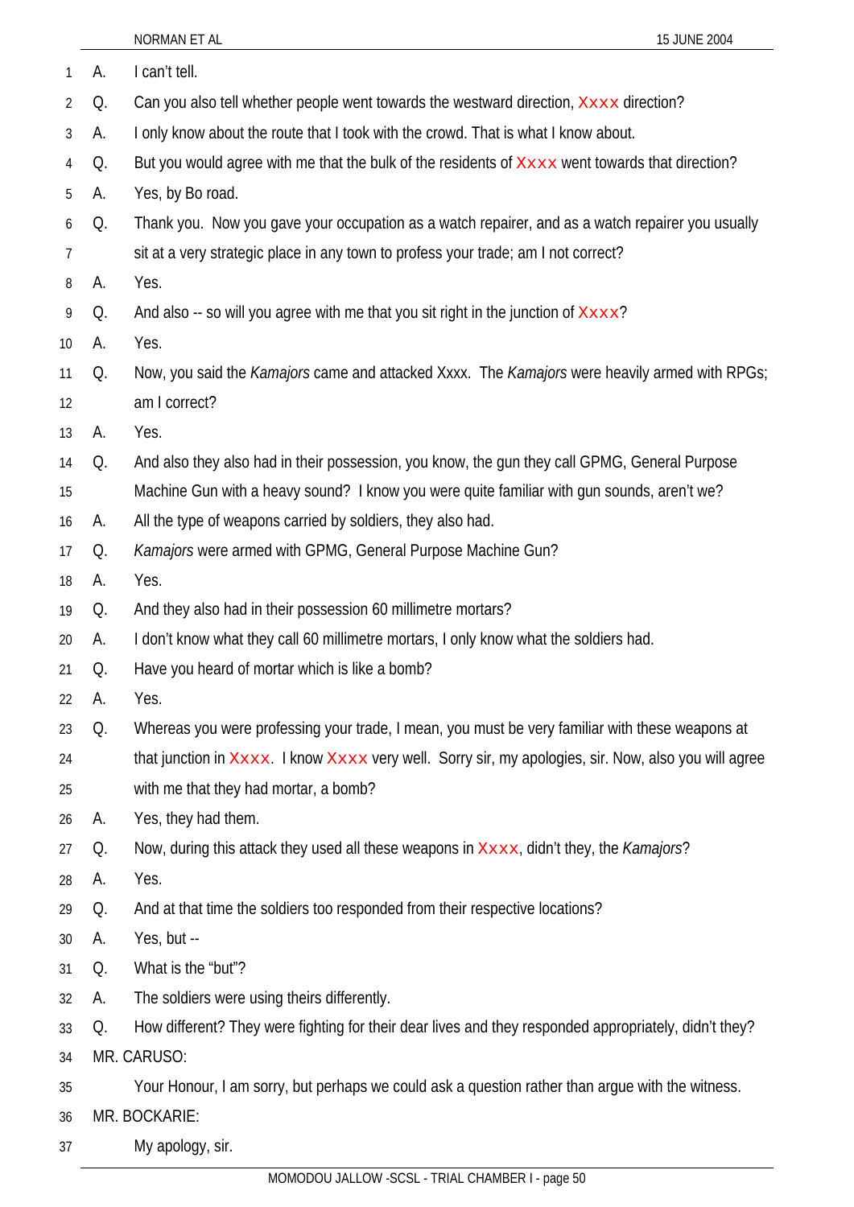A. I can't tell.

Q. Can you also tell whether people went towards the westward direction, Xxxx direction?

A. I only know about the route that I took with the crowd. That is what I know about.

Q. But you would agree with me that the bulk of the residents of Xxxx went towards that direction?

A. Yes, by Bo road.

Q. Thank you. Now you gave your occupation as a watch repairer, and as a watch repairer you usually sit at a very strategic place in any town to profess your trade; am I not correct?

A. Yes.

Q. And also -- so will you agree with me that you sit right in the junction of Xxxx?

A. Yes.

Q. Now, you said the *Kamajors* came and attacked Xxxx. The *Kamajors* were heavily armed with RPGs; am I correct?

A. Yes.

Q. And also they also had in their possession, you know, the gun they call GPMG, General Purpose Machine Gun with a heavy sound? I know you were quite familiar with gun sounds, aren't we?

A. All the type of weapons carried by soldiers, they also had.

Q. *Kamajors* were armed with GPMG, General Purpose Machine Gun?

A. Yes.

Q. And they also had in their possession 60 millimetre mortars?

A. I don't know what they call 60 millimetre mortars, I only know what the soldiers had.

Q. Have you heard of mortar which is like a bomb?

A. Yes.

Q. Whereas you were professing your trade, I mean, you must be very familiar with these weapons at that junction in Xxxx. I know Xxxx very well. Sorry sir, my apologies, sir. Now, also you will agree with me that they had mortar, a bomb?

A. Yes, they had them.

Q. Now, during this attack they used all these weapons in Xxxx, didn't they, the *Kamajors*?

A. Yes.

Q. And at that time the soldiers too responded from their respective locations?

A. Yes, but --

Q. What is the "but"?

A. The soldiers were using theirs differently.

Q. How different? They were fighting for their dear lives and they responded appropriately, didn't they?

MR. CARUSO:

Your Honour, I am sorry, but perhaps we could ask a question rather than argue with the witness.

MR. BOCKARIE:

My apology, sir.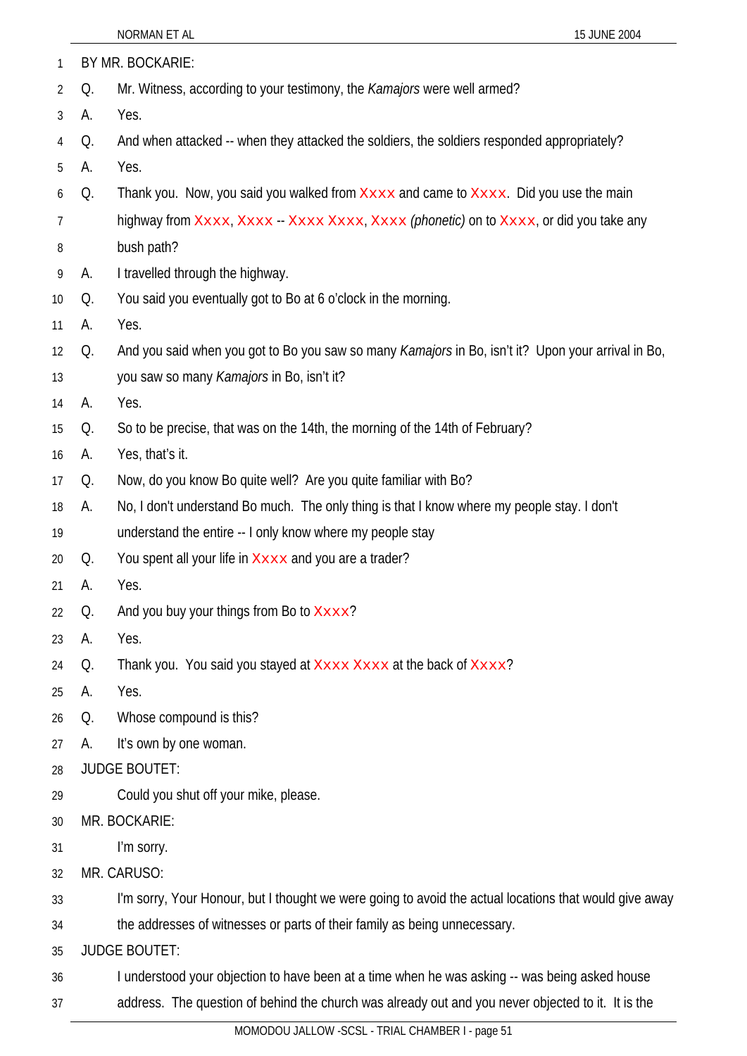BY MR. BOCKARIE:

Q. Mr. Witness, according to your testimony, the *Kamajors* were well armed?

A. Yes.

Q. And when attacked -- when they attacked the soldiers, the soldiers responded appropriately?

A. Yes.

Q. Thank you. Now, you said you walked from Xxxx and came to Xxxx. Did you use the main highway from Xxxx, Xxxx -- Xxxx Xxxx, Xxxx *(phonetic)* on to Xxxx, or did you take any bush path?

A. I travelled through the highway.

Q. You said you eventually got to Bo at 6 o'clock in the morning.

A. Yes.

Q. And you said when you got to Bo you saw so many *Kamajors* in Bo, isn't it? Upon your arrival in Bo, you saw so many *Kamajors* in Bo, isn't it?

A. Yes.

Q. So to be precise, that was on the 14th, the morning of the 14th of February?

A. Yes, that's it.

Q. Now, do you know Bo quite well? Are you quite familiar with Bo?

A. No, I don't understand Bo much. The only thing is that I know where my people stay. I don't understand the entire -- I only know where my people stay

Q. You spent all your life in Xxxx and you are a trader?

A. Yes.

Q. And you buy your things from Bo to Xxxx?

A. Yes.

Q. Thank you. You said you stayed at Xxxx Xxxx at the back of Xxxx?

A. Yes.

Q. Whose compound is this?

A. It's own by one woman.

JUDGE BOUTET:

Could you shut off your mike, please.

MR. BOCKARIE:

I'm sorry.

MR. CARUSO:

I'm sorry, Your Honour, but I thought we were going to avoid the actual locations that would give away the addresses of witnesses or parts of their family as being unnecessary.

JUDGE BOUTET:

I understood your objection to have been at a time when he was asking -- was being asked house address. The question of behind the church was already out and you never objected to it. It is the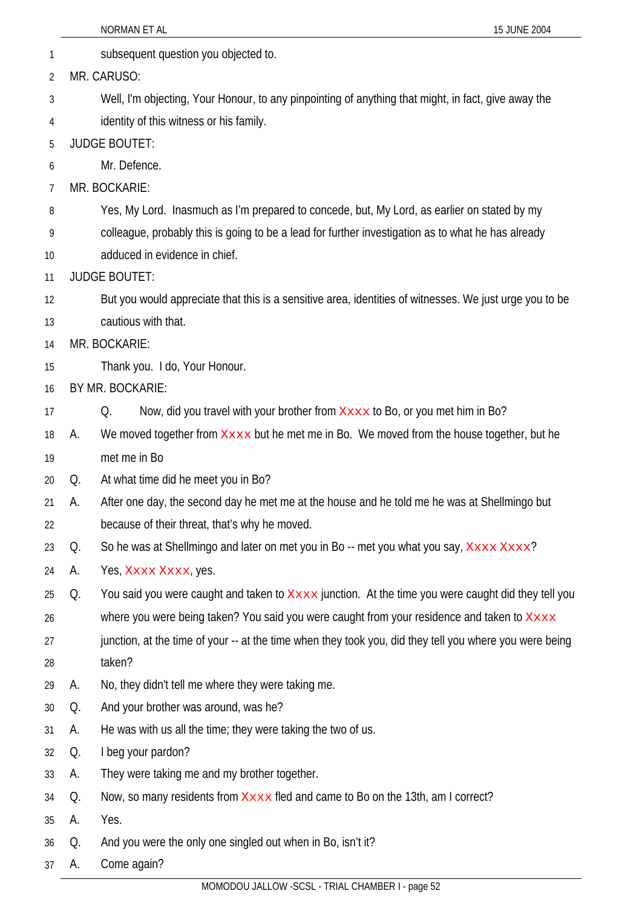subsequent question you objected to.

MR. CARUSO:

Well, I'm objecting, Your Honour, to any pinpointing of anything that might, in fact, give away the identity of this witness or his family.

JUDGE BOUTET:

Mr. Defence.

MR. BOCKARIE:

Yes, My Lord. Inasmuch as I'm prepared to concede, but, My Lord, as earlier on stated by my colleague, probably this is going to be a lead for further investigation as to what he has already adduced in evidence in chief.

JUDGE BOUTET:

But you would appreciate that this is a sensitive area, identities of witnesses. We just urge you to be cautious with that.

MR. BOCKARIE:

Thank you. I do, Your Honour.

BY MR. BOCKARIE:

Q. Now, did you travel with your brother from Xxxx to Bo, or you met him in Bo?

A. We moved together from Xxxx but he met me in Bo. We moved from the house together, but he met me in Bo

Q. At what time did he meet you in Bo?

A. After one day, the second day he met me at the house and he told me he was at Shellmingo but because of their threat, that's why he moved.

Q. So he was at Shellmingo and later on met you in Bo -- met you what you say, Xxxx Xxxx?

A. Yes, Xxxx Xxxx, yes.

Q. You said you were caught and taken to Xxxx junction. At the time you were caught did they tell you where you were being taken? You said you were caught from your residence and taken to Xxxx junction, at the time of your -- at the time when they took you, did they tell you where you were being taken?

A. No, they didn't tell me where they were taking me.

Q. And your brother was around, was he?

A. He was with us all the time; they were taking the two of us.

Q. I beg your pardon?

A. They were taking me and my brother together.

Q. Now, so many residents from Xxxx fled and came to Bo on the 13th, am I correct?

A. Yes.

Q. And you were the only one singled out when in Bo, isn't it?

A. Come again?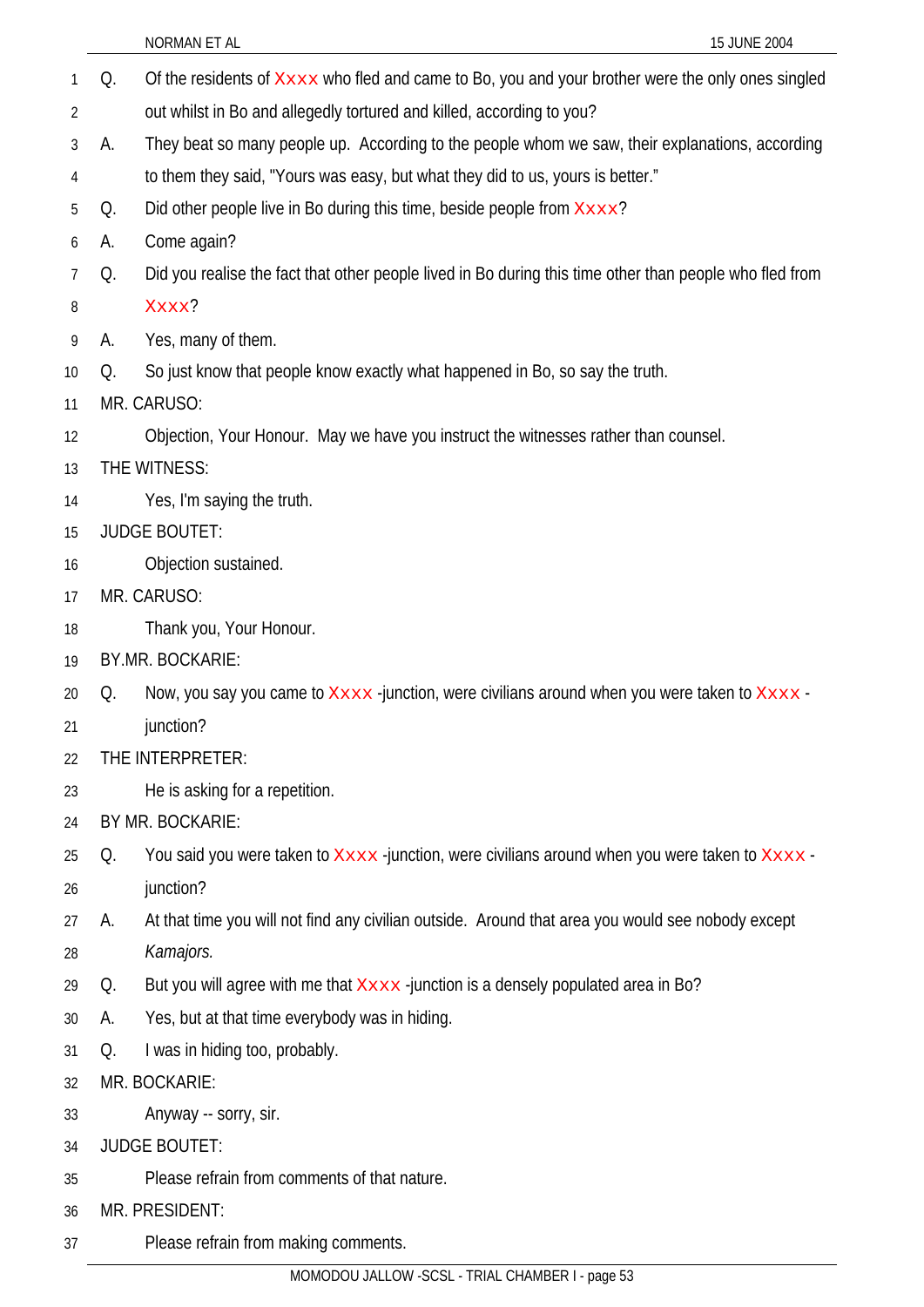Q. Of the residents of Xxxx who fled and came to Bo, you and your brother were the only ones singled out whilst in Bo and allegedly tortured and killed, according to you?

A. They beat so many people up. According to the people whom we saw, their explanations, according to them they said, "Yours was easy, but what they did to us, yours is better."

Q. Did other people live in Bo during this time, beside people from Xxxx?

A. Come again?

Q. Did you realise the fact that other people lived in Bo during this time other than people who fled from Xxxx?

A. Yes, many of them.

Q. So just know that people know exactly what happened in Bo, so say the truth.

MR. CARUSO:

Objection, Your Honour. May we have you instruct the witnesses rather than counsel.

THE WITNESS:

Yes, I'm saying the truth.

JUDGE BOUTET:

Objection sustained.

MR. CARUSO:

Thank you, Your Honour.

BY.MR. BOCKARIE:

Q. Now, you say you came to Xxxx -junction, were civilians around when you were taken to Xxxx -junction?

THE INTERPRETER:

He is asking for a repetition.

BY MR. BOCKARIE:

Q. You said you were taken to Xxxx -junction, were civilians around when you were taken to Xxxx -junction?

A. At that time you will not find any civilian outside. Around that area you would see nobody except *Kamajors.*

Q. But you will agree with me that Xxxx -junction is a densely populated area in Bo?

A. Yes, but at that time everybody was in hiding.

Q. I was in hiding too, probably.

MR. BOCKARIE:

Anyway -- sorry, sir.

JUDGE BOUTET:

Please refrain from comments of that nature.

MR. PRESIDENT:

Please refrain from making comments.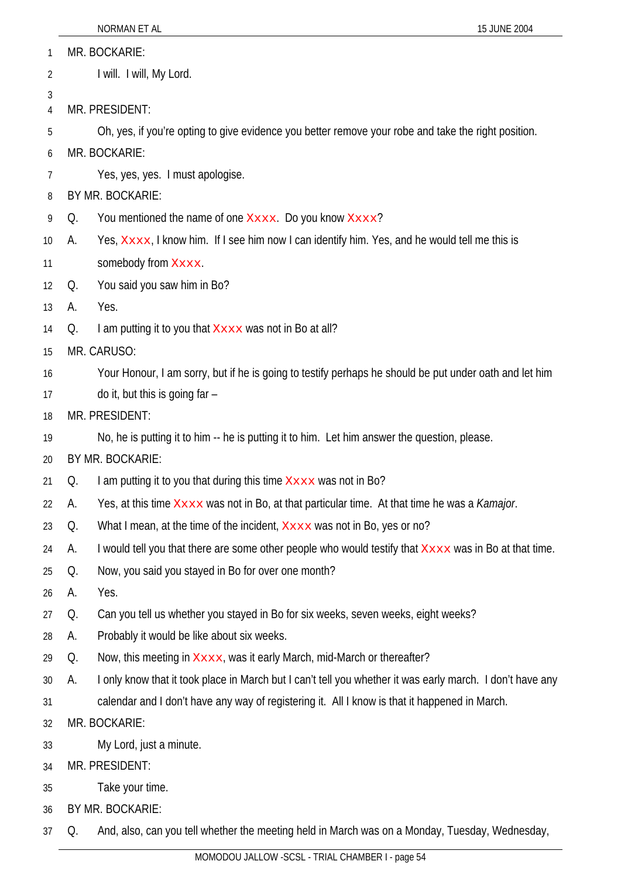MR. BOCKARIE:

I will. I will, My Lord.

MR. PRESIDENT:

Oh, yes, if you're opting to give evidence you better remove your robe and take the right position.

MR. BOCKARIE:

Yes, yes, yes. I must apologise.

BY MR. BOCKARIE:

Q. You mentioned the name of one Xxxx. Do you know Xxxx?

A. Yes, Xxxx, I know him. If I see him now I can identify him. Yes, and he would tell me this is somebody from Xxxx.

Q. You said you saw him in Bo?

A. Yes.

Q. I am putting it to you that Xxxx was not in Bo at all?

MR. CARUSO:

Your Honour, I am sorry, but if he is going to testify perhaps he should be put under oath and let him do it, but this is going far –

MR. PRESIDENT:

No, he is putting it to him -- he is putting it to him. Let him answer the question, please.

BY MR. BOCKARIE:

Q. I am putting it to you that during this time Xxxx was not in Bo?

A. Yes, at this time Xxxx was not in Bo, at that particular time. At that time he was a *Kamajor*.

Q. What I mean, at the time of the incident, Xxxx was not in Bo, yes or no?

A. I would tell you that there are some other people who would testify that Xxxx was in Bo at that time.

Q. Now, you said you stayed in Bo for over one month?

A. Yes.

Q. Can you tell us whether you stayed in Bo for six weeks, seven weeks, eight weeks?

A. Probably it would be like about six weeks.

Q. Now, this meeting in Xxxx, was it early March, mid-March or thereafter?

A. I only know that it took place in March but I can't tell you whether it was early march. I don't have any calendar and I don't have any way of registering it. All I know is that it happened in March.

MR. BOCKARIE:

My Lord, just a minute.

MR. PRESIDENT:

Take your time.

BY MR. BOCKARIE:

Q. And, also, can you tell whether the meeting held in March was on a Monday, Tuesday, Wednesday,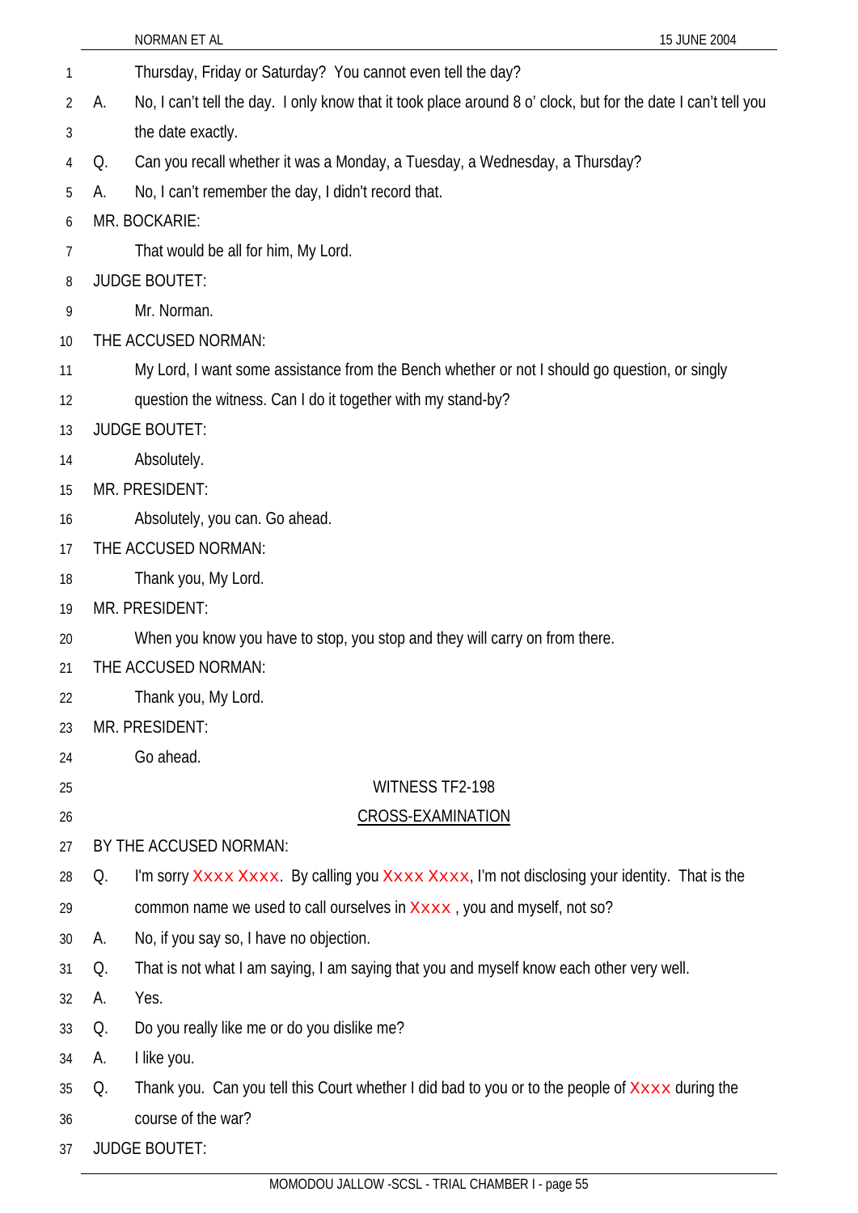Thursday, Friday or Saturday? You cannot even tell the day?

A. No, I can't tell the day. I only know that it took place around 8 o' clock, but for the date I can't tell you the date exactly.

Q. Can you recall whether it was a Monday, a Tuesday, a Wednesday, a Thursday?

A. No, I can't remember the day, I didn't record that.

MR. BOCKARIE:

That would be all for him, My Lord.

JUDGE BOUTET:

Mr. Norman.

THE ACCUSED NORMAN:

My Lord, I want some assistance from the Bench whether or not I should go question, or singly question the witness. Can I do it together with my stand-by?

JUDGE BOUTET:

Absolutely.

MR. PRESIDENT:

Absolutely, you can. Go ahead.

THE ACCUSED NORMAN:

Thank you, My Lord.

MR. PRESIDENT:

When you know you have to stop, you stop and they will carry on from there.

THE ACCUSED NORMAN:

Thank you, My Lord.

MR. PRESIDENT:

Go ahead.

WITNESS TF2-198

CROSS-EXAMINATION

BY THE ACCUSED NORMAN:

Q. I'm sorry Xxxx Xxxx. By calling you Xxxx Xxxx, I'm not disclosing your identity. That is the common name we used to call ourselves in Xxxx , you and myself, not so?

A. No, if you say so, I have no objection.

Q. That is not what I am saying, I am saying that you and myself know each other very well.

A. Yes.

Q. Do you really like me or do you dislike me?

A. I like you.

Q. Thank you. Can you tell this Court whether I did bad to you or to the people of Xxxx during the course of the war?

JUDGE BOUTET: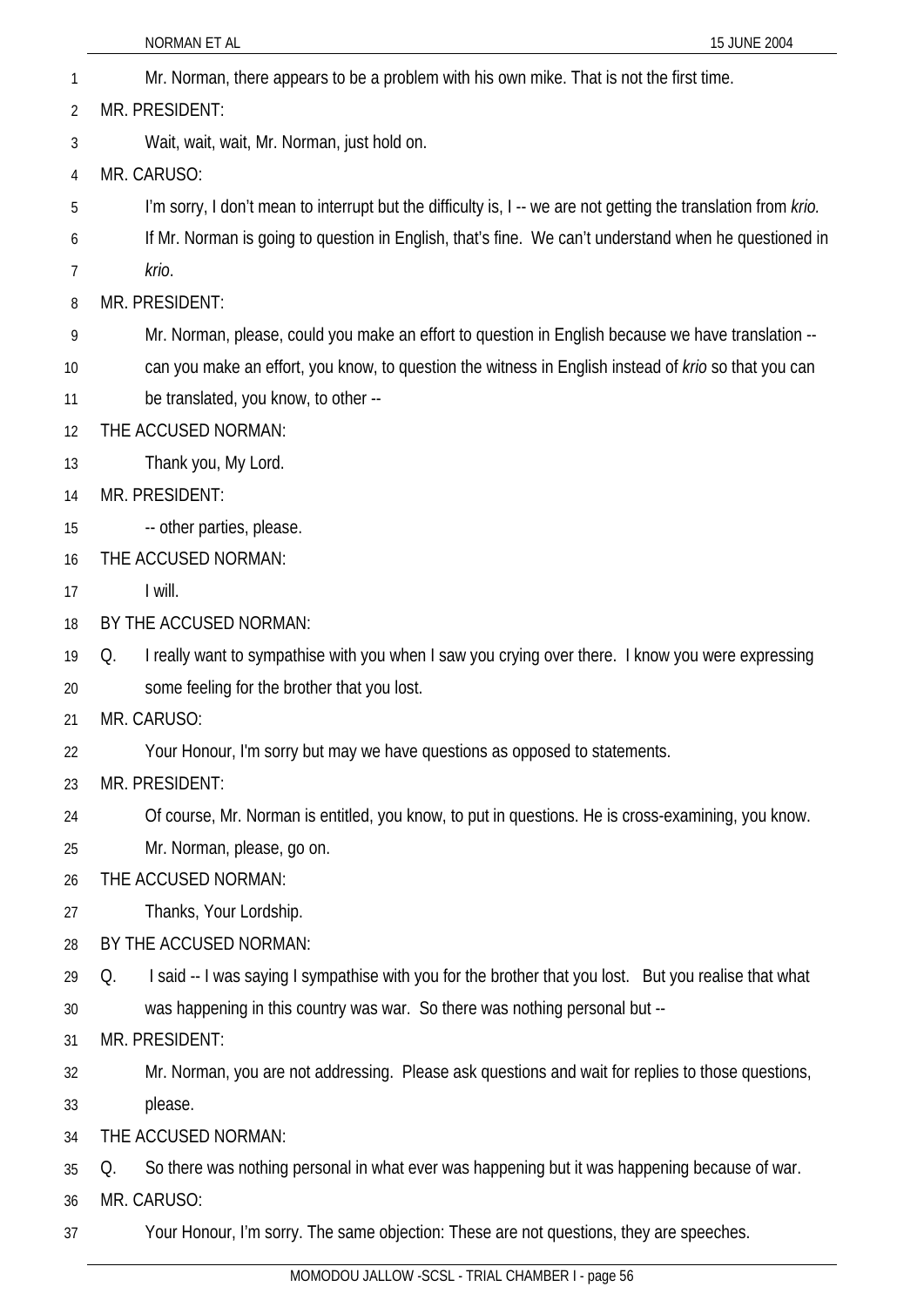Mr. Norman, there appears to be a problem with his own mike. That is not the first time.

MR. PRESIDENT:

Wait, wait, wait, Mr. Norman, just hold on.

MR. CARUSO:

I'm sorry, I don't mean to interrupt but the difficulty is, I -- we are not getting the translation from *krio.* If Mr. Norman is going to question in English, that's fine. We can't understand when he questioned in *krio*.

MR. PRESIDENT:

Mr. Norman, please, could you make an effort to question in English because we have translation -- can you make an effort, you know, to question the witness in English instead of *krio* so that you can be translated, you know, to other --

THE ACCUSED NORMAN:

Thank you, My Lord.

MR. PRESIDENT:

-- other parties, please.

THE ACCUSED NORMAN:

I will.

BY THE ACCUSED NORMAN:

Q. I really want to sympathise with you when I saw you crying over there. I know you were expressing some feeling for the brother that you lost.

MR. CARUSO:

Your Honour, I'm sorry but may we have questions as opposed to statements.

MR. PRESIDENT:

Of course, Mr. Norman is entitled, you know, to put in questions. He is cross-examining, you know. Mr. Norman, please, go on.

THE ACCUSED NORMAN:

Thanks, Your Lordship.

BY THE ACCUSED NORMAN:

Q. I said -- I was saying I sympathise with you for the brother that you lost. But you realise that what was happening in this country was war. So there was nothing personal but --

MR. PRESIDENT:

Mr. Norman, you are not addressing. Please ask questions and wait for replies to those questions, please.

THE ACCUSED NORMAN:

Q. So there was nothing personal in what ever was happening but it was happening because of war.

MR. CARUSO:

Your Honour, I'm sorry. The same objection: These are not questions, they are speeches.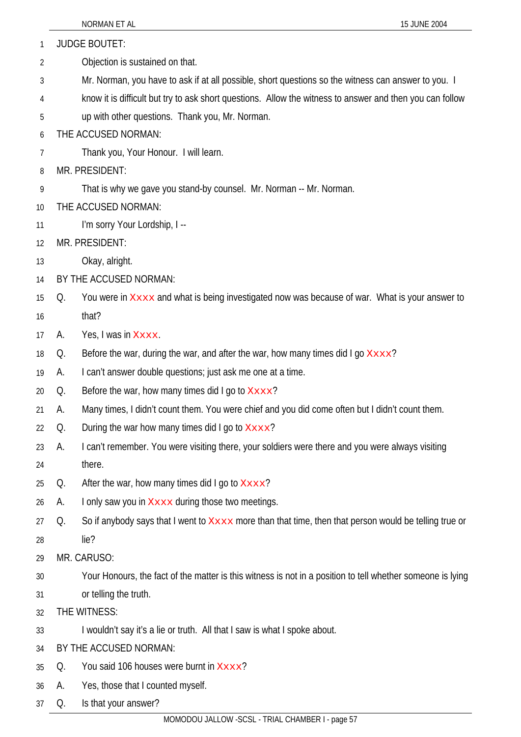JUDGE BOUTET:

Objection is sustained on that.

Mr. Norman, you have to ask if at all possible, short questions so the witness can answer to you. I know it is difficult but try to ask short questions. Allow the witness to answer and then you can follow up with other questions. Thank you, Mr. Norman.

THE ACCUSED NORMAN:

Thank you, Your Honour. I will learn.

MR. PRESIDENT:

That is why we gave you stand-by counsel. Mr. Norman -- Mr. Norman.

THE ACCUSED NORMAN:

I'm sorry Your Lordship, I --

MR. PRESIDENT:

Okay, alright.

BY THE ACCUSED NORMAN:

Q. You were in Xxxx and what is being investigated now was because of war. What is your answer to that?

A. Yes, I was in Xxxx.

Q. Before the war, during the war, and after the war, how many times did I go Xxxx?

A. I can't answer double questions; just ask me one at a time.

Q. Before the war, how many times did I go to Xxxx?

A. Many times, I didn't count them. You were chief and you did come often but I didn't count them.

Q. During the war how many times did I go to Xxxx?

A. I can't remember. You were visiting there, your soldiers were there and you were always visiting there.

Q. After the war, how many times did I go to Xxxx?

A. I only saw you in Xxxx during those two meetings.

Q. So if anybody says that I went to Xxxx more than that time, then that person would be telling true or lie?

MR. CARUSO:

Your Honours, the fact of the matter is this witness is not in a position to tell whether someone is lying or telling the truth.

THE WITNESS:

I wouldn't say it's a lie or truth. All that I saw is what I spoke about.

BY THE ACCUSED NORMAN:

Q. You said 106 houses were burnt in Xxxx?

A. Yes, those that I counted myself.

Q. Is that your answer?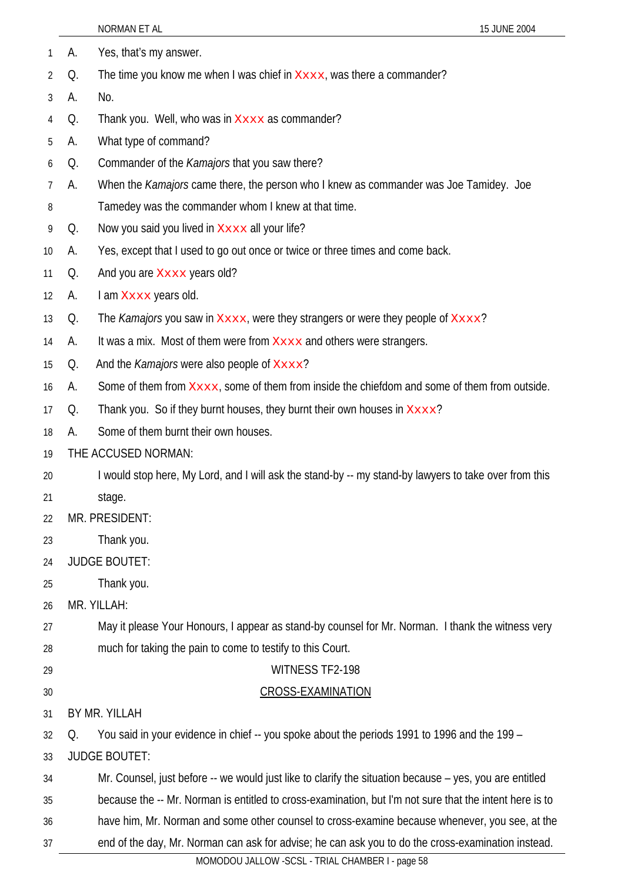A. Yes, that's my answer.

Q. The time you know me when I was chief in Xxxx, was there a commander?

A. No.

Q. Thank you. Well, who was in Xxxx as commander?

A. What type of command?

Q. Commander of the *Kamajors* that you saw there?

A. When the *Kamajors* came there, the person who I knew as commander was Joe Tamidey. Joe Tamedey was the commander whom I knew at that time.

Q. Now you said you lived in Xxxx all your life?

A. Yes, except that I used to go out once or twice or three times and come back.

Q. And you are Xxxx years old?

A. I am Xxxx years old.

Q. The *Kamajors* you saw in Xxxx, were they strangers or were they people of Xxxx?

A. It was a mix. Most of them were from Xxxx and others were strangers.

Q. And the *Kamajors* were also people of Xxxx?

A. Some of them from Xxxx, some of them from inside the chiefdom and some of them from outside.

Q. Thank you. So if they burnt houses, they burnt their own houses in Xxxx?

A. Some of them burnt their own houses.

THE ACCUSED NORMAN:

I would stop here, My Lord, and I will ask the stand-by -- my stand-by lawyers to take over from this stage.

MR. PRESIDENT:

Thank you.

JUDGE BOUTET:

Thank you.

MR. YILLAH:

May it please Your Honours, I appear as stand-by counsel for Mr. Norman. I thank the witness very much for taking the pain to come to testify to this Court.

WITNESS TF2-198

CROSS-EXAMINATION

BY MR. YILLAH

Q. You said in your evidence in chief -- you spoke about the periods 1991 to 1996 and the 199 –

JUDGE BOUTET:

Mr. Counsel, just before -- we would just like to clarify the situation because – yes, you are entitled because the -- Mr. Norman is entitled to cross-examination, but I'm not sure that the intent here is to have him, Mr. Norman and some other counsel to cross-examine because whenever, you see, at the end of the day, Mr. Norman can ask for advise; he can ask you to do the cross-examination instead.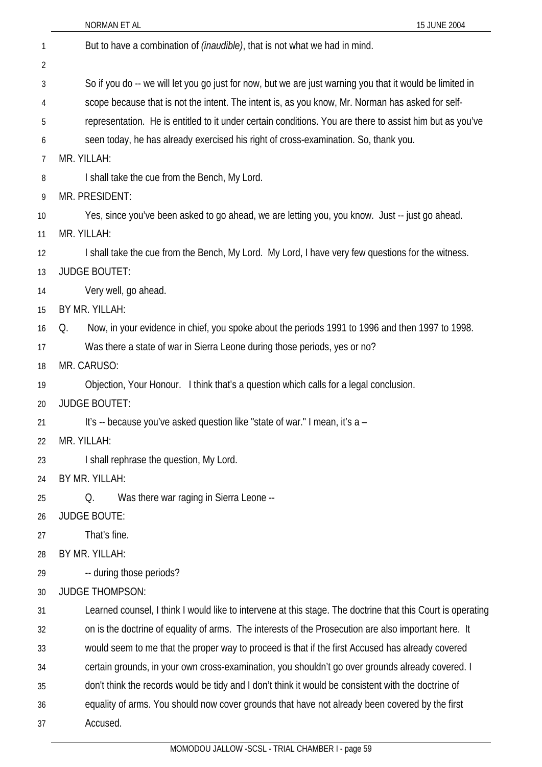But to have a combination of *(inaudible)*, that is not what we had in mind.

So if you do -- we will let you go just for now, but we are just warning you that it would be limited in scope because that is not the intent. The intent is, as you know, Mr. Norman has asked for self-representation. He is entitled to it under certain conditions. You are there to assist him but as you've seen today, he has already exercised his right of cross-examination. So, thank you.

MR. YILLAH:

I shall take the cue from the Bench, My Lord.

MR. PRESIDENT:

Yes, since you've been asked to go ahead, we are letting you, you know. Just -- just go ahead.

MR. YILLAH:

I shall take the cue from the Bench, My Lord. My Lord, I have very few questions for the witness.

JUDGE BOUTET:

Very well, go ahead.

BY MR. YILLAH:

Q. Now, in your evidence in chief, you spoke about the periods 1991 to 1996 and then 1997 to 1998. Was there a state of war in Sierra Leone during those periods, yes or no?

MR. CARUSO:

Objection, Your Honour. I think that's a question which calls for a legal conclusion.

JUDGE BOUTET:

It's -- because you've asked question like "state of war." I mean, it's a –

MR. YILLAH:

I shall rephrase the question, My Lord.

BY MR. YILLAH:

Q. Was there war raging in Sierra Leone --

JUDGE BOUTE:

That's fine.

BY MR. YILLAH:

-- during those periods?

JUDGE THOMPSON:

Learned counsel, I think I would like to intervene at this stage. The doctrine that this Court is operating on is the doctrine of equality of arms. The interests of the Prosecution are also important here. It would seem to me that the proper way to proceed is that if the first Accused has already covered certain grounds, in your own cross-examination, you shouldn't go over grounds already covered. I don't think the records would be tidy and I don't think it would be consistent with the doctrine of equality of arms. You should now cover grounds that have not already been covered by the first Accused.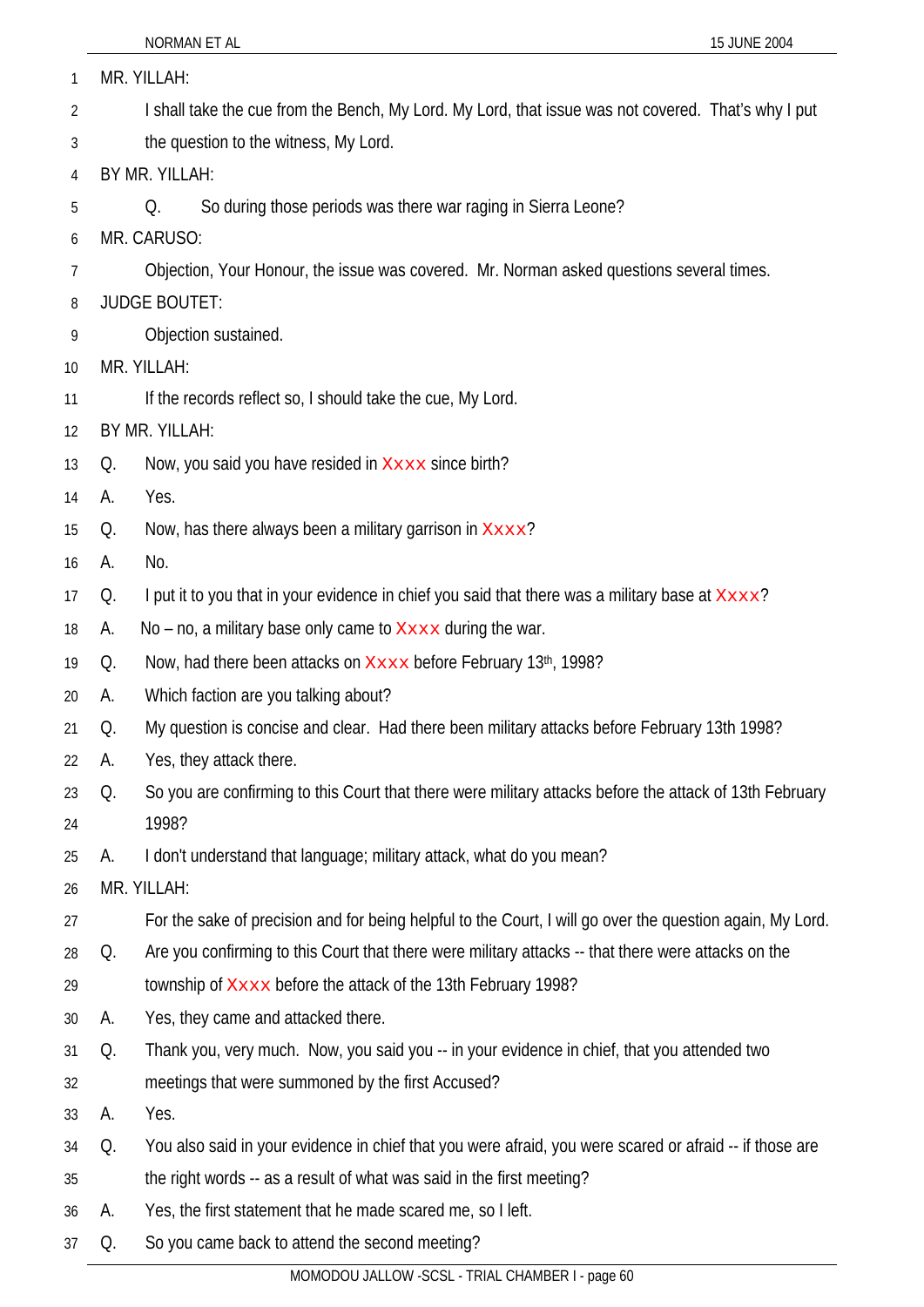MR. YILLAH:

I shall take the cue from the Bench, My Lord. My Lord, that issue was not covered. That's why I put the question to the witness, My Lord.

BY MR. YILLAH:

Q. So during those periods was there war raging in Sierra Leone?

MR. CARUSO:

Objection, Your Honour, the issue was covered. Mr. Norman asked questions several times.

JUDGE BOUTET:

Objection sustained.

MR. YILLAH:

If the records reflect so, I should take the cue, My Lord.

BY MR. YILLAH:

Q. Now, you said you have resided in Xxxx since birth?

A. Yes.

Q. Now, has there always been a military garrison in Xxxx?

A. No.

Q. I put it to you that in your evidence in chief you said that there was a military base at Xxxx?

A. No – no, a military base only came to Xxxx during the war.

Q. Now, had there been attacks on Xxxx before February 13th, 1998?

A. Which faction are you talking about?

Q. My question is concise and clear. Had there been military attacks before February 13th 1998?

A. Yes, they attack there.

Q. So you are confirming to this Court that there were military attacks before the attack of 13th February 1998?

A. I don't understand that language; military attack, what do you mean?

MR. YILLAH:

For the sake of precision and for being helpful to the Court, I will go over the question again, My Lord.

Q. Are you confirming to this Court that there were military attacks -- that there were attacks on the township of Xxxx before the attack of the 13th February 1998?

A. Yes, they came and attacked there.

Q. Thank you, very much. Now, you said you -- in your evidence in chief, that you attended two meetings that were summoned by the first Accused?

A. Yes.

Q. You also said in your evidence in chief that you were afraid, you were scared or afraid -- if those are the right words -- as a result of what was said in the first meeting?

A. Yes, the first statement that he made scared me, so I left.

Q. So you came back to attend the second meeting?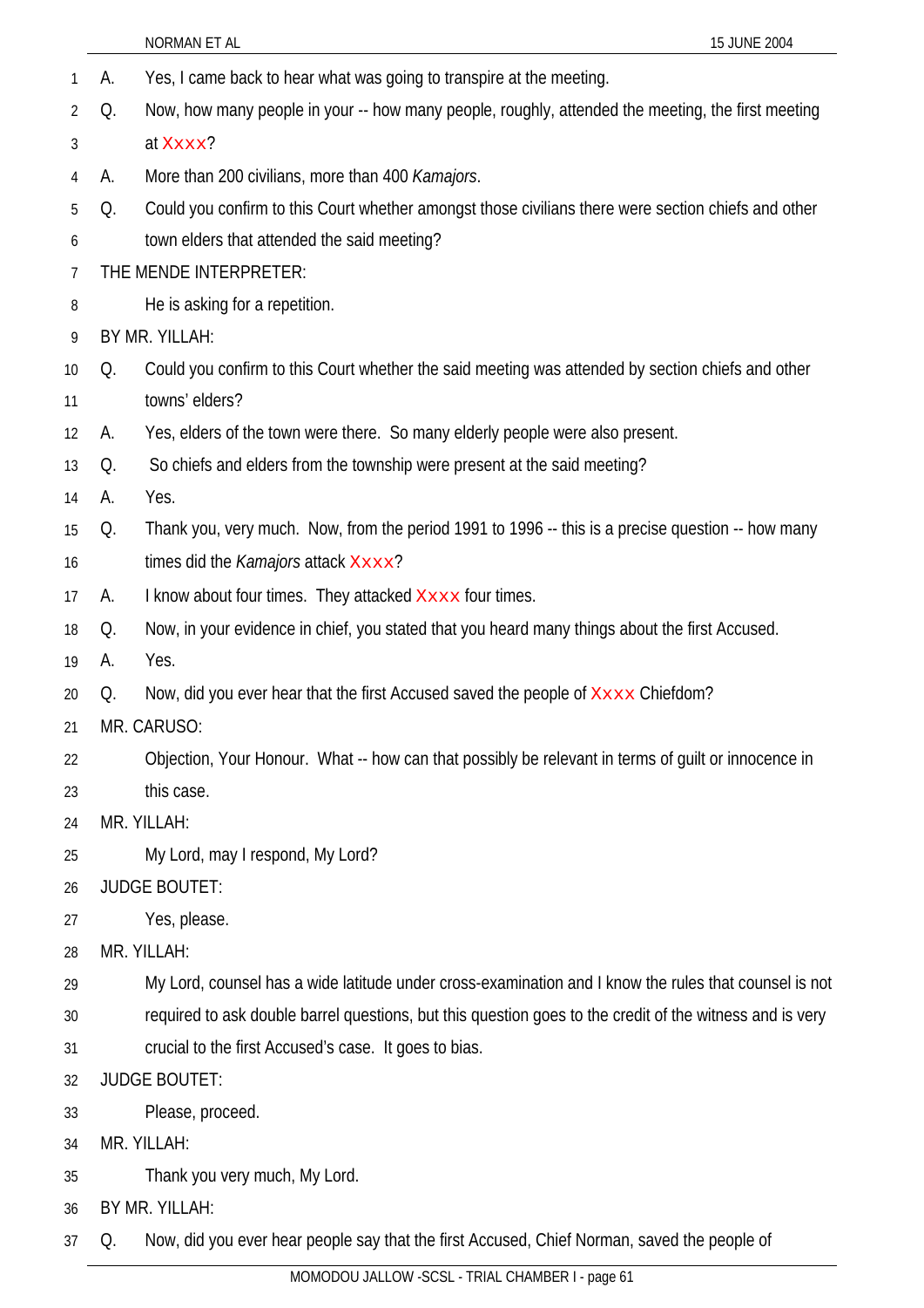A. Yes, I came back to hear what was going to transpire at the meeting.

Q. Now, how many people in your -- how many people, roughly, attended the meeting, the first meeting at Xxxx?

A. More than 200 civilians, more than 400 *Kamajors*.

Q. Could you confirm to this Court whether amongst those civilians there were section chiefs and other town elders that attended the said meeting?

THE MENDE INTERPRETER:

He is asking for a repetition.

BY MR. YILLAH:

Q. Could you confirm to this Court whether the said meeting was attended by section chiefs and other towns' elders?

A. Yes, elders of the town were there. So many elderly people were also present.

Q. So chiefs and elders from the township were present at the said meeting?

A. Yes.

Q. Thank you, very much. Now, from the period 1991 to 1996 -- this is a precise question -- how many times did the *Kamajors* attack Xxxx?

A. I know about four times. They attacked Xxxx four times.

Q. Now, in your evidence in chief, you stated that you heard many things about the first Accused.

A. Yes.

Q. Now, did you ever hear that the first Accused saved the people of Xxxx Chiefdom?

MR. CARUSO:

Objection, Your Honour. What -- how can that possibly be relevant in terms of guilt or innocence in this case.

MR. YILLAH:

My Lord, may I respond, My Lord?

JUDGE BOUTET:

Yes, please.

MR. YILLAH:

My Lord, counsel has a wide latitude under cross-examination and I know the rules that counsel is not required to ask double barrel questions, but this question goes to the credit of the witness and is very crucial to the first Accused's case. It goes to bias.

JUDGE BOUTET:

Please, proceed.

MR. YILLAH:

Thank you very much, My Lord.

BY MR. YILLAH:

Q. Now, did you ever hear people say that the first Accused, Chief Norman, saved the people of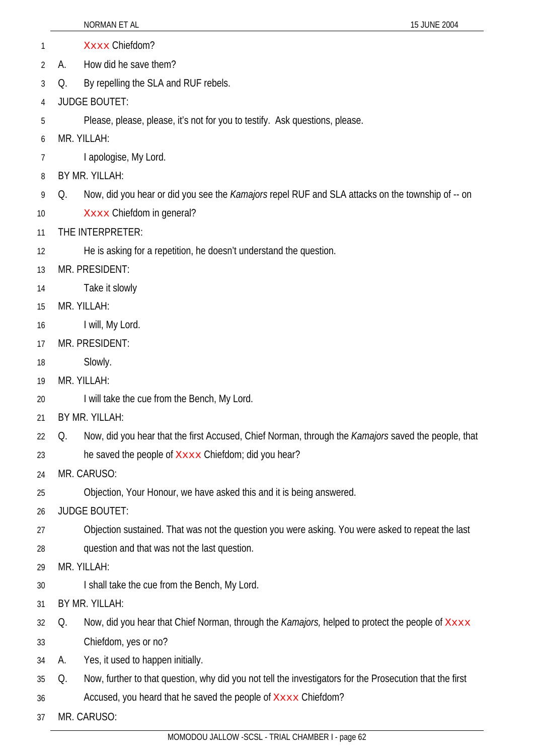Xxxx Chiefdom?

A. How did he save them?

Q. By repelling the SLA and RUF rebels.

JUDGE BOUTET:

Please, please, please, it's not for you to testify. Ask questions, please.

MR. YILLAH:

I apologise, My Lord.

BY MR. YILLAH:

Q. Now, did you hear or did you see the *Kamajors* repel RUF and SLA attacks on the township of -- on Xxxx Chiefdom in general?

THE INTERPRETER:

He is asking for a repetition, he doesn't understand the question.

MR. PRESIDENT:

Take it slowly

MR. YILLAH:

I will, My Lord.

MR. PRESIDENT:

Slowly.

MR. YILLAH:

I will take the cue from the Bench, My Lord.

BY MR. YILLAH:

Q. Now, did you hear that the first Accused, Chief Norman, through the *Kamajors* saved the people, that he saved the people of Xxxx Chiefdom; did you hear?

MR. CARUSO:

Objection, Your Honour, we have asked this and it is being answered.

JUDGE BOUTET:

Objection sustained. That was not the question you were asking. You were asked to repeat the last question and that was not the last question.

MR. YILLAH:

I shall take the cue from the Bench, My Lord.

BY MR. YILLAH:

Q. Now, did you hear that Chief Norman, through the *Kamajors,* helped to protect the people of Xxxx Chiefdom, yes or no?

A. Yes, it used to happen initially.

Q. Now, further to that question, why did you not tell the investigators for the Prosecution that the first Accused, you heard that he saved the people of Xxxx Chiefdom?

MR. CARUSO: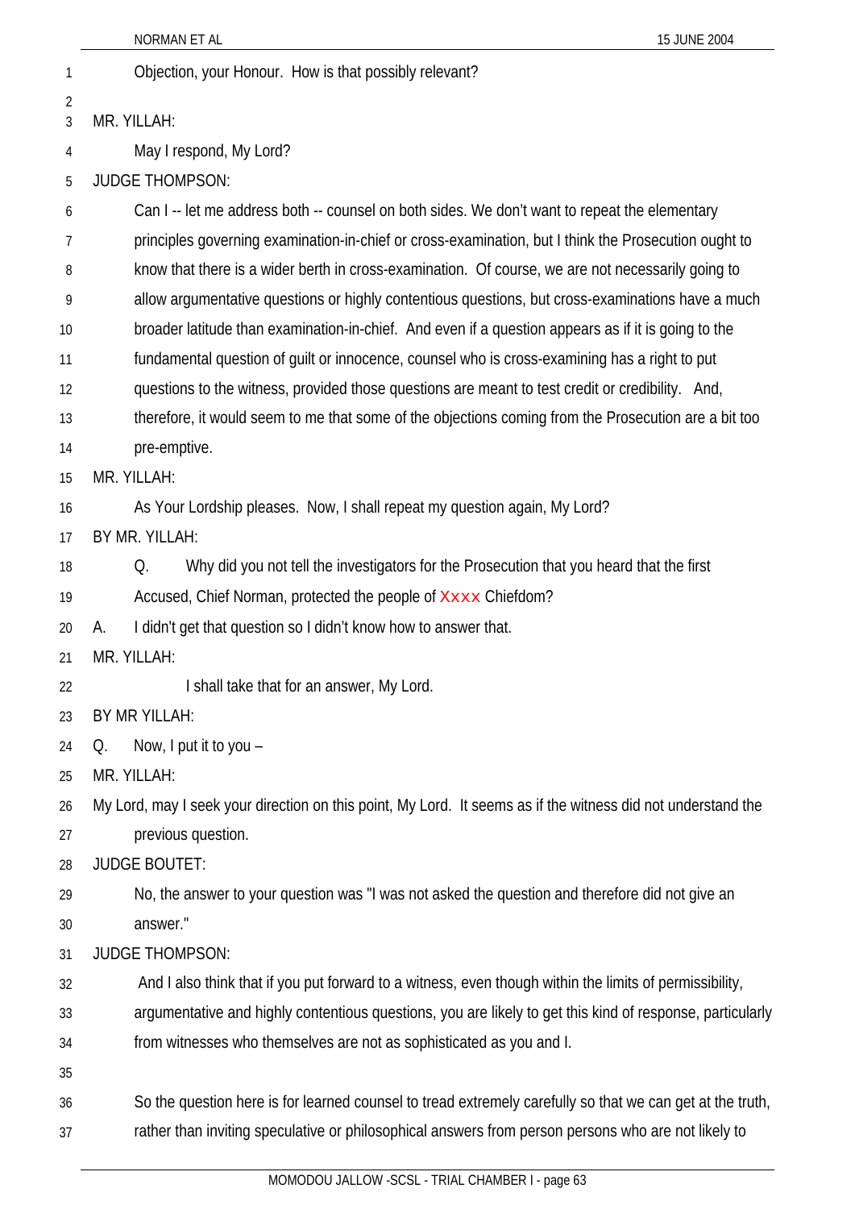Objection, your Honour. How is that possibly relevant?

MR. YILLAH:

May I respond, My Lord?

JUDGE THOMPSON:

Can I -- let me address both -- counsel on both sides. We don't want to repeat the elementary principles governing examination-in-chief or cross-examination, but I think the Prosecution ought to know that there is a wider berth in cross-examination. Of course, we are not necessarily going to allow argumentative questions or highly contentious questions, but cross-examinations have a much broader latitude than examination-in-chief. And even if a question appears as if it is going to the fundamental question of guilt or innocence, counsel who is cross-examining has a right to put questions to the witness, provided those questions are meant to test credit or credibility. And, therefore, it would seem to me that some of the objections coming from the Prosecution are a bit too pre-emptive.

MR. YILLAH:

As Your Lordship pleases. Now, I shall repeat my question again, My Lord?

BY MR. YILLAH:

Q. Why did you not tell the investigators for the Prosecution that you heard that the first Accused, Chief Norman, protected the people of Xxxx Chiefdom?

A. I didn't get that question so I didn't know how to answer that.

MR. YILLAH:

I shall take that for an answer, My Lord.

BY MR YILLAH:

Q. Now, I put it to you –

MR. YILLAH:

My Lord, may I seek your direction on this point, My Lord. It seems as if the witness did not understand the previous question.

JUDGE BOUTET:

No, the answer to your question was "I was not asked the question and therefore did not give an answer."

JUDGE THOMPSON:

And I also think that if you put forward to a witness, even though within the limits of permissibility, argumentative and highly contentious questions, you are likely to get this kind of response, particularly from witnesses who themselves are not as sophisticated as you and I.

So the question here is for learned counsel to tread extremely carefully so that we can get at the truth, rather than inviting speculative or philosophical answers from person persons who are not likely to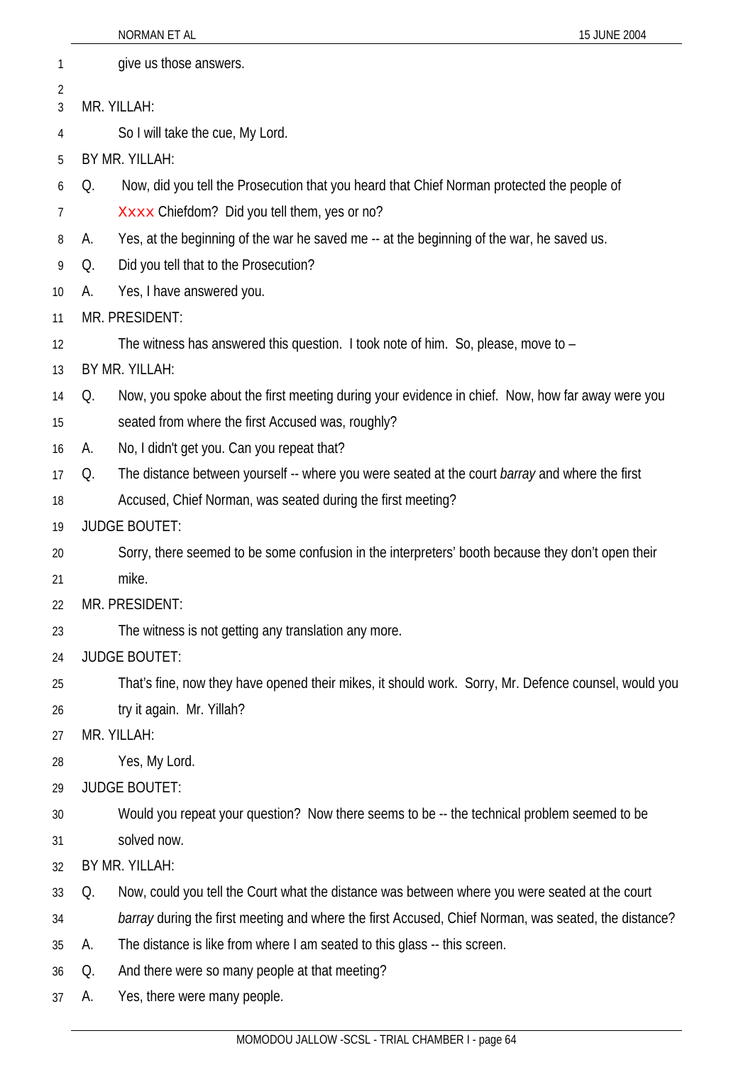give us those answers.

MR. YILLAH:

So I will take the cue, My Lord.

BY MR. YILLAH:

Q. Now, did you tell the Prosecution that you heard that Chief Norman protected the people of Xxxx Chiefdom? Did you tell them, yes or no?

A. Yes, at the beginning of the war he saved me -- at the beginning of the war, he saved us.

Q. Did you tell that to the Prosecution?

A. Yes, I have answered you.

MR. PRESIDENT:

The witness has answered this question. I took note of him. So, please, move to –

BY MR. YILLAH:

Q. Now, you spoke about the first meeting during your evidence in chief. Now, how far away were you seated from where the first Accused was, roughly?

A. No, I didn't get you. Can you repeat that?

Q. The distance between yourself -- where you were seated at the court *barray* and where the first Accused, Chief Norman, was seated during the first meeting?

JUDGE BOUTET:

Sorry, there seemed to be some confusion in the interpreters' booth because they don't open their mike.

MR. PRESIDENT:

The witness is not getting any translation any more.

JUDGE BOUTET:

That's fine, now they have opened their mikes, it should work. Sorry, Mr. Defence counsel, would you try it again. Mr. Yillah?

MR. YILLAH:

Yes, My Lord.

JUDGE BOUTET:

Would you repeat your question? Now there seems to be -- the technical problem seemed to be solved now.

BY MR. YILLAH:

Q. Now, could you tell the Court what the distance was between where you were seated at the court *barray* during the first meeting and where the first Accused, Chief Norman, was seated, the distance?

A. The distance is like from where I am seated to this glass -- this screen.

Q. And there were so many people at that meeting?

A. Yes, there were many people.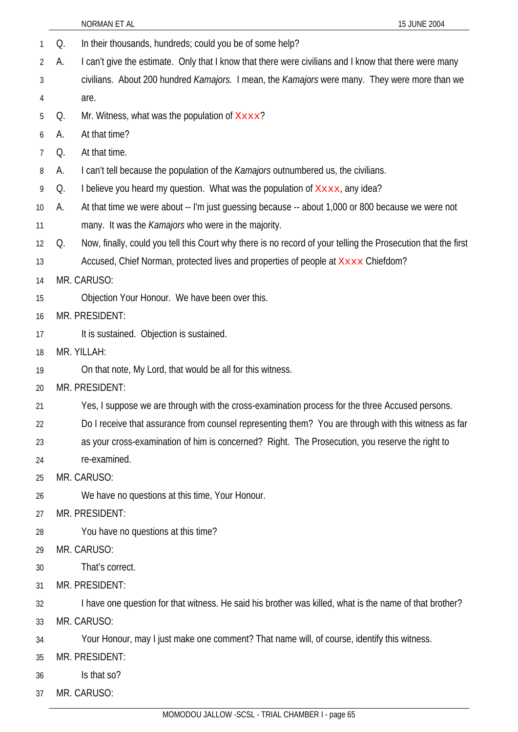Q. In their thousands, hundreds; could you be of some help?

A. I can't give the estimate. Only that I know that there were civilians and I know that there were many civilians. About 200 hundred *Kamajors.* I mean, the *Kamajors* were many. They were more than we are.

Q. Mr. Witness, what was the population of Xxxx?

A. At that time?

Q. At that time.

A. I can't tell because the population of the *Kamajors* outnumbered us, the civilians.

Q. I believe you heard my question. What was the population of Xxxx, any idea?

A. At that time we were about -- I'm just guessing because -- about 1,000 or 800 because we were not many. It was the *Kamajors* who were in the majority.

Q. Now, finally, could you tell this Court why there is no record of your telling the Prosecution that the first Accused, Chief Norman, protected lives and properties of people at Xxxx Chiefdom?

MR. CARUSO:

Objection Your Honour. We have been over this.

MR. PRESIDENT:

It is sustained. Objection is sustained.

MR. YILLAH:

On that note, My Lord, that would be all for this witness.

MR. PRESIDENT:

Yes, I suppose we are through with the cross-examination process for the three Accused persons. Do I receive that assurance from counsel representing them? You are through with this witness as far as your cross-examination of him is concerned? Right. The Prosecution, you reserve the right to re-examined.

MR. CARUSO:

We have no questions at this time, Your Honour.

MR. PRESIDENT:

You have no questions at this time?

MR. CARUSO:

That's correct.

MR. PRESIDENT:

I have one question for that witness. He said his brother was killed, what is the name of that brother?

MR. CARUSO:

Your Honour, may I just make one comment? That name will, of course, identify this witness.

MR. PRESIDENT:

Is that so?

MR. CARUSO: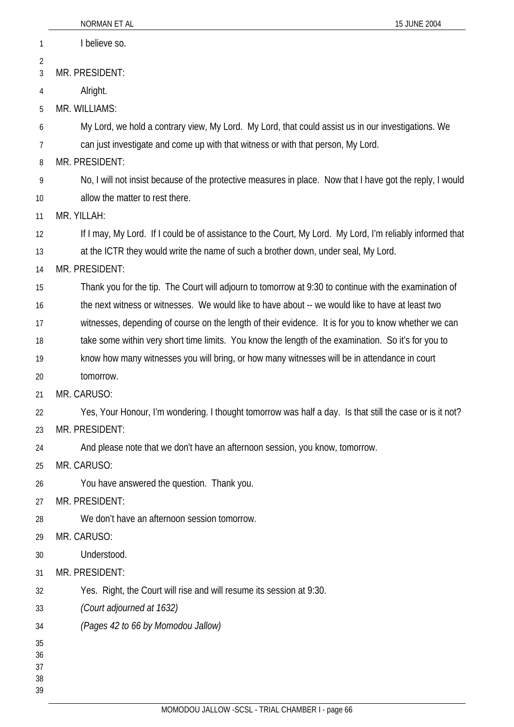I believe so.

MR. PRESIDENT:

Alright.

MR. WILLIAMS:

My Lord, we hold a contrary view, My Lord. My Lord, that could assist us in our investigations. We can just investigate and come up with that witness or with that person, My Lord.

MR. PRESIDENT:

No, I will not insist because of the protective measures in place. Now that I have got the reply, I would allow the matter to rest there.

MR. YILLAH:

If I may, My Lord. If I could be of assistance to the Court, My Lord. My Lord, I'm reliably informed that at the ICTR they would write the name of such a brother down, under seal, My Lord.

MR. PRESIDENT:

Thank you for the tip. The Court will adjourn to tomorrow at 9:30 to continue with the examination of the next witness or witnesses. We would like to have about -- we would like to have at least two witnesses, depending of course on the length of their evidence. It is for you to know whether we can take some within very short time limits. You know the length of the examination. So it's for you to know how many witnesses you will bring, or how many witnesses will be in attendance in court tomorrow.

MR. CARUSO:

Yes, Your Honour, I'm wondering. I thought tomorrow was half a day. Is that still the case or is it not?

MR. PRESIDENT:

And please note that we don't have an afternoon session, you know, tomorrow.

MR. CARUSO:

You have answered the question. Thank you.

MR. PRESIDENT:

We don't have an afternoon session tomorrow.

MR. CARUSO:

Understood.

MR. PRESIDENT:

Yes. Right, the Court will rise and will resume its session at 9:30.

*(Court adjourned at 1632)*

*(Pages 42 to 66 by Momodou Jallow)*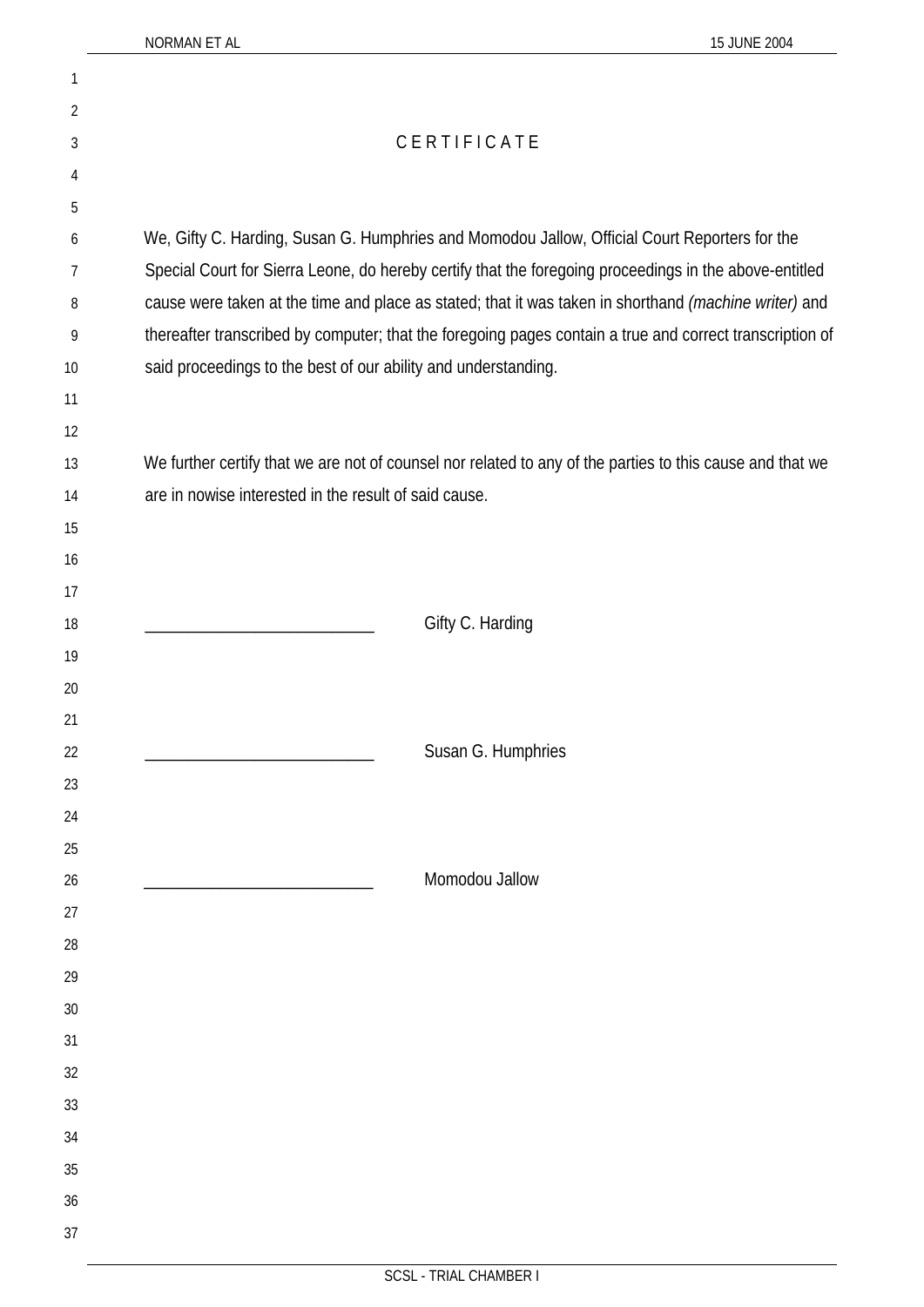# C E R T I F I C A T E

We, Gifty C. Harding, Susan G. Humphries and Momodou Jallow, Official Court Reporters for the Special Court for Sierra Leone, do hereby certify that the foregoing proceedings in the above-entitled cause were taken at the time and place as stated; that it was taken in shorthand *(machine writer)* and thereafter transcribed by computer; that the foregoing pages contain a true and correct transcription of said proceedings to the best of our ability and understanding.

We further certify that we are not of counsel nor related to any of the parties to this cause and that we are in nowise interested in the result of said cause.

___________________________ Gifty C. Harding

___________________________ Susan G. Humphries

___________________________ Momodou Jallow